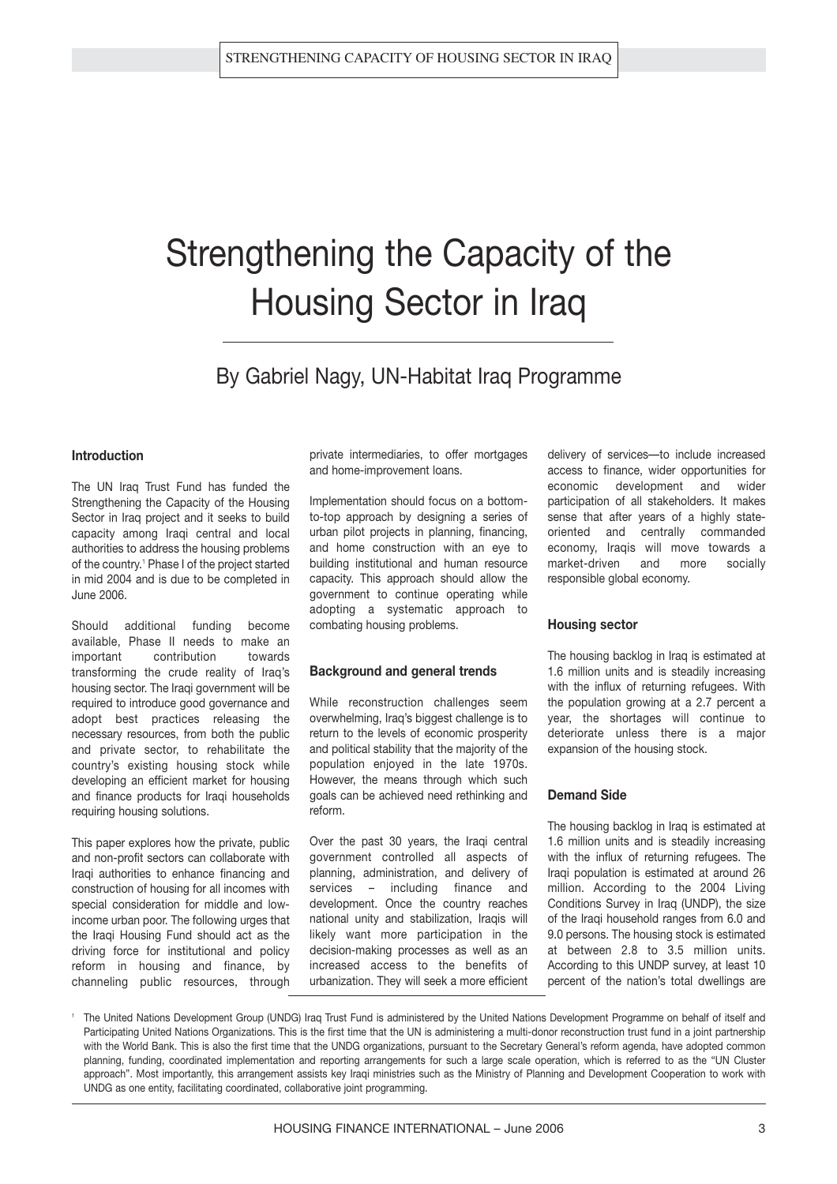# Strengthening the Capacity of the Housing Sector in Iraq

## By Gabriel Nagy, UN-Habitat Iraq Programme

### Introduction

The UN Iraq Trust Fund has funded the Strengthening the Capacity of the Housing Sector in Iraq project and it seeks to build capacity among Iraqi central and local authorities to address the housing problems of the country.[1] Phase I of the project started in mid 2004 and is due to be completed in June 2006.

Should additional funding become available, Phase II needs to make an important contribution towards transforming the crude reality of Iraq's housing sector. The Iraqi government will be required to introduce good governance and adopt best practices releasing the necessary resources, from both the public and private sector, to rehabilitate the country's existing housing stock while developing an efficient market for housing and finance products for Iraqi households requiring housing solutions.

This paper explores how the private, public and non-profit sectors can collaborate with Iraqi authorities to enhance financing and construction of housing for all incomes with special consideration for middle and low-income urban poor. The following urges that the Iraqi Housing Fund should act as the driving force for institutional and policy reform in housing and finance, by channeling public resources, through private intermediaries, to offer mortgages and home-improvement loans.

Implementation should focus on a bottom-to-top approach by designing a series of urban pilot projects in planning, financing, and home construction with an eye to building institutional and human resource capacity. This approach should allow the government to continue operating while adopting a systematic approach to combating housing problems.

### Background and general trends

While reconstruction challenges seem overwhelming, Iraq's biggest challenge is to return to the levels of economic prosperity and political stability that the majority of the population enjoyed in the late 1970s. However, the means through which such goals can be achieved need rethinking and reform.

Over the past 30 years, the Iraqi central government controlled all aspects of planning, administration, and delivery of services – including finance and development. Once the country reaches national unity and stabilization, Iraqis will likely want more participation in the decision-making processes as well as an increased access to the benefits of urbanization. They will seek a more efficient delivery of services—to include increased access to finance, wider opportunities for economic development and wider participation of all stakeholders. It makes sense that after years of a highly state-oriented and centrally commanded economy, Iraqis will move towards a market-driven and more socially responsible global economy.

### Housing sector

The housing backlog in Iraq is estimated at 1.6 million units and is steadily increasing with the influx of returning refugees. With the population growing at a 2.7 percent a year, the shortages will continue to deteriorate unless there is a major expansion of the housing stock.

### Demand Side

The housing backlog in Iraq is estimated at 1.6 million units and is steadily increasing with the influx of returning refugees. The Iraqi population is estimated at around 26 million. According to the 2004 Living Conditions Survey in Iraq (UNDP), the size of the Iraqi household ranges from 6.0 and 9.0 persons. The housing stock is estimated at between 2.8 to 3.5 million units. According to this UNDP survey, at least 10 percent of the nation's total dwellings are

---

[1] The United Nations Development Group (UNDG) Iraq Trust Fund is administered by the United Nations Development Programme on behalf of itself and Participating United Nations Organizations. This is the first time that the UN is administering a multi-donor reconstruction trust fund in a joint partnership with the World Bank. This is also the first time that the UNDG organizations, pursuant to the Secretary General's reform agenda, have adopted common planning, funding, coordinated implementation and reporting arrangements for such a large scale operation, which is referred to as the "UN Cluster approach". Most importantly, this arrangement assists key Iraqi ministries such as the Ministry of Planning and Development Cooperation to work with UNDG as one entity, facilitating coordinated, collaborative joint programming.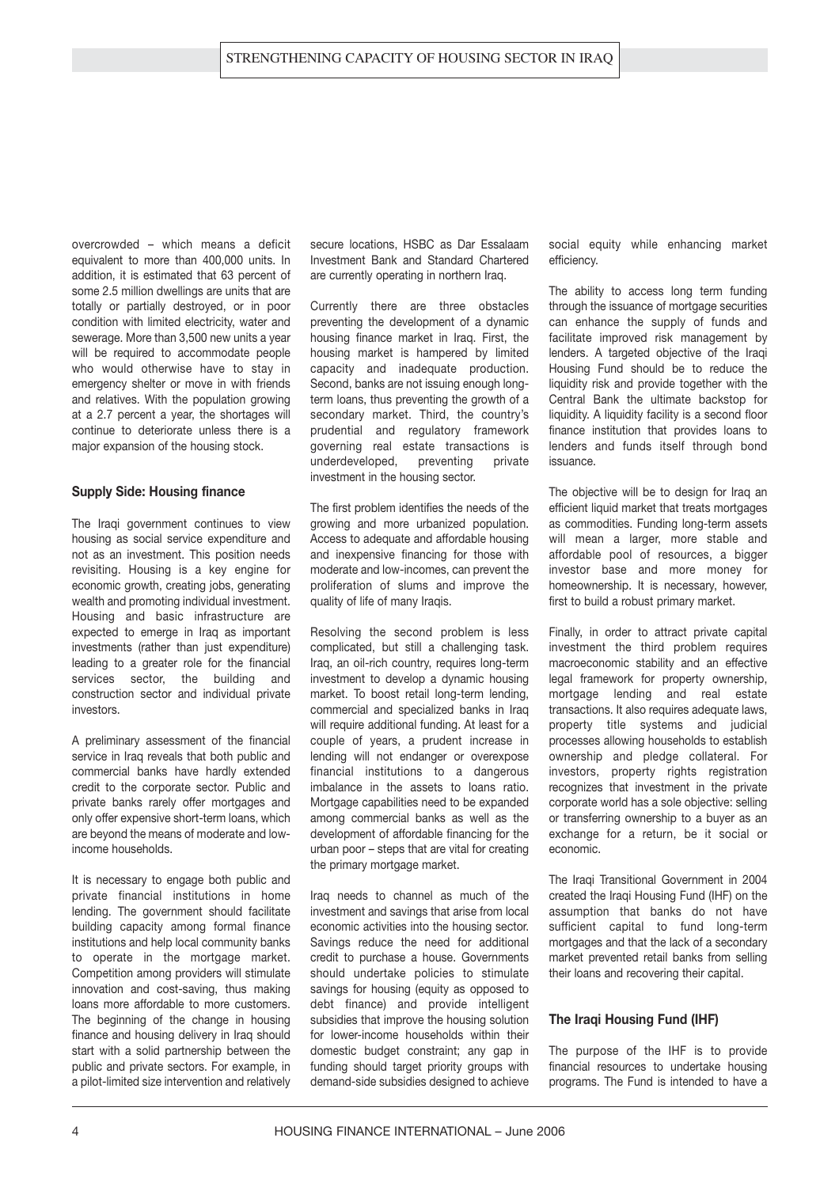overcrowded – which means a deficit equivalent to more than 400,000 units. In addition, it is estimated that 63 percent of some 2.5 million dwellings are units that are totally or partially destroyed, or in poor condition with limited electricity, water and sewerage. More than 3,500 new units a year will be required to accommodate people who would otherwise have to stay in emergency shelter or move in with friends and relatives. With the population growing at a 2.7 percent a year, the shortages will continue to deteriorate unless there is a major expansion of the housing stock.

**Supply Side: Housing finance**

The Iraqi government continues to view housing as social service expenditure and not as an investment. This position needs revisiting. Housing is a key engine for economic growth, creating jobs, generating wealth and promoting individual investment. Housing and basic infrastructure are expected to emerge in Iraq as important investments (rather than just expenditure) leading to a greater role for the financial services sector, the building and construction sector and individual private investors.

A preliminary assessment of the financial service in Iraq reveals that both public and commercial banks have hardly extended credit to the corporate sector. Public and private banks rarely offer mortgages and only offer expensive short-term loans, which are beyond the means of moderate and low-income households.

It is necessary to engage both public and private financial institutions in home lending. The government should facilitate building capacity among formal finance institutions and help local community banks to operate in the mortgage market. Competition among providers will stimulate innovation and cost-saving, thus making loans more affordable to more customers. The beginning of the change in housing finance and housing delivery in Iraq should start with a solid partnership between the public and private sectors. For example, in a pilot-limited size intervention and relatively secure locations, HSBC as Dar Essalaam Investment Bank and Standard Chartered are currently operating in northern Iraq.

Currently there are three obstacles preventing the development of a dynamic housing finance market in Iraq. First, the housing market is hampered by limited capacity and inadequate production. Second, banks are not issuing enough long-term loans, thus preventing the growth of a secondary market. Third, the country's prudential and regulatory framework governing real estate transactions is underdeveloped, preventing private investment in the housing sector.

The first problem identifies the needs of the growing and more urbanized population. Access to adequate and affordable housing and inexpensive financing for those with moderate and low-incomes, can prevent the proliferation of slums and improve the quality of life of many Iraqis.

Resolving the second problem is less complicated, but still a challenging task. Iraq, an oil-rich country, requires long-term investment to develop a dynamic housing market. To boost retail long-term lending, commercial and specialized banks in Iraq will require additional funding. At least for a couple of years, a prudent increase in lending will not endanger or overexpose financial institutions to a dangerous imbalance in the assets to loans ratio. Mortgage capabilities need to be expanded among commercial banks as well as the development of affordable financing for the urban poor – steps that are vital for creating the primary mortgage market.

Iraq needs to channel as much of the investment and savings that arise from local economic activities into the housing sector. Savings reduce the need for additional credit to purchase a house. Governments should undertake policies to stimulate savings for housing (equity as opposed to debt finance) and provide intelligent subsidies that improve the housing solution for lower-income households within their domestic budget constraint; any gap in funding should target priority groups with demand-side subsidies designed to achieve social equity while enhancing market efficiency.

The ability to access long term funding through the issuance of mortgage securities can enhance the supply of funds and facilitate improved risk management by lenders. A targeted objective of the Iraqi Housing Fund should be to reduce the liquidity risk and provide together with the Central Bank the ultimate backstop for liquidity. A liquidity facility is a second floor finance institution that provides loans to lenders and funds itself through bond issuance.

The objective will be to design for Iraq an efficient liquid market that treats mortgages as commodities. Funding long-term assets will mean a larger, more stable and affordable pool of resources, a bigger investor base and more money for homeownership. It is necessary, however, first to build a robust primary market.

Finally, in order to attract private capital investment the third problem requires macroeconomic stability and an effective legal framework for property ownership, mortgage lending and real estate transactions. It also requires adequate laws, property title systems and judicial processes allowing households to establish ownership and pledge collateral. For investors, property rights registration recognizes that investment in the private corporate world has a sole objective: selling or transferring ownership to a buyer as an exchange for a return, be it social or economic.

The Iraqi Transitional Government in 2004 created the Iraqi Housing Fund (IHF) on the assumption that banks do not have sufficient capital to fund long-term mortgages and that the lack of a secondary market prevented retail banks from selling their loans and recovering their capital.

**The Iraqi Housing Fund (IHF)**

The purpose of the IHF is to provide financial resources to undertake housing programs. The Fund is intended to have a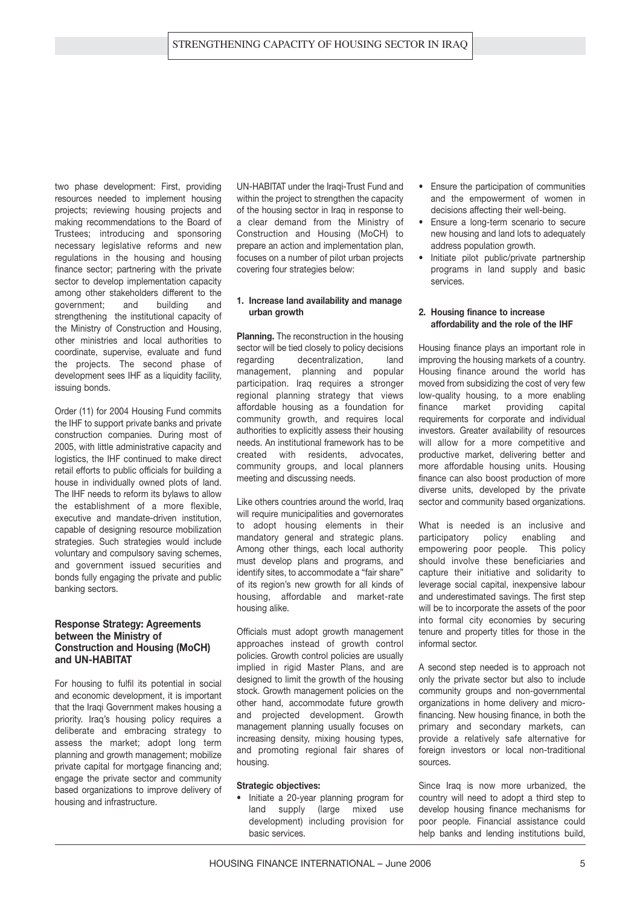two phase development: First, providing resources needed to implement housing projects; reviewing housing projects and making recommendations to the Board of Trustees; introducing and sponsoring necessary legislative reforms and new regulations in the housing and housing finance sector; partnering with the private sector to develop implementation capacity among other stakeholders different to the government; and building and strengthening the institutional capacity of the Ministry of Construction and Housing, other ministries and local authorities to coordinate, supervise, evaluate and fund the projects. The second phase of development sees IHF as a liquidity facility, issuing bonds.

Order (11) for 2004 Housing Fund commits the IHF to support private banks and private construction companies. During most of 2005, with little administrative capacity and logistics, the IHF continued to make direct retail efforts to public officials for building a house in individually owned plots of land. The IHF needs to reform its bylaws to allow the establishment of a more flexible, executive and mandate-driven institution, capable of designing resource mobilization strategies. Such strategies would include voluntary and compulsory saving schemes, and government issued securities and bonds fully engaging the private and public banking sectors.

### Response Strategy: Agreements between the Ministry of Construction and Housing (MoCH) and UN-HABITAT

For housing to fulfil its potential in social and economic development, it is important that the Iraqi Government makes housing a priority. Iraq's housing policy requires a deliberate and embracing strategy to assess the market; adopt long term planning and growth management; mobilize private capital for mortgage financing and; engage the private sector and community based organizations to improve delivery of housing and infrastructure.

UN-HABITAT under the Iraqi-Trust Fund and within the project to strengthen the capacity of the housing sector in Iraq in response to a clear demand from the Ministry of Construction and Housing (MoCH) to prepare an action and implementation plan, focuses on a number of pilot urban projects covering four strategies below:

#### 1. Increase land availability and manage urban growth

**Planning.** The reconstruction in the housing sector will be tied closely to policy decisions regarding decentralization, land management, planning and popular participation. Iraq requires a stronger regional planning strategy that views affordable housing as a foundation for community growth, and requires local authorities to explicitly assess their housing needs. An institutional framework has to be created with residents, advocates, community groups, and local planners meeting and discussing needs.

Like others countries around the world, Iraq will require municipalities and governorates to adopt housing elements in their mandatory general and strategic plans. Among other things, each local authority must develop plans and programs, and identify sites, to accommodate a "fair share" of its region's new growth for all kinds of housing, affordable and market-rate housing alike.

Officials must adopt growth management approaches instead of growth control policies. Growth control policies are usually implied in rigid Master Plans, and are designed to limit the growth of the housing stock. Growth management policies on the other hand, accommodate future growth and projected development. Growth management planning usually focuses on increasing density, mixing housing types, and promoting regional fair shares of housing.

**Strategic objectives:**

- Initiate a 20-year planning program for land supply (large mixed use development) including provision for basic services.
- Ensure the participation of communities and the empowerment of women in decisions affecting their well-being.
- Ensure a long-term scenario to secure new housing and land lots to adequately address population growth.
- Initiate pilot public/private partnership programs in land supply and basic services.

#### 2. Housing finance to increase affordability and the role of the IHF

Housing finance plays an important role in improving the housing markets of a country. Housing finance around the world has moved from subsidizing the cost of very few low-quality housing, to a more enabling finance market providing capital requirements for corporate and individual investors. Greater availability of resources will allow for a more competitive and productive market, delivering better and more affordable housing units. Housing finance can also boost production of more diverse units, developed by the private sector and community based organizations.

What is needed is an inclusive and participatory policy enabling and empowering poor people. This policy should involve these beneficiaries and capture their initiative and solidarity to leverage social capital, inexpensive labour and underestimated savings. The first step will be to incorporate the assets of the poor into formal city economies by securing tenure and property titles for those in the informal sector.

A second step needed is to approach not only the private sector but also to include community groups and non-governmental organizations in home delivery and micro-financing. New housing finance, in both the primary and secondary markets, can provide a relatively safe alternative for foreign investors or local non-traditional sources.

Since Iraq is now more urbanized, the country will need to adopt a third step to develop housing finance mechanisms for poor people. Financial assistance could help banks and lending institutions build,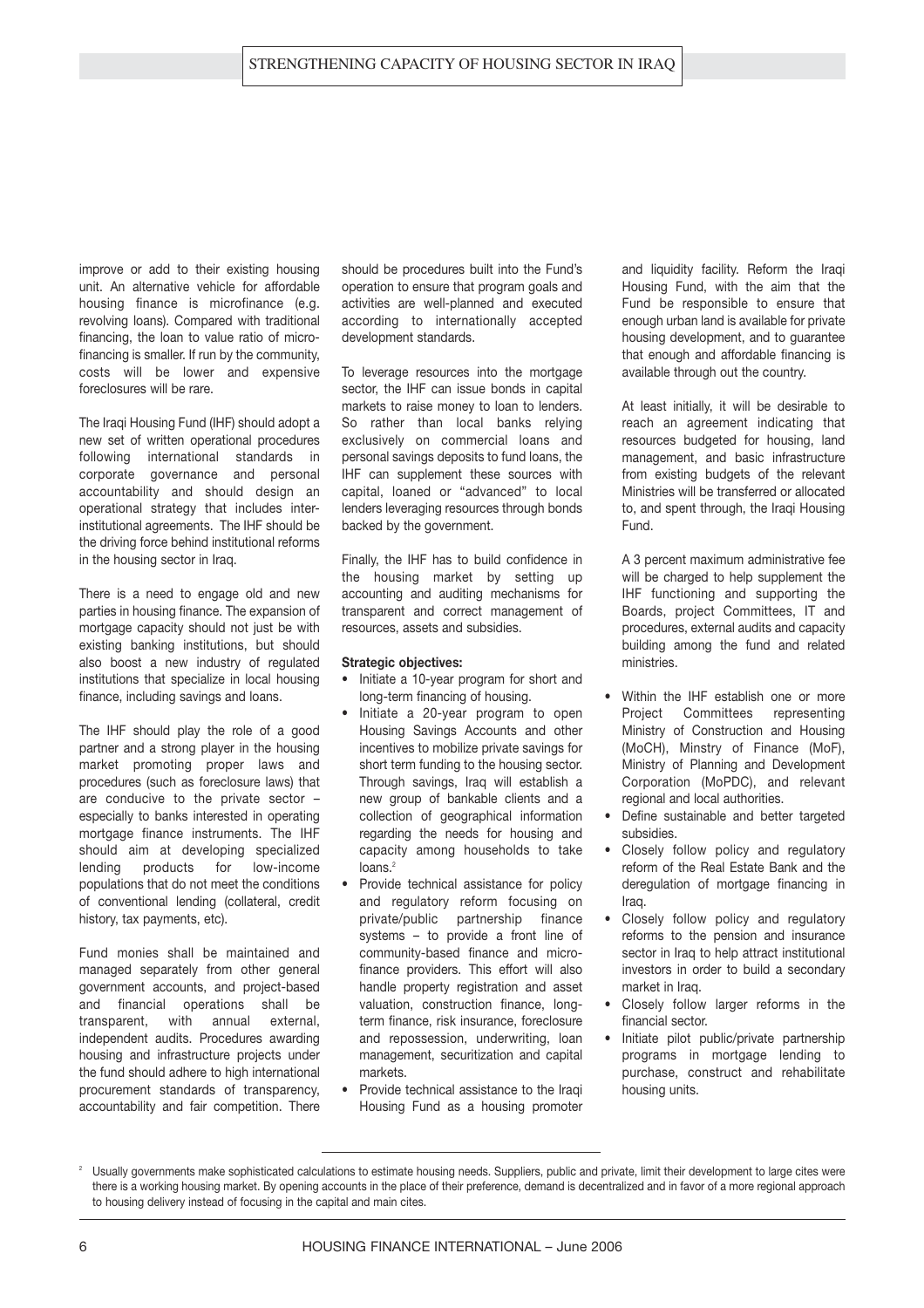improve or add to their existing housing unit. An alternative vehicle for affordable housing finance is microfinance (e.g. revolving loans). Compared with traditional financing, the loan to value ratio of micro-financing is smaller. If run by the community, costs will be lower and expensive foreclosures will be rare.

The Iraqi Housing Fund (IHF) should adopt a new set of written operational procedures following international standards in corporate governance and personal accountability and should design an operational strategy that includes inter-institutional agreements. The IHF should be the driving force behind institutional reforms in the housing sector in Iraq.

There is a need to engage old and new parties in housing finance. The expansion of mortgage capacity should not just be with existing banking institutions, but should also boost a new industry of regulated institutions that specialize in local housing finance, including savings and loans.

The IHF should play the role of a good partner and a strong player in the housing market promoting proper laws and procedures (such as foreclosure laws) that are conducive to the private sector – especially to banks interested in operating mortgage finance instruments. The IHF should aim at developing specialized lending products for low-income populations that do not meet the conditions of conventional lending (collateral, credit history, tax payments, etc).

Fund monies shall be maintained and managed separately from other general government accounts, and project-based and financial operations shall be transparent, with annual external, independent audits. Procedures awarding housing and infrastructure projects under the fund should adhere to high international procurement standards of transparency, accountability and fair competition. There should be procedures built into the Fund's operation to ensure that program goals and activities are well-planned and executed according to internationally accepted development standards.

To leverage resources into the mortgage sector, the IHF can issue bonds in capital markets to raise money to loan to lenders. So rather than local banks relying exclusively on commercial loans and personal savings deposits to fund loans, the IHF can supplement these sources with capital, loaned or "advanced" to local lenders leveraging resources through bonds backed by the government.

Finally, the IHF has to build confidence in the housing market by setting up accounting and auditing mechanisms for transparent and correct management of resources, assets and subsidies.

**Strategic objectives:**

- Initiate a 10-year program for short and long-term financing of housing.
- Initiate a 20-year program to open Housing Savings Accounts and other incentives to mobilize private savings for short term funding to the housing sector. Through savings, Iraq will establish a new group of bankable clients and a collection of geographical information regarding the needs for housing and capacity among households to take loans.[2]
- Provide technical assistance for policy and regulatory reform focusing on private/public partnership finance systems – to provide a front line of community-based finance and micro-finance providers. This effort will also handle property registration and asset valuation, construction finance, long-term finance, risk insurance, foreclosure and repossession, underwriting, loan management, securitization and capital markets.
- Provide technical assistance to the Iraqi Housing Fund as a housing promoter and liquidity facility. Reform the Iraqi Housing Fund, with the aim that the Fund be responsible to ensure that enough urban land is available for private housing development, and to guarantee that enough and affordable financing is available through out the country.

  At least initially, it will be desirable to reach an agreement indicating that resources budgeted for housing, land management, and basic infrastructure from existing budgets of the relevant Ministries will be transferred or allocated to, and spent through, the Iraqi Housing Fund.

  A 3 percent maximum administrative fee will be charged to help supplement the IHF functioning and supporting the Boards, project Committees, IT and procedures, external audits and capacity building among the fund and related ministries.
- Within the IHF establish one or more Project Committees representing Ministry of Construction and Housing (MoCH), Minstry of Finance (MoF), Ministry of Planning and Development Corporation (MoPDC), and relevant regional and local authorities.
- Define sustainable and better targeted subsidies.
- Closely follow policy and regulatory reform of the Real Estate Bank and the deregulation of mortgage financing in Iraq.
- Closely follow policy and regulatory reforms to the pension and insurance sector in Iraq to help attract institutional investors in order to build a secondary market in Iraq.
- Closely follow larger reforms in the financial sector.
- Initiate pilot public/private partnership programs in mortgage lending to purchase, construct and rehabilitate housing units.

---

[2] Usually governments make sophisticated calculations to estimate housing needs. Suppliers, public and private, limit their development to large cites were there is a working housing market. By opening accounts in the place of their preference, demand is decentralized and in favor of a more regional approach to housing delivery instead of focusing in the capital and main cites.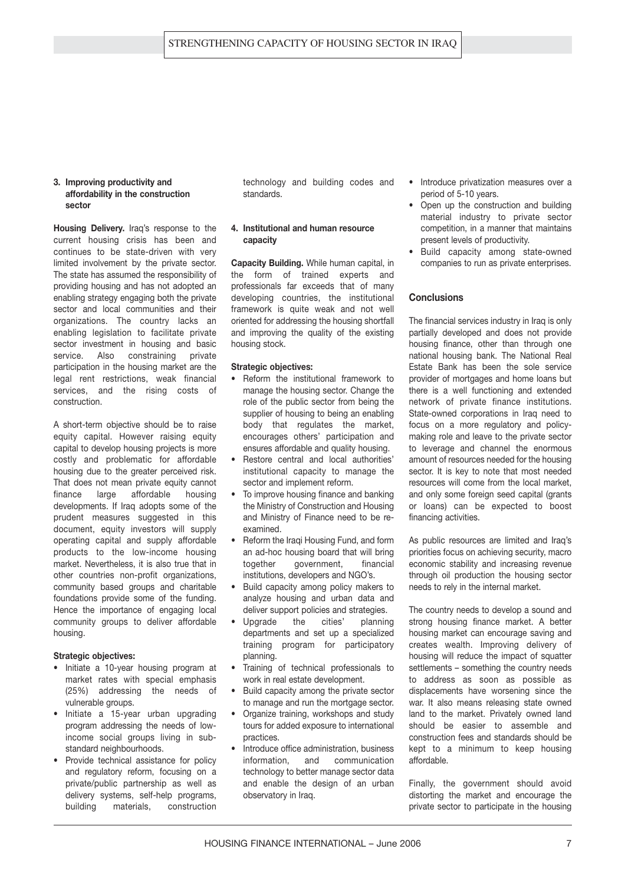### 3. Improving productivity and affordability in the construction sector

**Housing Delivery.** Iraq's response to the current housing crisis has been and continues to be state-driven with very limited involvement by the private sector. The state has assumed the responsibility of providing housing and has not adopted an enabling strategy engaging both the private sector and local communities and their organizations. The country lacks an enabling legislation to facilitate private sector investment in housing and basic service. Also constraining private participation in the housing market are the legal rent restrictions, weak financial services, and the rising costs of construction.

A short-term objective should be to raise equity capital. However raising equity capital to develop housing projects is more costly and problematic for affordable housing due to the greater perceived risk. That does not mean private equity cannot finance large affordable housing developments. If Iraq adopts some of the prudent measures suggested in this document, equity investors will supply operating capital and supply affordable products to the low-income housing market. Nevertheless, it is also true that in other countries non-profit organizations, community based groups and charitable foundations provide some of the funding. Hence the importance of engaging local community groups to deliver affordable housing.

**Strategic objectives:**

- Initiate a 10-year housing program at market rates with special emphasis (25%) addressing the needs of vulnerable groups.
- Initiate a 15-year urban upgrading program addressing the needs of low-income social groups living in sub-standard neighbourhoods.
- Provide technical assistance for policy and regulatory reform, focusing on a private/public partnership as well as delivery systems, self-help programs, building materials, construction technology and building codes and standards.

### 4. Institutional and human resource capacity

**Capacity Building.** While human capital, in the form of trained experts and professionals far exceeds that of many developing countries, the institutional framework is quite weak and not well oriented for addressing the housing shortfall and improving the quality of the existing housing stock.

**Strategic objectives:**

- Reform the institutional framework to manage the housing sector. Change the role of the public sector from being the supplier of housing to being an enabling body that regulates the market, encourages others' participation and ensures affordable and quality housing.
- Restore central and local authorities' institutional capacity to manage the sector and implement reform.
- To improve housing finance and banking the Ministry of Construction and Housing and Ministry of Finance need to be re-examined.
- Reform the Iraqi Housing Fund, and form an ad-hoc housing board that will bring together government, financial institutions, developers and NGO's.
- Build capacity among policy makers to analyze housing and urban data and deliver support policies and strategies.
- Upgrade the cities' planning departments and set up a specialized training program for participatory planning.
- Training of technical professionals to work in real estate development.
- Build capacity among the private sector to manage and run the mortgage sector.
- Organize training, workshops and study tours for added exposure to international practices.
- Introduce office administration, business information, and communication technology to better manage sector data and enable the design of an urban observatory in Iraq.
- Introduce privatization measures over a period of 5-10 years.
- Open up the construction and building material industry to private sector competition, in a manner that maintains present levels of productivity.
- Build capacity among state-owned companies to run as private enterprises.

## Conclusions

The financial services industry in Iraq is only partially developed and does not provide housing finance, other than through one national housing bank. The National Real Estate Bank has been the sole service provider of mortgages and home loans but there is a well functioning and extended network of private finance institutions. State-owned corporations in Iraq need to focus on a more regulatory and policy-making role and leave to the private sector to leverage and channel the enormous amount of resources needed for the housing sector. It is key to note that most needed resources will come from the local market, and only some foreign seed capital (grants or loans) can be expected to boost financing activities.

As public resources are limited and Iraq's priorities focus on achieving security, macro economic stability and increasing revenue through oil production the housing sector needs to rely in the internal market.

The country needs to develop a sound and strong housing finance market. A better housing market can encourage saving and creates wealth. Improving delivery of housing will reduce the impact of squatter settlements – something the country needs to address as soon as possible as displacements have worsening since the war. It also means releasing state owned land to the market. Privately owned land should be easier to assemble and construction fees and standards should be kept to a minimum to keep housing affordable.

Finally, the government should avoid distorting the market and encourage the private sector to participate in the housing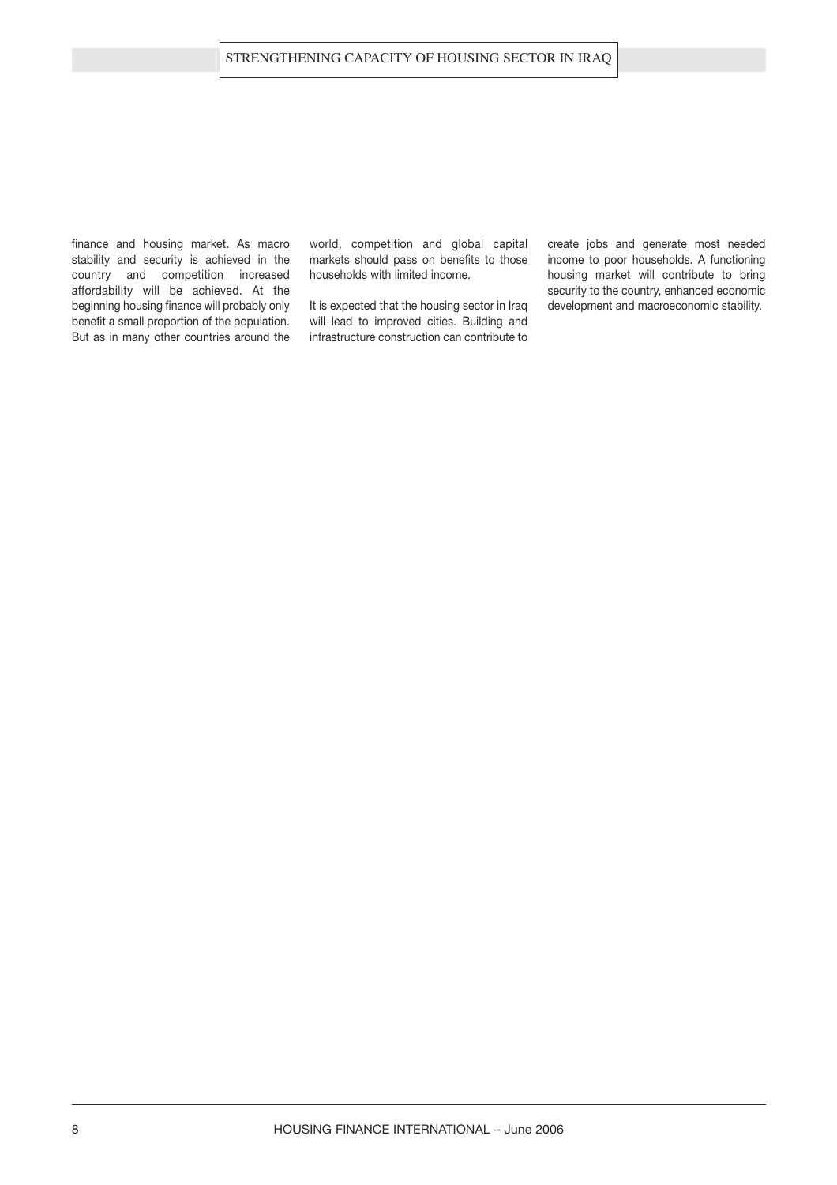finance and housing market. As macro stability and security is achieved in the country and competition increased affordability will be achieved. At the beginning housing finance will probably only benefit a small proportion of the population. But as in many other countries around the world, competition and global capital markets should pass on benefits to those households with limited income.

It is expected that the housing sector in Iraq will lead to improved cities. Building and infrastructure construction can contribute to create jobs and generate most needed income to poor households. A functioning housing market will contribute to bring security to the country, enhanced economic development and macroeconomic stability.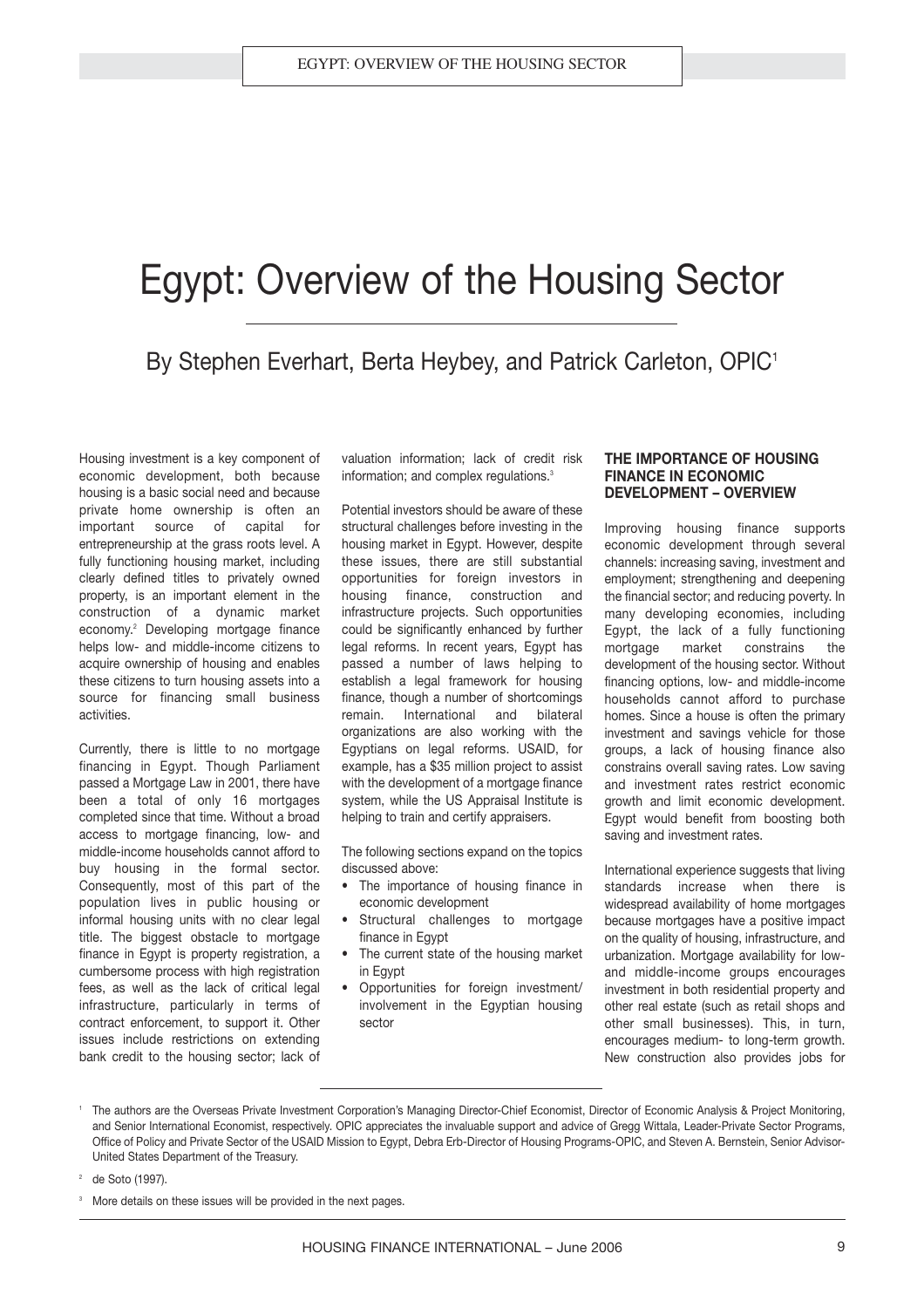# Egypt: Overview of the Housing Sector

## By Stephen Everhart, Berta Heybey, and Patrick Carleton, OPIC[1]

Housing investment is a key component of economic development, both because housing is a basic social need and because private home ownership is often an important source of capital for entrepreneurship at the grass roots level. A fully functioning housing market, including clearly defined titles to privately owned property, is an important element in the construction of a dynamic market economy.[2] Developing mortgage finance helps low- and middle-income citizens to acquire ownership of housing and enables these citizens to turn housing assets into a source for financing small business activities.

Currently, there is little to no mortgage financing in Egypt. Though Parliament passed a Mortgage Law in 2001, there have been a total of only 16 mortgages completed since that time. Without a broad access to mortgage financing, low- and middle-income households cannot afford to buy housing in the formal sector. Consequently, most of this part of the population lives in public housing or informal housing units with no clear legal title. The biggest obstacle to mortgage finance in Egypt is property registration, a cumbersome process with high registration fees, as well as the lack of critical legal infrastructure, particularly in terms of contract enforcement, to support it. Other issues include restrictions on extending bank credit to the housing sector; lack of valuation information; lack of credit risk information; and complex regulations.[3]

Potential investors should be aware of these structural challenges before investing in the housing market in Egypt. However, despite these issues, there are still substantial opportunities for foreign investors in housing finance, construction and infrastructure projects. Such opportunities could be significantly enhanced by further legal reforms. In recent years, Egypt has passed a number of laws helping to establish a legal framework for housing finance, though a number of shortcomings remain. International and bilateral organizations are also working with the Egyptians on legal reforms. USAID, for example, has a $35 million project to assist with the development of a mortgage finance system, while the US Appraisal Institute is helping to train and certify appraisers.

The following sections expand on the topics discussed above:

- The importance of housing finance in economic development
- Structural challenges to mortgage finance in Egypt
- The current state of the housing market in Egypt
- Opportunities for foreign investment/ involvement in the Egyptian housing sector

### THE IMPORTANCE OF HOUSING FINANCE IN ECONOMIC DEVELOPMENT – OVERVIEW

Improving housing finance supports economic development through several channels: increasing saving, investment and employment; strengthening and deepening the financial sector; and reducing poverty. In many developing economies, including Egypt, the lack of a fully functioning mortgage market constrains the development of the housing sector. Without financing options, low- and middle-income households cannot afford to purchase homes. Since a house is often the primary investment and savings vehicle for those groups, a lack of housing finance also constrains overall saving rates. Low saving and investment rates restrict economic growth and limit economic development. Egypt would benefit from boosting both saving and investment rates.

International experience suggests that living standards increase when there is widespread availability of home mortgages because mortgages have a positive impact on the quality of housing, infrastructure, and urbanization. Mortgage availability for low- and middle-income groups encourages investment in both residential property and other real estate (such as retail shops and other small businesses). This, in turn, encourages medium- to long-term growth. New construction also provides jobs for

---

[1] The authors are the Overseas Private Investment Corporation's Managing Director-Chief Economist, Director of Economic Analysis & Project Monitoring, and Senior International Economist, respectively. OPIC appreciates the invaluable support and advice of Gregg Wittala, Leader-Private Sector Programs, Office of Policy and Private Sector of the USAID Mission to Egypt, Debra Erb-Director of Housing Programs-OPIC, and Steven A. Bernstein, Senior Advisor-United States Department of the Treasury.

[2] de Soto (1997).

[3] More details on these issues will be provided in the next pages.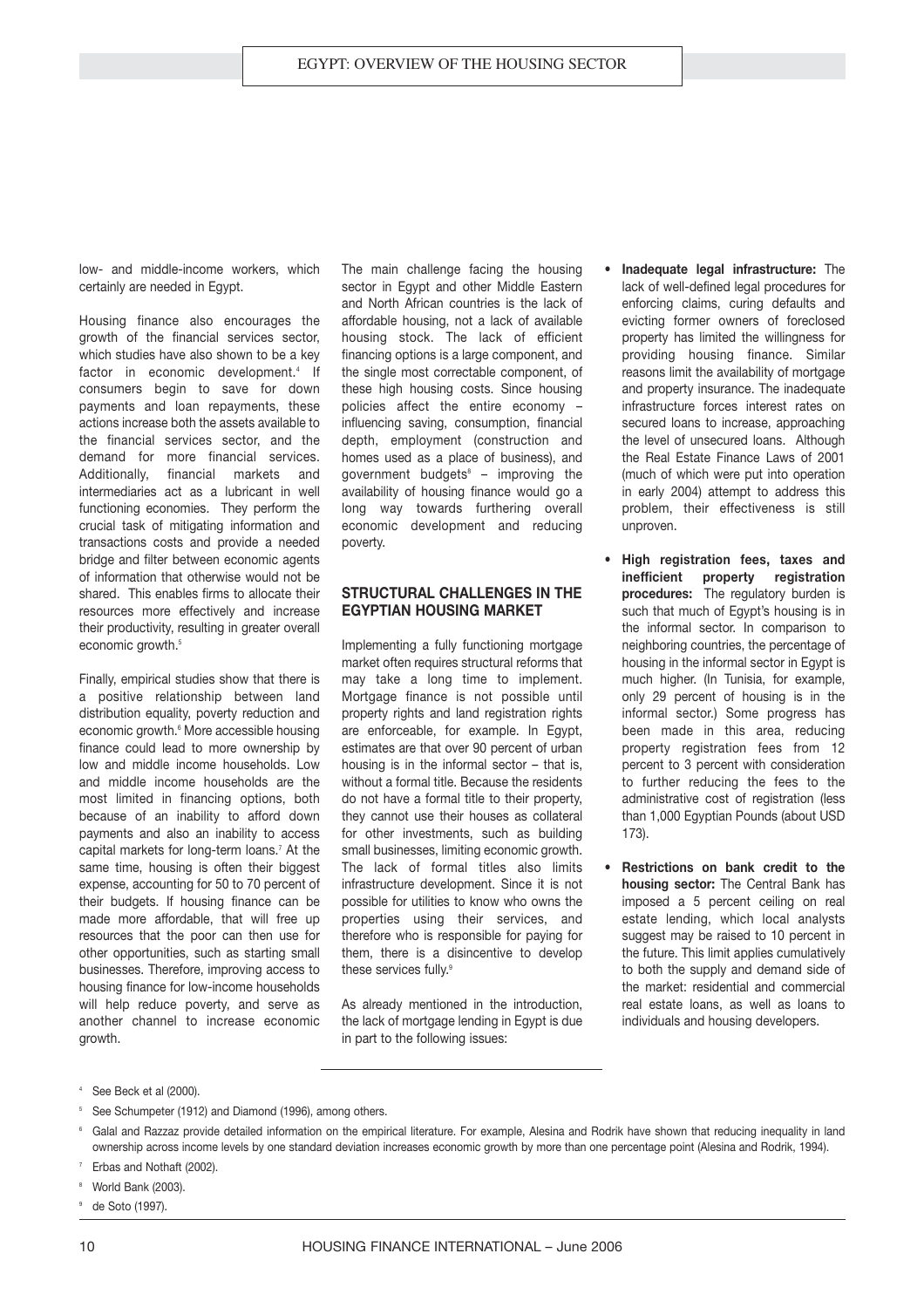low- and middle-income workers, which certainly are needed in Egypt.

Housing finance also encourages the growth of the financial services sector, which studies have also shown to be a key factor in economic development.[4] If consumers begin to save for down payments and loan repayments, these actions increase both the assets available to the financial services sector, and the demand for more financial services. Additionally, financial markets and intermediaries act as a lubricant in well functioning economies. They perform the crucial task of mitigating information and transactions costs and provide a needed bridge and filter between economic agents of information that otherwise would not be shared. This enables firms to allocate their resources more effectively and increase their productivity, resulting in greater overall economic growth.[5]

Finally, empirical studies show that there is a positive relationship between land distribution equality, poverty reduction and economic growth.[6] More accessible housing finance could lead to more ownership by low and middle income households. Low and middle income households are the most limited in financing options, both because of an inability to afford down payments and also an inability to access capital markets for long-term loans.[7] At the same time, housing is often their biggest expense, accounting for 50 to 70 percent of their budgets. If housing finance can be made more affordable, that will free up resources that the poor can then use for other opportunities, such as starting small businesses. Therefore, improving access to housing finance for low-income households will help reduce poverty, and serve as another channel to increase economic growth.

The main challenge facing the housing sector in Egypt and other Middle Eastern and North African countries is the lack of affordable housing, not a lack of available housing stock. The lack of efficient financing options is a large component, and the single most correctable component, of these high housing costs. Since housing policies affect the entire economy – influencing saving, consumption, financial depth, employment (construction and homes used as a place of business), and government budgets[8] – improving the availability of housing finance would go a long way towards furthering overall economic development and reducing poverty.

## STRUCTURAL CHALLENGES IN THE EGYPTIAN HOUSING MARKET

Implementing a fully functioning mortgage market often requires structural reforms that may take a long time to implement. Mortgage finance is not possible until property rights and land registration rights are enforceable, for example. In Egypt, estimates are that over 90 percent of urban housing is in the informal sector – that is, without a formal title. Because the residents do not have a formal title to their property, they cannot use their houses as collateral for other investments, such as building small businesses, limiting economic growth. The lack of formal titles also limits infrastructure development. Since it is not possible for utilities to know who owns the properties using their services, and therefore who is responsible for paying for them, there is a disincentive to develop these services fully.[9]

As already mentioned in the introduction, the lack of mortgage lending in Egypt is due in part to the following issues:

- **Inadequate legal infrastructure:** The lack of well-defined legal procedures for enforcing claims, curing defaults and evicting former owners of foreclosed property has limited the willingness for providing housing finance. Similar reasons limit the availability of mortgage and property insurance. The inadequate infrastructure forces interest rates on secured loans to increase, approaching the level of unsecured loans. Although the Real Estate Finance Laws of 2001 (much of which were put into operation in early 2004) attempt to address this problem, their effectiveness is still unproven.
- **High registration fees, taxes and inefficient property registration procedures:** The regulatory burden is such that much of Egypt's housing is in the informal sector. In comparison to neighboring countries, the percentage of housing in the informal sector in Egypt is much higher. (In Tunisia, for example, only 29 percent of housing is in the informal sector.) Some progress has been made in this area, reducing property registration fees from 12 percent to 3 percent with consideration to further reducing the fees to the administrative cost of registration (less than 1,000 Egyptian Pounds (about USD 173).
- **Restrictions on bank credit to the housing sector:** The Central Bank has imposed a 5 percent ceiling on real estate lending, which local analysts suggest may be raised to 10 percent in the future. This limit applies cumulatively to both the supply and demand side of the market: residential and commercial real estate loans, as well as loans to individuals and housing developers.

---

[4] See Beck et al (2000).

[5] See Schumpeter (1912) and Diamond (1996), among others.

[6] Galal and Razzaz provide detailed information on the empirical literature. For example, Alesina and Rodrik have shown that reducing inequality in land ownership across income levels by one standard deviation increases economic growth by more than one percentage point (Alesina and Rodrik, 1994).

[7] Erbas and Nothaft (2002).

[8] World Bank (2003).

[9] de Soto (1997).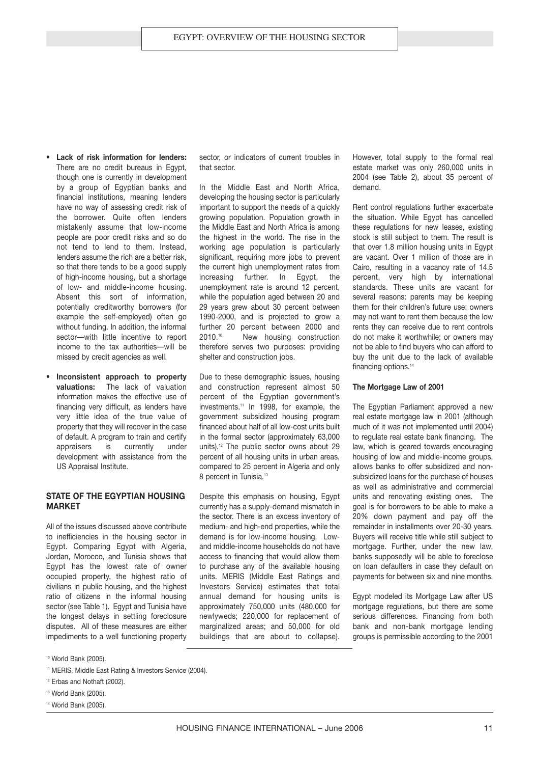- **Lack of risk information for lenders:** There are no credit bureaus in Egypt, though one is currently in development by a group of Egyptian banks and financial institutions, meaning lenders have no way of assessing credit risk of the borrower. Quite often lenders mistakenly assume that low-income people are poor credit risks and so do not tend to lend to them. Instead, lenders assume the rich are a better risk, so that there tends to be a good supply of high-income housing, but a shortage of low- and middle-income housing. Absent this sort of information, potentially creditworthy borrowers (for example the self-employed) often go without funding. In addition, the informal sector—with little incentive to report income to the tax authorities—will be missed by credit agencies as well.

- **Inconsistent approach to property valuations:** The lack of valuation information makes the effective use of financing very difficult, as lenders have very little idea of the true value of property that they will recover in the case of default. A program to train and certify appraisers is currently under development with assistance from the US Appraisal Institute.

## STATE OF THE EGYPTIAN HOUSING MARKET

All of the issues discussed above contribute to inefficiencies in the housing sector in Egypt. Comparing Egypt with Algeria, Jordan, Morocco, and Tunisia shows that Egypt has the lowest rate of owner occupied property, the highest ratio of civilians in public housing, and the highest ratio of citizens in the informal housing sector (see Table 1). Egypt and Tunisia have the longest delays in settling foreclosure disputes. All of these measures are either impediments to a well functioning property sector, or indicators of current troubles in that sector.

In the Middle East and North Africa, developing the housing sector is particularly important to support the needs of a quickly growing population. Population growth in the Middle East and North Africa is among the highest in the world. The rise in the working age population is particularly significant, requiring more jobs to prevent the current high unemployment rates from increasing further. In Egypt, the unemployment rate is around 12 percent, while the population aged between 20 and 29 years grew about 30 percent between 1990-2000, and is projected to grow a further 20 percent between 2000 and 2010.[10] New housing construction therefore serves two purposes: providing shelter and construction jobs.

Due to these demographic issues, housing and construction represent almost 50 percent of the Egyptian government's investments.[11] In 1998, for example, the government subsidized housing program financed about half of all low-cost units built in the formal sector (approximately 63,000 units).[12] The public sector owns about 29 percent of all housing units in urban areas, compared to 25 percent in Algeria and only 8 percent in Tunisia.[13]

Despite this emphasis on housing, Egypt currently has a supply-demand mismatch in the sector. There is an excess inventory of medium- and high-end properties, while the demand is for low-income housing. Low- and middle-income households do not have access to financing that would allow them to purchase any of the available housing units. MERIS (Middle East Ratings and Investors Service) estimates that total annual demand for housing units is approximately 750,000 units (480,000 for newlyweds; 220,000 for replacement of marginalized areas; and 50,000 for old buildings that are about to collapse). However, total supply to the formal real estate market was only 260,000 units in 2004 (see Table 2), about 35 percent of demand.

Rent control regulations further exacerbate the situation. While Egypt has cancelled these regulations for new leases, existing stock is still subject to them. The result is that over 1.8 million housing units in Egypt are vacant. Over 1 million of those are in Cairo, resulting in a vacancy rate of 14.5 percent, very high by international standards. These units are vacant for several reasons: parents may be keeping them for their children's future use; owners may not want to rent them because the low rents they can receive due to rent controls do not make it worthwhile; or owners may not be able to find buyers who can afford to buy the unit due to the lack of available financing options.[14]

### The Mortgage Law of 2001

The Egyptian Parliament approved a new real estate mortgage law in 2001 (although much of it was not implemented until 2004) to regulate real estate bank financing. The law, which is geared towards encouraging housing of low and middle-income groups, allows banks to offer subsidized and non-subsidized loans for the purchase of houses as well as administrative and commercial units and renovating existing ones. The goal is for borrowers to be able to make a 20% down payment and pay off the remainder in installments over 20-30 years. Buyers will receive title while still subject to mortgage. Further, under the new law, banks supposedly will be able to foreclose on loan defaulters in case they default on payments for between six and nine months.

Egypt modeled its Mortgage Law after US mortgage regulations, but there are some serious differences. Financing from both bank and non-bank mortgage lending groups is permissible according to the 2001

---

[10] World Bank (2005).

[11] MERIS, Middle East Rating & Investors Service (2004).

[12] Erbas and Nothaft (2002).

[13] World Bank (2005).

[14] World Bank (2005).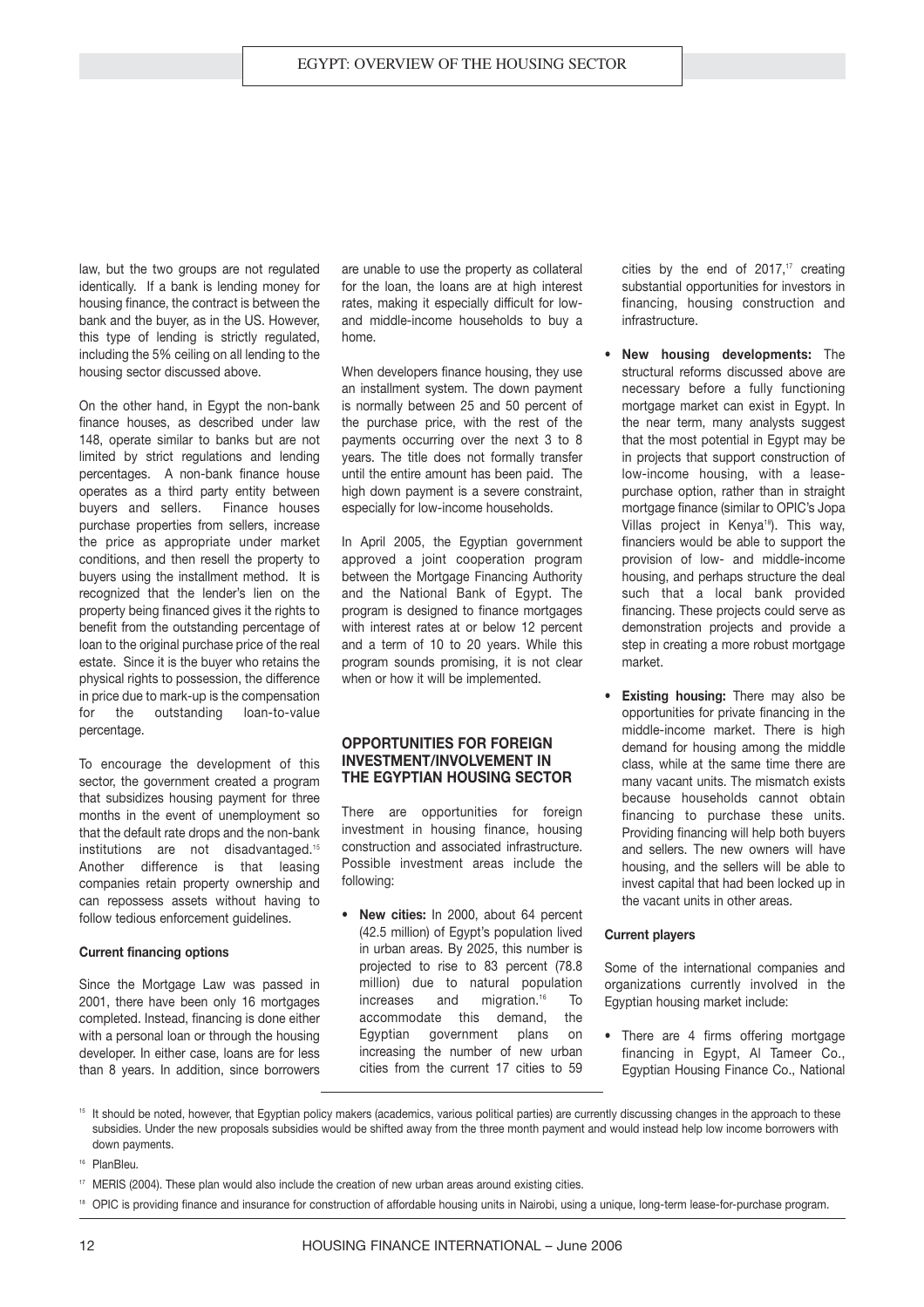law, but the two groups are not regulated identically. If a bank is lending money for housing finance, the contract is between the bank and the buyer, as in the US. However, this type of lending is strictly regulated, including the 5% ceiling on all lending to the housing sector discussed above.

On the other hand, in Egypt the non-bank finance houses, as described under law 148, operate similar to banks but are not limited by strict regulations and lending percentages. A non-bank finance house operates as a third party entity between buyers and sellers. Finance houses purchase properties from sellers, increase the price as appropriate under market conditions, and then resell the property to buyers using the installment method. It is recognized that the lender's lien on the property being financed gives it the rights to benefit from the outstanding percentage of loan to the original purchase price of the real estate. Since it is the buyer who retains the physical rights to possession, the difference in price due to mark-up is the compensation for the outstanding loan-to-value percentage.

To encourage the development of this sector, the government created a program that subsidizes housing payment for three months in the event of unemployment so that the default rate drops and the non-bank institutions are not disadvantaged.[15] Another difference is that leasing companies retain property ownership and can repossess assets without having to follow tedious enforcement guidelines.

#### Current financing options

Since the Mortgage Law was passed in 2001, there have been only 16 mortgages completed. Instead, financing is done either with a personal loan or through the housing developer. In either case, loans are for less than 8 years. In addition, since borrowers are unable to use the property as collateral for the loan, the loans are at high interest rates, making it especially difficult for low- and middle-income households to buy a home.

When developers finance housing, they use an installment system. The down payment is normally between 25 and 50 percent of the purchase price, with the rest of the payments occurring over the next 3 to 8 years. The title does not formally transfer until the entire amount has been paid. The high down payment is a severe constraint, especially for low-income households.

In April 2005, the Egyptian government approved a joint cooperation program between the Mortgage Financing Authority and the National Bank of Egypt. The program is designed to finance mortgages with interest rates at or below 12 percent and a term of 10 to 20 years. While this program sounds promising, it is not clear when or how it will be implemented.

### OPPORTUNITIES FOR FOREIGN INVESTMENT/INVOLVEMENT IN THE EGYPTIAN HOUSING SECTOR

There are opportunities for foreign investment in housing finance, housing construction and associated infrastructure. Possible investment areas include the following:

- **New cities:** In 2000, about 64 percent (42.5 million) of Egypt's population lived in urban areas. By 2025, this number is projected to rise to 83 percent (78.8 million) due to natural population increases and migration.[16] To accommodate this demand, the Egyptian government plans on increasing the number of new urban cities from the current 17 cities to 59 cities by the end of 2017,[17] creating substantial opportunities for investors in financing, housing construction and infrastructure.
- **New housing developments:** The structural reforms discussed above are necessary before a fully functioning mortgage market can exist in Egypt. In the near term, many analysts suggest that the most potential in Egypt may be in projects that support construction of low-income housing, with a lease-purchase option, rather than in straight mortgage finance (similar to OPIC's Jopa Villas project in Kenya[18]). This way, financiers would be able to support the provision of low- and middle-income housing, and perhaps structure the deal such that a local bank provided financing. These projects could serve as demonstration projects and provide a step in creating a more robust mortgage market.
- **Existing housing:** There may also be opportunities for private financing in the middle-income market. There is high demand for housing among the middle class, while at the same time there are many vacant units. The mismatch exists because households cannot obtain financing to purchase these units. Providing financing will help both buyers and sellers. The new owners will have housing, and the sellers will be able to invest capital that had been locked up in the vacant units in other areas.

#### Current players

Some of the international companies and organizations currently involved in the Egyptian housing market include:

- There are 4 firms offering mortgage financing in Egypt, Al Tameer Co., Egyptian Housing Finance Co., National

---

[15] It should be noted, however, that Egyptian policy makers (academics, various political parties) are currently discussing changes in the approach to these subsidies. Under the new proposals subsidies would be shifted away from the three month payment and would instead help low income borrowers with down payments.

[16] PlanBleu.

[17] MERIS (2004). These plan would also include the creation of new urban areas around existing cities.

[18] OPIC is providing finance and insurance for construction of affordable housing units in Nairobi, using a unique, long-term lease-for-purchase program.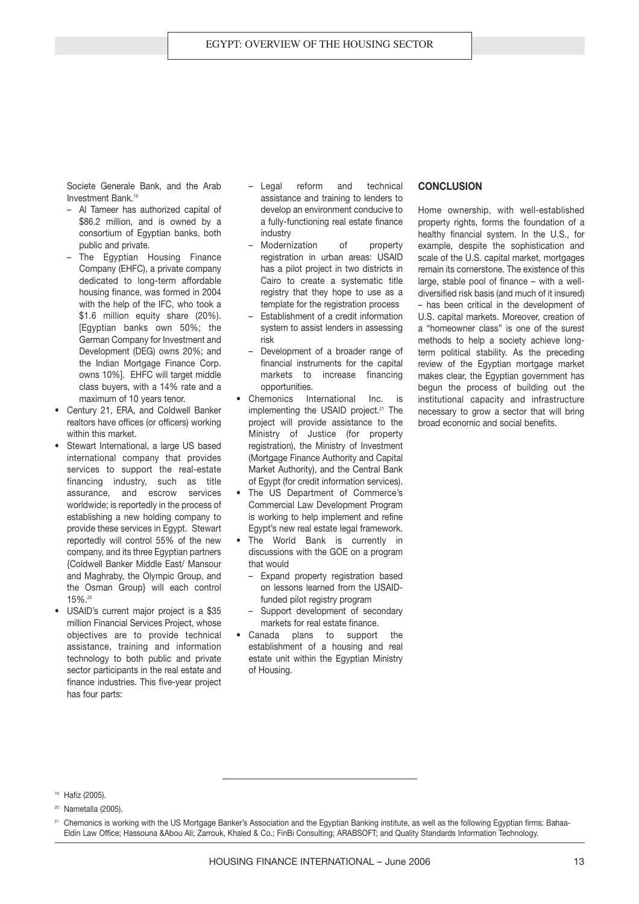Societe Generale Bank, and the Arab Investment Bank.[19]

- Al Tameer has authorized capital of $86.2 million, and is owned by a consortium of Egyptian banks, both public and private.
- The Egyptian Housing Finance Company (EHFC), a private company dedicated to long-term affordable housing finance, was formed in 2004 with the help of the IFC, who took a $1.6 million equity share (20%). [Egyptian banks own 50%; the German Company for Investment and Development (DEG) owns 20%; and the Indian Mortgage Finance Corp. owns 10%]. EHFC will target middle class buyers, with a 14% rate and a maximum of 10 years tenor.

- Century 21, ERA, and Coldwell Banker realtors have offices (or officers) working within this market.
- Stewart International, a large US based international company that provides services to support the real-estate financing industry, such as title assurance, and escrow services worldwide; is reportedly in the process of establishing a new holding company to provide these services in Egypt. Stewart reportedly will control 55% of the new company, and its three Egyptian partners {Coldwell Banker Middle East/ Mansour and Maghraby, the Olympic Group, and the Osman Group} will each control 15%.[20]
- USAID's current major project is a $35 million Financial Services Project, whose objectives are to provide technical assistance, training and information technology to both public and private sector participants in the real estate and finance industries. This five-year project has four parts:
  - Legal reform and technical assistance and training to lenders to develop an environment conducive to a fully-functioning real estate finance industry
  - Modernization of property registration in urban areas: USAID has a pilot project in two districts in Cairo to create a systematic title registry that they hope to use as a template for the registration process
  - Establishment of a credit information system to assist lenders in assessing risk
  - Development of a broader range of financial instruments for the capital markets to increase financing opportunities.
- Chemonics International Inc. is implementing the USAID project.[21] The project will provide assistance to the Ministry of Justice (for property registration), the Ministry of Investment (Mortgage Finance Authority and Capital Market Authority), and the Central Bank of Egypt (for credit information services).
- The US Department of Commerce's Commercial Law Development Program is working to help implement and refine Egypt's new real estate legal framework.
- The World Bank is currently in discussions with the GOE on a program that would
  - Expand property registration based on lessons learned from the USAID-funded pilot registry program
  - Support development of secondary markets for real estate finance.
- Canada plans to support the establishment of a housing and real estate unit within the Egyptian Ministry of Housing.

## CONCLUSION

Home ownership, with well-established property rights, forms the foundation of a healthy financial system. In the U.S., for example, despite the sophistication and scale of the U.S. capital market, mortgages remain its cornerstone. The existence of this large, stable pool of finance – with a well-diversified risk basis (and much of it insured) – has been critical in the development of U.S. capital markets. Moreover, creation of a "homeowner class" is one of the surest methods to help a society achieve long-term political stability. As the preceding review of the Egyptian mortgage market makes clear, the Egyptian government has begun the process of building out the institutional capacity and infrastructure necessary to grow a sector that will bring broad economic and social benefits.

---

[19] Hafiz (2005).

[20] Nametalla (2005).

[21] Chemonics is working with the US Mortgage Banker's Association and the Egyptian Banking institute, as well as the following Egyptian firms: Bahaa-Eldin Law Office; Hassouna &Abou Ali; Zarrouk, Khaled & Co.; FinBi Consulting; ARABSOFT; and Quality Standards Information Technology.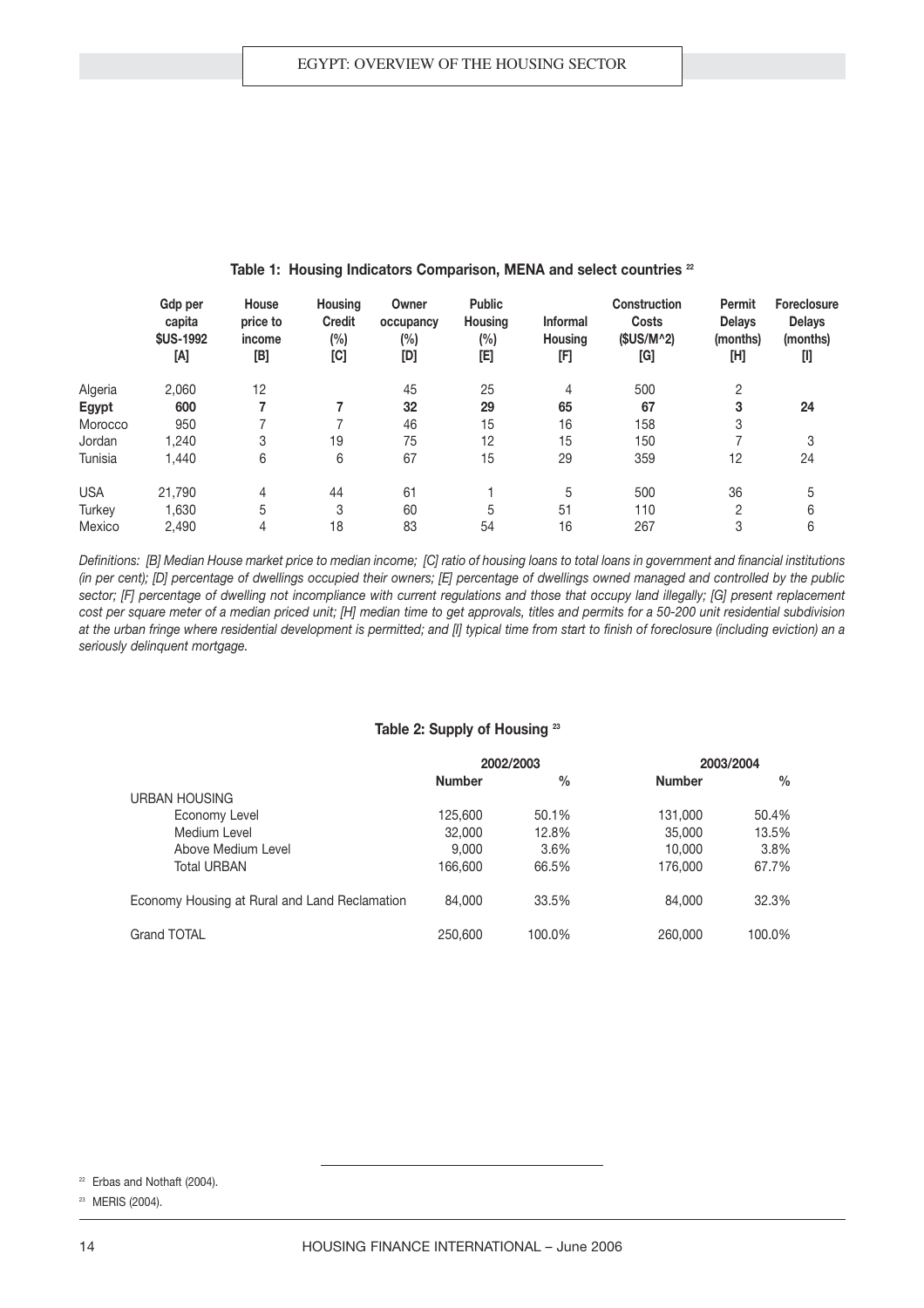**Table 1: Housing Indicators Comparison, MENA and select countries [22]**

| | Gdp per capita $US-1992 [A] | House price to income [B] | Housing Credit (%) [C] | Owner occupancy (%) [D] | Public Housing (%) [E] | Informal Housing [F] | Construction Costs ($US/M^2) [G] | Permit Delays (months) [H] | Foreclosure Delays (months) [I] |
|---|---|---|---|---|---|---|---|---|---|
| Algeria | 2,060 | 12 | | 45 | 25 | 4 | 500 | 2 | |
| **Egypt** | **600** | **7** | **7** | **32** | **29** | **65** | **67** | **3** | **24** |
| Morocco | 950 | 7 | 7 | 46 | 15 | 16 | 158 | 3 | |
| Jordan | 1,240 | 3 | 19 | 75 | 12 | 15 | 150 | 7 | 3 |
| Tunisia | 1,440 | 6 | 6 | 67 | 15 | 29 | 359 | 12 | 24 |
| USA | 21,790 | 4 | 44 | 61 | 1 | 5 | 500 | 36 | 5 |
| Turkey | 1,630 | 5 | 3 | 60 | 5 | 51 | 110 | 2 | 6 |
| Mexico | 2,490 | 4 | 18 | 83 | 54 | 16 | 267 | 3 | 6 |

*Definitions: [B] Median House market price to median income; [C] ratio of housing loans to total loans in government and financial institutions (in per cent); [D] percentage of dwellings occupied their owners; [E] percentage of dwellings owned managed and controlled by the public sector; [F] percentage of dwelling not incompliance with current regulations and those that occupy land illegally; [G] present replacement cost per square meter of a median priced unit; [H] median time to get approvals, titles and permits for a 50-200 unit residential subdivision at the urban fringe where residential development is permitted; and [I] typical time from start to finish of foreclosure (including eviction) an a seriously delinquent mortgage.*

**Table 2: Supply of Housing [23]**

| | 2002/2003 | | 2003/2004 | |
|---|---|---|---|---|
| | **Number** | **%** | **Number** | **%** |
| URBAN HOUSING | | | | |
| Economy Level | 125,600 | 50.1% | 131,000 | 50.4% |
| Medium Level | 32,000 | 12.8% | 35,000 | 13.5% |
| Above Medium Level | 9,000 | 3.6% | 10,000 | 3.8% |
| Total URBAN | 166,600 | 66.5% | 176,000 | 67.7% |
| Economy Housing at Rural and Land Reclamation | 84,000 | 33.5% | 84,000 | 32.3% |
| Grand TOTAL | 250,600 | 100.0% | 260,000 | 100.0% |

[22] Erbas and Nothaft (2004).

[23] MERIS (2004).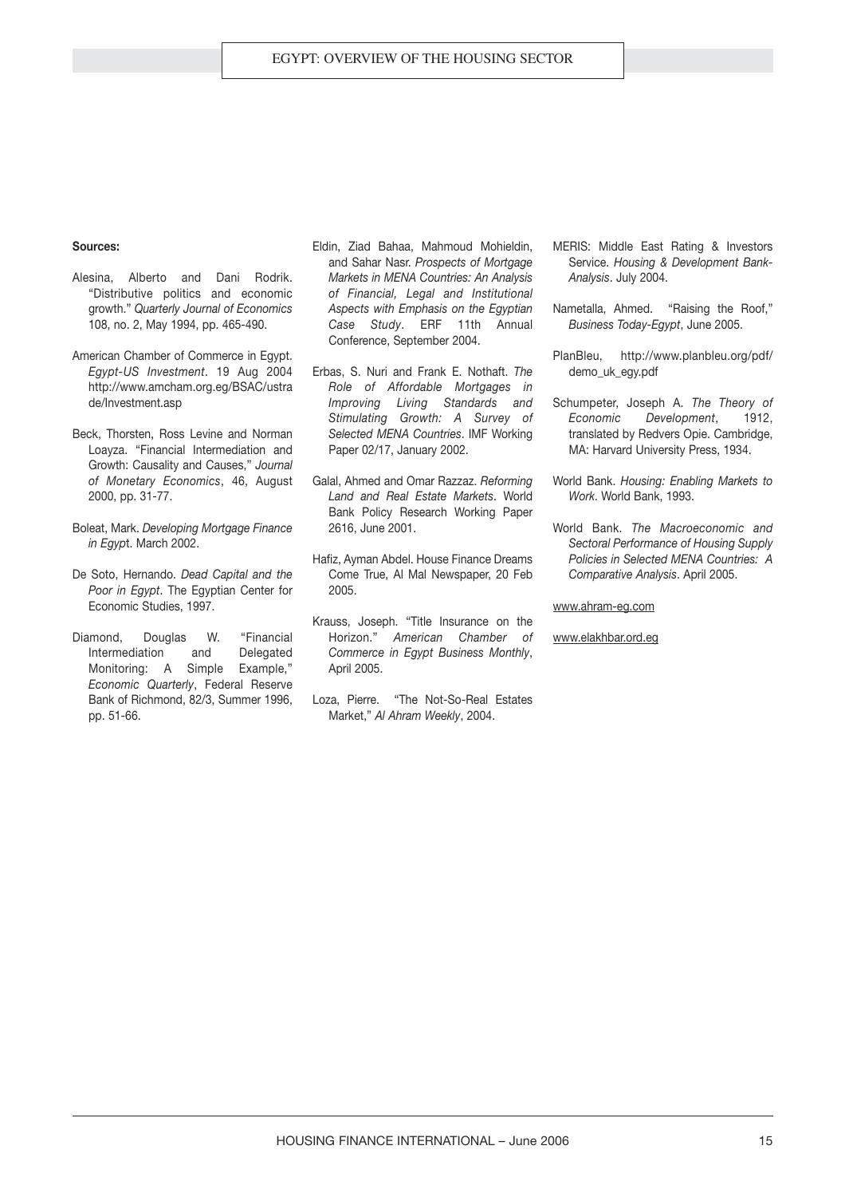**Sources:**

Alesina, Alberto and Dani Rodrik. "Distributive politics and economic growth." *Quarterly Journal of Economics* 108, no. 2, May 1994, pp. 465-490.

American Chamber of Commerce in Egypt. *Egypt-US Investment*. 19 Aug 2004 http://www.amcham.org.eg/BSAC/ustrade/Investment.asp

Beck, Thorsten, Ross Levine and Norman Loayza. "Financial Intermediation and Growth: Causality and Causes," *Journal of Monetary Economics*, 46, August 2000, pp. 31-77.

Boleat, Mark. *Developing Mortgage Finance in Egypt*. March 2002.

De Soto, Hernando. *Dead Capital and the Poor in Egypt*. The Egyptian Center for Economic Studies, 1997.

Diamond, Douglas W. "Financial Intermediation and Delegated Monitoring: A Simple Example," *Economic Quarterly*, Federal Reserve Bank of Richmond, 82/3, Summer 1996, pp. 51-66.

Eldin, Ziad Bahaa, Mahmoud Mohieldin, and Sahar Nasr. *Prospects of Mortgage Markets in MENA Countries: An Analysis of Financial, Legal and Institutional Aspects with Emphasis on the Egyptian Case Study*. ERF 11th Annual Conference, September 2004.

Erbas, S. Nuri and Frank E. Nothaft. *The Role of Affordable Mortgages in Improving Living Standards and Stimulating Growth: A Survey of Selected MENA Countries*. IMF Working Paper 02/17, January 2002.

Galal, Ahmed and Omar Razzaz. *Reforming Land and Real Estate Markets*. World Bank Policy Research Working Paper 2616, June 2001.

Hafiz, Ayman Abdel. House Finance Dreams Come True, Al Mal Newspaper, 20 Feb 2005.

Krauss, Joseph. "Title Insurance on the Horizon." *American Chamber of Commerce in Egypt Business Monthly*, April 2005.

Loza, Pierre. "The Not-So-Real Estates Market," *Al Ahram Weekly*, 2004.

MERIS: Middle East Rating & Investors Service. *Housing & Development Bank-Analysis*. July 2004.

Nametalla, Ahmed. "Raising the Roof," *Business Today-Egypt*, June 2005.

PlanBleu, http://www.planbleu.org/pdf/demo_uk_egy.pdf

Schumpeter, Joseph A. *The Theory of Economic Development*, 1912, translated by Redvers Opie. Cambridge, MA: Harvard University Press, 1934.

World Bank. *Housing: Enabling Markets to Work*. World Bank, 1993.

World Bank. *The Macroeconomic and Sectoral Performance of Housing Supply Policies in Selected MENA Countries: A Comparative Analysis*. April 2005.

www.ahram-eg.com

www.elakhbar.ord.eg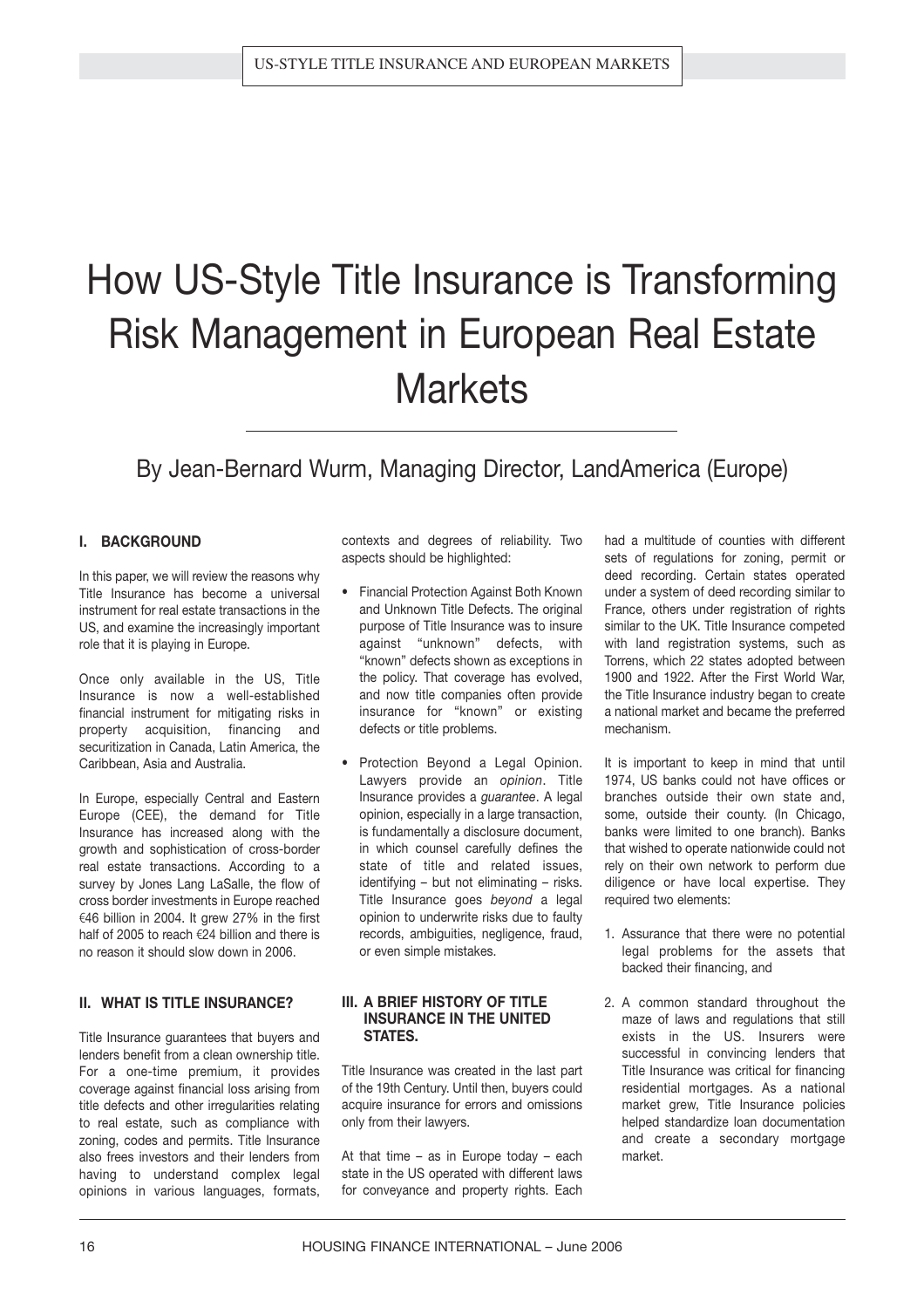# How US-Style Title Insurance is Transforming Risk Management in European Real Estate Markets

By Jean-Bernard Wurm, Managing Director, LandAmerica (Europe)

## I. BACKGROUND

In this paper, we will review the reasons why Title Insurance has become a universal instrument for real estate transactions in the US, and examine the increasingly important role that it is playing in Europe.

Once only available in the US, Title Insurance is now a well-established financial instrument for mitigating risks in property acquisition, financing and securitization in Canada, Latin America, the Caribbean, Asia and Australia.

In Europe, especially Central and Eastern Europe (CEE), the demand for Title Insurance has increased along with the growth and sophistication of cross-border real estate transactions. According to a survey by Jones Lang LaSalle, the flow of cross border investments in Europe reached €46 billion in 2004. It grew 27% in the first half of 2005 to reach €24 billion and there is no reason it should slow down in 2006.

## II. WHAT IS TITLE INSURANCE?

Title Insurance guarantees that buyers and lenders benefit from a clean ownership title. For a one-time premium, it provides coverage against financial loss arising from title defects and other irregularities relating to real estate, such as compliance with zoning, codes and permits. Title Insurance also frees investors and their lenders from having to understand complex legal opinions in various languages, formats, contexts and degrees of reliability. Two aspects should be highlighted:

- Financial Protection Against Both Known and Unknown Title Defects. The original purpose of Title Insurance was to insure against "unknown" defects, with "known" defects shown as exceptions in the policy. That coverage has evolved, and now title companies often provide insurance for "known" or existing defects or title problems.
- Protection Beyond a Legal Opinion. Lawyers provide an *opinion*. Title Insurance provides a *guarantee*. A legal opinion, especially in a large transaction, is fundamentally a disclosure document, in which counsel carefully defines the state of title and related issues, identifying – but not eliminating – risks. Title Insurance goes *beyond* a legal opinion to underwrite risks due to faulty records, ambiguities, negligence, fraud, or even simple mistakes.

## III. A BRIEF HISTORY OF TITLE INSURANCE IN THE UNITED STATES.

Title Insurance was created in the last part of the 19th Century. Until then, buyers could acquire insurance for errors and omissions only from their lawyers.

At that time – as in Europe today – each state in the US operated with different laws for conveyance and property rights. Each had a multitude of counties with different sets of regulations for zoning, permit or deed recording. Certain states operated under a system of deed recording similar to France, others under registration of rights similar to the UK. Title Insurance competed with land registration systems, such as Torrens, which 22 states adopted between 1900 and 1922. After the First World War, the Title Insurance industry began to create a national market and became the preferred mechanism.

It is important to keep in mind that until 1974, US banks could not have offices or branches outside their own state and, some, outside their county. (In Chicago, banks were limited to one branch). Banks that wished to operate nationwide could not rely on their own network to perform due diligence or have local expertise. They required two elements:

1. Assurance that there were no potential legal problems for the assets that backed their financing, and
2. A common standard throughout the maze of laws and regulations that still exists in the US. Insurers were successful in convincing lenders that Title Insurance was critical for financing residential mortgages. As a national market grew, Title Insurance policies helped standardize loan documentation and create a secondary mortgage market.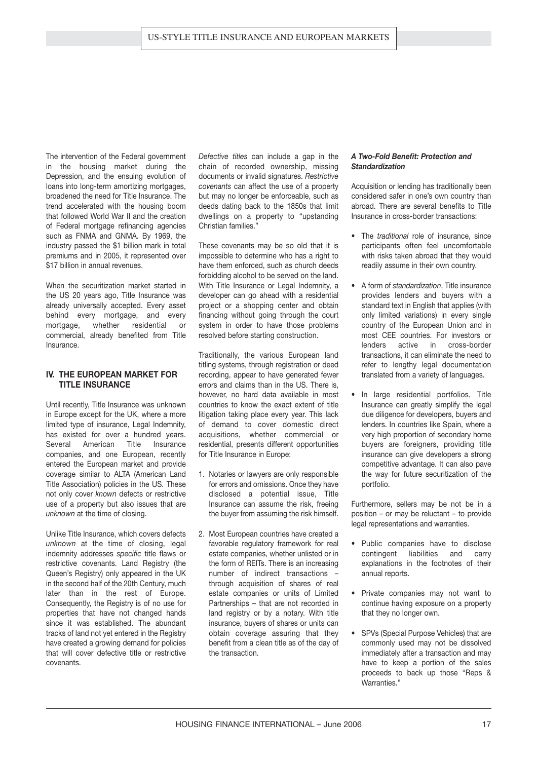The intervention of the Federal government in the housing market during the Depression, and the ensuing evolution of loans into long-term amortizing mortgages, broadened the need for Title Insurance. The trend accelerated with the housing boom that followed World War II and the creation of Federal mortgage refinancing agencies such as FNMA and GNMA. By 1969, the industry passed the $1 billion mark in total premiums and in 2005, it represented over $17 billion in annual revenues.

When the securitization market started in the US 20 years ago, Title Insurance was already universally accepted. Every asset behind every mortgage, and every mortgage, whether residential or commercial, already benefited from Title Insurance.

## IV. THE EUROPEAN MARKET FOR TITLE INSURANCE

Until recently, Title Insurance was unknown in Europe except for the UK, where a more limited type of insurance, Legal Indemnity, has existed for over a hundred years. Several American Title Insurance companies, and one European, recently entered the European market and provide coverage similar to ALTA (American Land Title Association) policies in the US. These not only cover *known* defects or restrictive use of a property but also issues that are *unknown* at the time of closing.

Unlike Title Insurance, which covers defects *unknown* at the time of closing, legal indemnity addresses *specific* title flaws or restrictive covenants. Land Registry (the Queen's Registry) only appeared in the UK in the second half of the 20th Century, much later than in the rest of Europe. Consequently, the Registry is of no use for properties that have not changed hands since it was established. The abundant tracks of land not yet entered in the Registry have created a growing demand for policies that will cover defective title or restrictive covenants.

*Defective titles* can include a gap in the chain of recorded ownership, missing documents or invalid signatures. *Restrictive covenants* can affect the use of a property but may no longer be enforceable, such as deeds dating back to the 1850s that limit dwellings on a property to "upstanding Christian families."

These covenants may be so old that it is impossible to determine who has a right to have them enforced, such as church deeds forbidding alcohol to be served on the land. With Title Insurance or Legal Indemnity, a developer can go ahead with a residential project or a shopping center and obtain financing without going through the court system in order to have those problems resolved before starting construction.

Traditionally, the various European land titling systems, through registration or deed recording, appear to have generated fewer errors and claims than in the US. There is, however, no hard data available in most countries to know the exact extent of title litigation taking place every year. This lack of demand to cover domestic direct acquisitions, whether commercial or residential, presents different opportunities for Title Insurance in Europe:

1. Notaries or lawyers are only responsible for errors and omissions. Once they have disclosed a potential issue, Title Insurance can assume the risk, freeing the buyer from assuming the risk himself.
2. Most European countries have created a favorable regulatory framework for real estate companies, whether unlisted or in the form of REITs. There is an increasing number of indirect transactions – through acquisition of shares of real estate companies or units of Limited Partnerships – that are not recorded in land registry or by a notary. With title insurance, buyers of shares or units can obtain coverage assuring that they benefit from a clean title as of the day of the transaction.

### *A Two-Fold Benefit: Protection and Standardization*

Acquisition or lending has traditionally been considered safer in one's own country than abroad. There are several benefits to Title Insurance in cross-border transactions:

- The *traditional* role of insurance, since participants often feel uncomfortable with risks taken abroad that they would readily assume in their own country.
- A form of *standardization*. Title insurance provides lenders and buyers with a standard text in English that applies (with only limited variations) in every single country of the European Union and in most CEE countries. For investors or lenders active in cross-border transactions, it can eliminate the need to refer to lengthy legal documentation translated from a variety of languages.
- In large residential portfolios, Title Insurance can greatly simplify the legal due diligence for developers, buyers and lenders. In countries like Spain, where a very high proportion of secondary home buyers are foreigners, providing title insurance can give developers a strong competitive advantage. It can also pave the way for future securitization of the portfolio.

Furthermore, sellers may be not be in a position – or may be reluctant – to provide legal representations and warranties.

- Public companies have to disclose contingent liabilities and carry explanations in the footnotes of their annual reports.
- Private companies may not want to continue having exposure on a property that they no longer own.
- SPVs (Special Purpose Vehicles) that are commonly used may not be dissolved immediately after a transaction and may have to keep a portion of the sales proceeds to back up those "Reps & Warranties."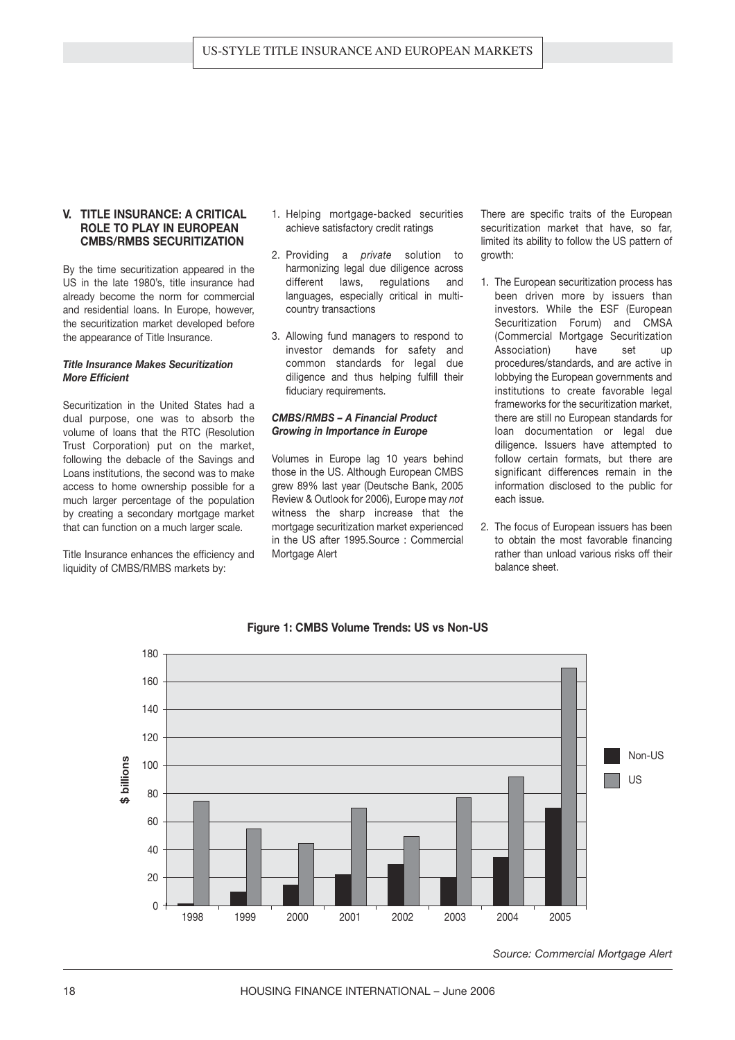## V. TITLE INSURANCE: A CRITICAL ROLE TO PLAY IN EUROPEAN CMBS/RMBS SECURITIZATION

By the time securitization appeared in the US in the late 1980's, title insurance had already become the norm for commercial and residential loans. In Europe, however, the securitization market developed before the appearance of Title Insurance.

***Title Insurance Makes Securitization More Efficient***

Securitization in the United States had a dual purpose, one was to absorb the volume of loans that the RTC (Resolution Trust Corporation) put on the market, following the debacle of the Savings and Loans institutions, the second was to make access to home ownership possible for a much larger percentage of the population by creating a secondary mortgage market that can function on a much larger scale.

Title Insurance enhances the efficiency and liquidity of CMBS/RMBS markets by:

1. Helping mortgage-backed securities achieve satisfactory credit ratings
2. Providing a *private* solution to harmonizing legal due diligence across different laws, regulations and languages, especially critical in multi-country transactions
3. Allowing fund managers to respond to investor demands for safety and common standards for legal due diligence and thus helping fulfill their fiduciary requirements.

***CMBS/RMBS – A Financial Product Growing in Importance in Europe***

Volumes in Europe lag 10 years behind those in the US. Although European CMBS grew 89% last year (Deutsche Bank, 2005 Review & Outlook for 2006), Europe may *not* witness the sharp increase that the mortgage securitization market experienced in the US after 1995.Source : Commercial Mortgage Alert

There are specific traits of the European securitization market that have, so far, limited its ability to follow the US pattern of growth:

1. The European securitization process has been driven more by issuers than investors. While the ESF (European Securitization Forum) and CMSA (Commercial Mortgage Securitization Association) have set up procedures/standards, and are active in lobbying the European governments and institutions to create favorable legal frameworks for the securitization market, there are still no European standards for loan documentation or legal due diligence. Issuers have attempted to follow certain formats, but there are significant differences remain in the information disclosed to the public for each issue.
2. The focus of European issuers has been to obtain the most favorable financing rather than unload various risks off their balance sheet.

**Figure 1: CMBS Volume Trends: US vs Non-US**

| Year | Non-US ($ billions) | US ($ billions) |
|---|---|---|
| 1998 | ~1 | ~75 |
| 1999 | ~10 | ~55 |
| 2000 | ~15 | ~45 |
| 2001 | ~22 | ~70 |
| 2002 | ~30 | ~50 |
| 2003 | ~20 | ~77 |
| 2004 | ~35 | ~92 |
| 2005 | ~70 | ~170 |

*Source: Commercial Mortgage Alert*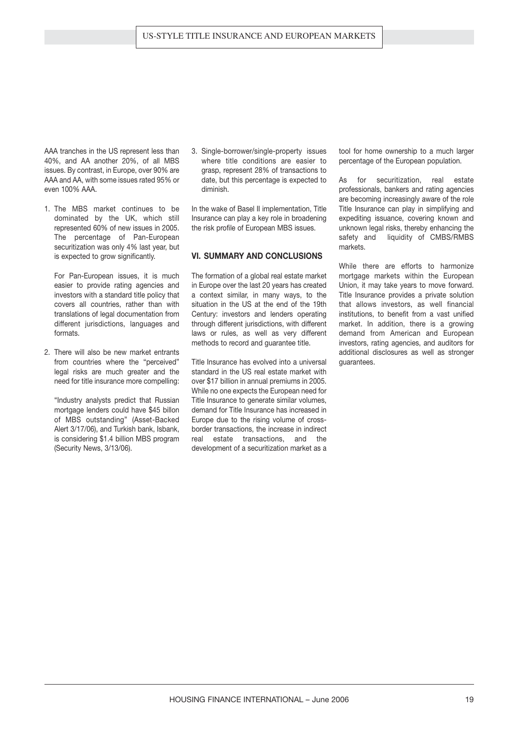AAA tranches in the US represent less than 40%, and AA another 20%, of all MBS issues. By contrast, in Europe, over 90% are AAA and AA, with some issues rated 95% or even 100% AAA.

1. The MBS market continues to be dominated by the UK, which still represented 60% of new issues in 2005. The percentage of Pan-European securitization was only 4% last year, but is expected to grow significantly.

   For Pan-European issues, it is much easier to provide rating agencies and investors with a standard title policy that covers all countries, rather than with translations of legal documentation from different jurisdictions, languages and formats.

2. There will also be new market entrants from countries where the "perceived" legal risks are much greater and the need for title insurance more compelling:

   "Industry analysts predict that Russian mortgage lenders could have $45 billon of MBS outstanding" (Asset-Backed Alert 3/17/06), and Turkish bank, Isbank, is considering $1.4 billion MBS program (Security News, 3/13/06).

3. Single-borrower/single-property issues where title conditions are easier to grasp, represent 28% of transactions to date, but this percentage is expected to diminish.

In the wake of Basel II implementation, Title Insurance can play a key role in broadening the risk profile of European MBS issues.

## VI. SUMMARY AND CONCLUSIONS

The formation of a global real estate market in Europe over the last 20 years has created a context similar, in many ways, to the situation in the US at the end of the 19th Century: investors and lenders operating through different jurisdictions, with different laws or rules, as well as very different methods to record and guarantee title.

Title Insurance has evolved into a universal standard in the US real estate market with over $17 billion in annual premiums in 2005. While no one expects the European need for Title Insurance to generate similar volumes, demand for Title Insurance has increased in Europe due to the rising volume of cross-border transactions, the increase in indirect real estate transactions, and the development of a securitization market as a tool for home ownership to a much larger percentage of the European population.

As for securitization, real estate professionals, bankers and rating agencies are becoming increasingly aware of the role Title Insurance can play in simplifying and expediting issuance, covering known and unknown legal risks, thereby enhancing the safety and liquidity of CMBS/RMBS markets.

While there are efforts to harmonize mortgage markets within the European Union, it may take years to move forward. Title Insurance provides a private solution that allows investors, as well financial institutions, to benefit from a vast unified market. In addition, there is a growing demand from American and European investors, rating agencies, and auditors for additional disclosures as well as stronger guarantees.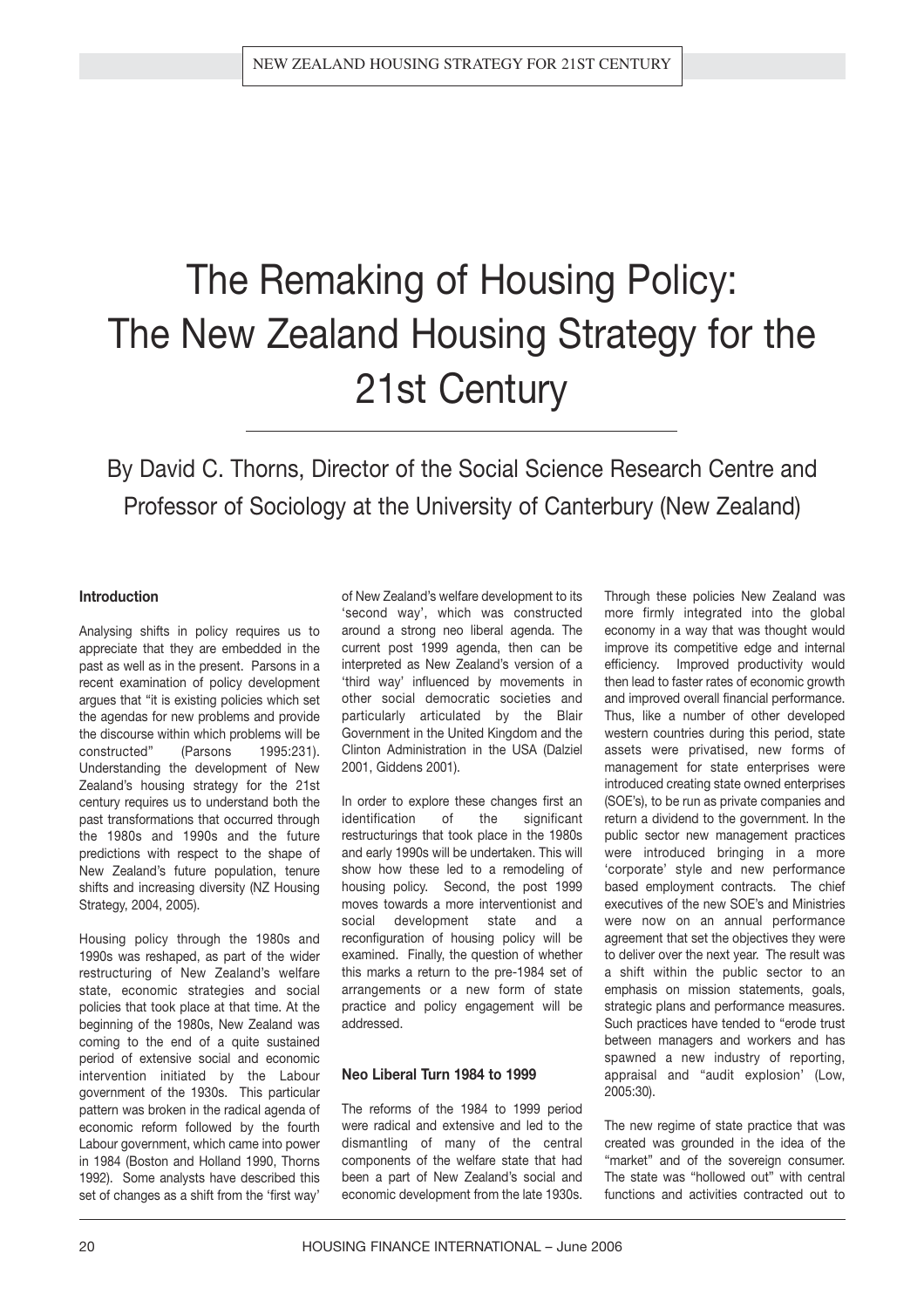# The Remaking of Housing Policy: The New Zealand Housing Strategy for the 21st Century

By David C. Thorns, Director of the Social Science Research Centre and Professor of Sociology at the University of Canterbury (New Zealand)

#### Introduction

Analysing shifts in policy requires us to appreciate that they are embedded in the past as well as in the present. Parsons in a recent examination of policy development argues that "it is existing policies which set the agendas for new problems and provide the discourse within which problems will be constructed" (Parsons 1995:231). Understanding the development of New Zealand's housing strategy for the 21st century requires us to understand both the past transformations that occurred through the 1980s and 1990s and the future predictions with respect to the shape of New Zealand's future population, tenure shifts and increasing diversity (NZ Housing Strategy, 2004, 2005).

Housing policy through the 1980s and 1990s was reshaped, as part of the wider restructuring of New Zealand's welfare state, economic strategies and social policies that took place at that time. At the beginning of the 1980s, New Zealand was coming to the end of a quite sustained period of extensive social and economic intervention initiated by the Labour government of the 1930s. This particular pattern was broken in the radical agenda of economic reform followed by the fourth Labour government, which came into power in 1984 (Boston and Holland 1990, Thorns 1992). Some analysts have described this set of changes as a shift from the 'first way' of New Zealand's welfare development to its 'second way', which was constructed around a strong neo liberal agenda. The current post 1999 agenda, then can be interpreted as New Zealand's version of a 'third way' influenced by movements in other social democratic societies and particularly articulated by the Blair Government in the United Kingdom and the Clinton Administration in the USA (Dalziel 2001, Giddens 2001).

In order to explore these changes first an identification of the significant restructurings that took place in the 1980s and early 1990s will be undertaken. This will show how these led to a remodeling of housing policy. Second, the post 1999 moves towards a more interventionist and social development state and a reconfiguration of housing policy will be examined. Finally, the question of whether this marks a return to the pre-1984 set of arrangements or a new form of state practice and policy engagement will be addressed.

#### Neo Liberal Turn 1984 to 1999

The reforms of the 1984 to 1999 period were radical and extensive and led to the dismantling of many of the central components of the welfare state that had been a part of New Zealand's social and economic development from the late 1930s. Through these policies New Zealand was more firmly integrated into the global economy in a way that was thought would improve its competitive edge and internal efficiency. Improved productivity would then lead to faster rates of economic growth and improved overall financial performance. Thus, like a number of other developed western countries during this period, state assets were privatised, new forms of management for state enterprises were introduced creating state owned enterprises (SOE's), to be run as private companies and return a dividend to the government. In the public sector new management practices were introduced bringing in a more 'corporate' style and new performance based employment contracts. The chief executives of the new SOE's and Ministries were now on an annual performance agreement that set the objectives they were to deliver over the next year. The result was a shift within the public sector to an emphasis on mission statements, goals, strategic plans and performance measures. Such practices have tended to "erode trust between managers and workers and has spawned a new industry of reporting, appraisal and "audit explosion' (Low, 2005:30).

The new regime of state practice that was created was grounded in the idea of the "market" and of the sovereign consumer. The state was "hollowed out" with central functions and activities contracted out to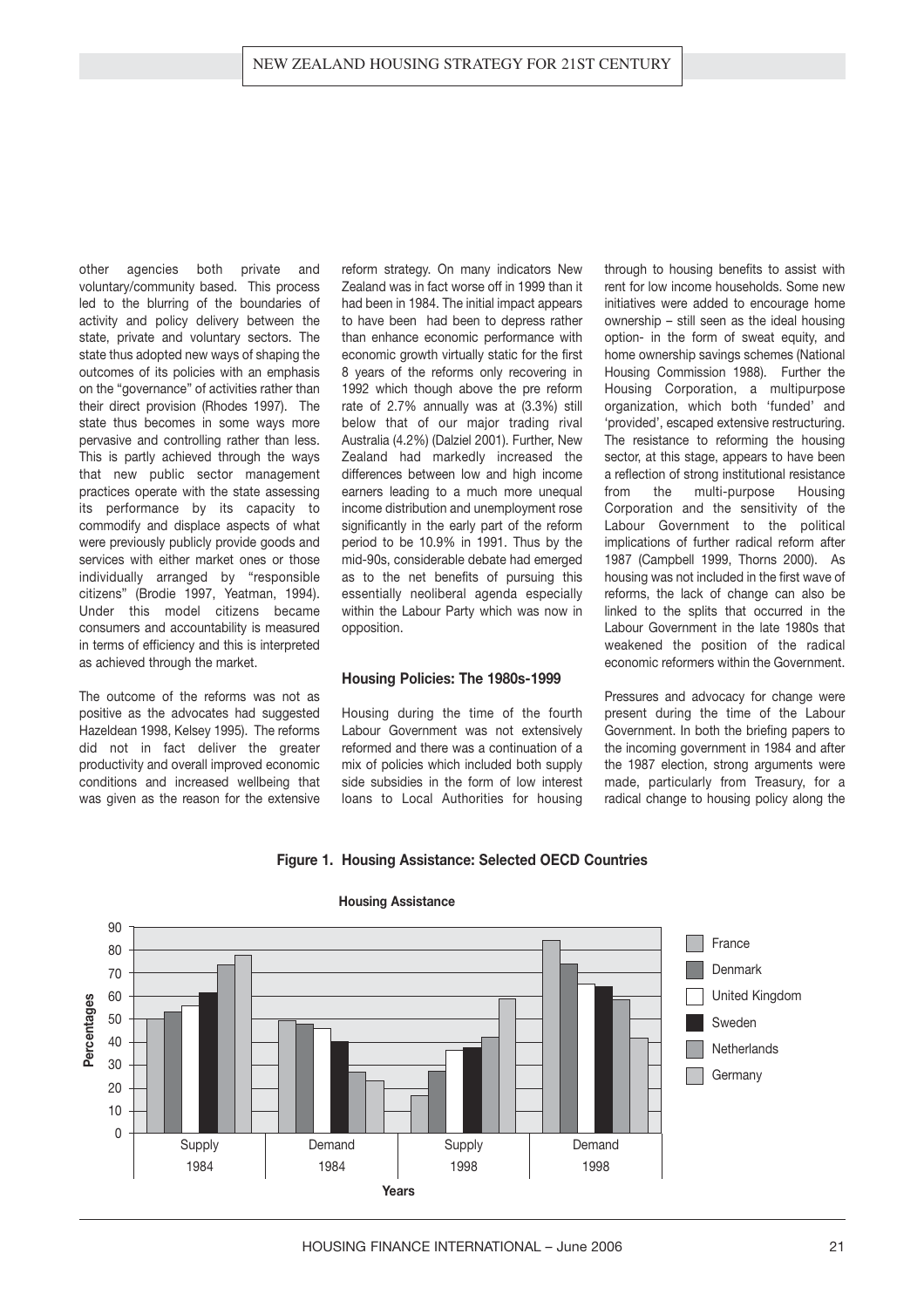other agencies both private and voluntary/community based. This process led to the blurring of the boundaries of activity and policy delivery between the state, private and voluntary sectors. The state thus adopted new ways of shaping the outcomes of its policies with an emphasis on the "governance" of activities rather than their direct provision (Rhodes 1997). The state thus becomes in some ways more pervasive and controlling rather than less. This is partly achieved through the ways that new public sector management practices operate with the state assessing its performance by its capacity to commodify and displace aspects of what were previously publicly provide goods and services with either market ones or those individually arranged by "responsible citizens" (Brodie 1997, Yeatman, 1994). Under this model citizens became consumers and accountability is measured in terms of efficiency and this is interpreted as achieved through the market.

The outcome of the reforms was not as positive as the advocates had suggested Hazeldean 1998, Kelsey 1995). The reforms did not in fact deliver the greater productivity and overall improved economic conditions and increased wellbeing that was given as the reason for the extensive reform strategy. On many indicators New Zealand was in fact worse off in 1999 than it had been in 1984. The initial impact appears to have been had been to depress rather than enhance economic performance with economic growth virtually static for the first 8 years of the reforms only recovering in 1992 which though above the pre reform rate of 2.7% annually was at (3.3%) still below that of our major trading rival Australia (4.2%) (Dalziel 2001). Further, New Zealand had markedly increased the differences between low and high income earners leading to a much more unequal income distribution and unemployment rose significantly in the early part of the reform period to be 10.9% in 1991. Thus by the mid-90s, considerable debate had emerged as to the net benefits of pursuing this essentially neoliberal agenda especially within the Labour Party which was now in opposition.

### Housing Policies: The 1980s-1999

Housing during the time of the fourth Labour Government was not extensively reformed and there was a continuation of a mix of policies which included both supply side subsidies in the form of low interest loans to Local Authorities for housing through to housing benefits to assist with rent for low income households. Some new initiatives were added to encourage home ownership – still seen as the ideal housing option- in the form of sweat equity, and home ownership savings schemes (National Housing Commission 1988). Further the Housing Corporation, a multipurpose organization, which both 'funded' and 'provided', escaped extensive restructuring. The resistance to reforming the housing sector, at this stage, appears to have been a reflection of strong institutional resistance from the multi-purpose Housing Corporation and the sensitivity of the Labour Government to the political implications of further radical reform after 1987 (Campbell 1999, Thorns 2000). As housing was not included in the first wave of reforms, the lack of change can also be linked to the splits that occurred in the Labour Government in the late 1980s that weakened the position of the radical economic reformers within the Government.

Pressures and advocacy for change were present during the time of the Labour Government. In both the briefing papers to the incoming government in 1984 and after the 1987 election, strong arguments were made, particularly from Treasury, for a radical change to housing policy along the

**Figure 1. Housing Assistance: Selected OECD Countries**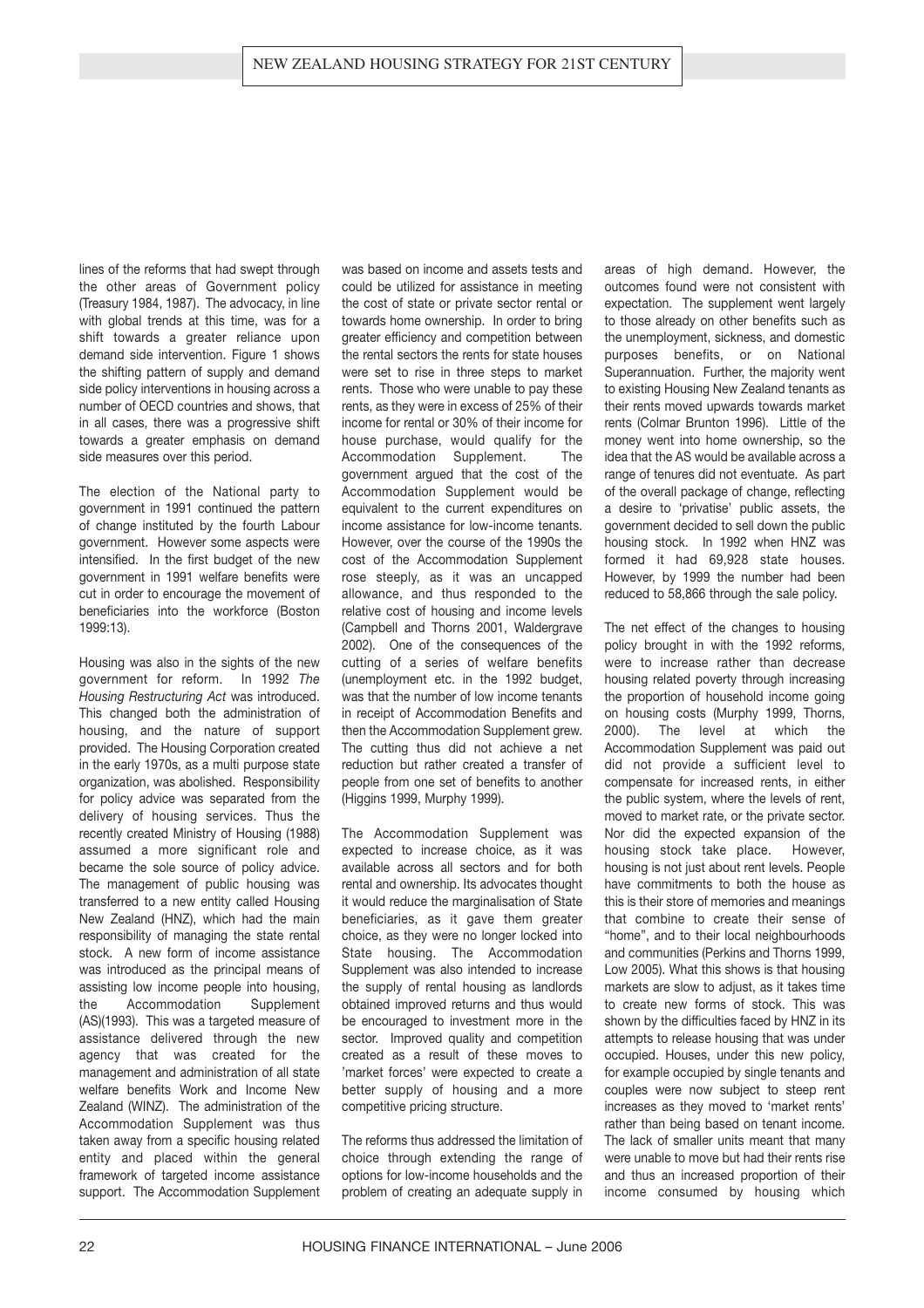lines of the reforms that had swept through the other areas of Government policy (Treasury 1984, 1987). The advocacy, in line with global trends at this time, was for a shift towards a greater reliance upon demand side intervention. Figure 1 shows the shifting pattern of supply and demand side policy interventions in housing across a number of OECD countries and shows, that in all cases, there was a progressive shift towards a greater emphasis on demand side measures over this period.

The election of the National party to government in 1991 continued the pattern of change instituted by the fourth Labour government. However some aspects were intensified. In the first budget of the new government in 1991 welfare benefits were cut in order to encourage the movement of beneficiaries into the workforce (Boston 1999:13).

Housing was also in the sights of the new government for reform. In 1992 *The Housing Restructuring Act* was introduced. This changed both the administration of housing, and the nature of support provided. The Housing Corporation created in the early 1970s, as a multi purpose state organization, was abolished. Responsibility for policy advice was separated from the delivery of housing services. Thus the recently created Ministry of Housing (1988) assumed a more significant role and became the sole source of policy advice. The management of public housing was transferred to a new entity called Housing New Zealand (HNZ), which had the main responsibility of managing the state rental stock. A new form of income assistance was introduced as the principal means of assisting low income people into housing, the Accommodation Supplement (AS)(1993). This was a targeted measure of assistance delivered through the new agency that was created for the management and administration of all state welfare benefits Work and Income New Zealand (WINZ). The administration of the Accommodation Supplement was thus taken away from a specific housing related entity and placed within the general framework of targeted income assistance support. The Accommodation Supplement was based on income and assets tests and could be utilized for assistance in meeting the cost of state or private sector rental or towards home ownership. In order to bring greater efficiency and competition between the rental sectors the rents for state houses were set to rise in three steps to market rents. Those who were unable to pay these rents, as they were in excess of 25% of their income for rental or 30% of their income for house purchase, would qualify for the Accommodation Supplement. The government argued that the cost of the Accommodation Supplement would be equivalent to the current expenditures on income assistance for low-income tenants. However, over the course of the 1990s the cost of the Accommodation Supplement rose steeply, as it was an uncapped allowance, and thus responded to the relative cost of housing and income levels (Campbell and Thorns 2001, Waldergrave 2002). One of the consequences of the cutting of a series of welfare benefits (unemployment etc. in the 1992 budget, was that the number of low income tenants in receipt of Accommodation Benefits and then the Accommodation Supplement grew. The cutting thus did not achieve a net reduction but rather created a transfer of people from one set of benefits to another (Higgins 1999, Murphy 1999).

The Accommodation Supplement was expected to increase choice, as it was available across all sectors and for both rental and ownership. Its advocates thought it would reduce the marginalisation of State beneficiaries, as it gave them greater choice, as they were no longer locked into State housing. The Accommodation Supplement was also intended to increase the supply of rental housing as landlords obtained improved returns and thus would be encouraged to investment more in the sector. Improved quality and competition created as a result of these moves to 'market forces' were expected to create a better supply of housing and a more competitive pricing structure.

The reforms thus addressed the limitation of choice through extending the range of options for low-income households and the problem of creating an adequate supply in areas of high demand. However, the outcomes found were not consistent with expectation. The supplement went largely to those already on other benefits such as the unemployment, sickness, and domestic purposes benefits, or on National Superannuation. Further, the majority went to existing Housing New Zealand tenants as their rents moved upwards towards market rents (Colmar Brunton 1996). Little of the money went into home ownership, so the idea that the AS would be available across a range of tenures did not eventuate. As part of the overall package of change, reflecting a desire to 'privatise' public assets, the government decided to sell down the public housing stock. In 1992 when HNZ was formed it had 69,928 state houses. However, by 1999 the number had been reduced to 58,866 through the sale policy.

The net effect of the changes to housing policy brought in with the 1992 reforms, were to increase rather than decrease housing related poverty through increasing the proportion of household income going on housing costs (Murphy 1999, Thorns, 2000). The level at which the Accommodation Supplement was paid out did not provide a sufficient level to compensate for increased rents, in either the public system, where the levels of rent, moved to market rate, or the private sector. Nor did the expected expansion of the housing stock take place. However, housing is not just about rent levels. People have commitments to both the house as this is their store of memories and meanings that combine to create their sense of "home", and to their local neighbourhoods and communities (Perkins and Thorns 1999, Low 2005). What this shows is that housing markets are slow to adjust, as it takes time to create new forms of stock. This was shown by the difficulties faced by HNZ in its attempts to release housing that was under occupied. Houses, under this new policy, for example occupied by single tenants and couples were now subject to steep rent increases as they moved to 'market rents' rather than being based on tenant income. The lack of smaller units meant that many were unable to move but had their rents rise and thus an increased proportion of their income consumed by housing which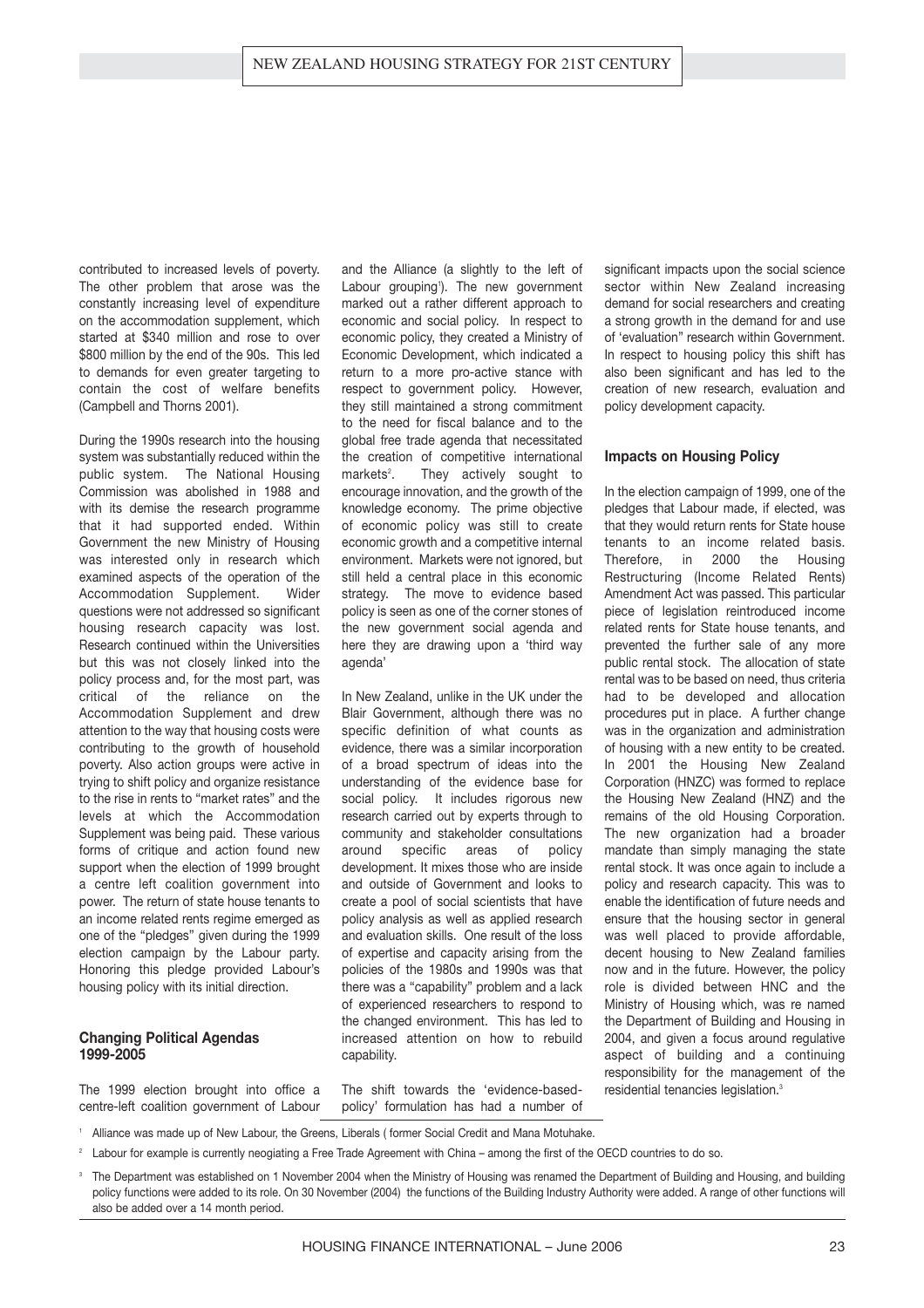contributed to increased levels of poverty. The other problem that arose was the constantly increasing level of expenditure on the accommodation supplement, which started at $340 million and rose to over $800 million by the end of the 90s. This led to demands for even greater targeting to contain the cost of welfare benefits (Campbell and Thorns 2001).

During the 1990s research into the housing system was substantially reduced within the public system. The National Housing Commission was abolished in 1988 and with its demise the research programme that it had supported ended. Within Government the new Ministry of Housing was interested only in research which examined aspects of the operation of the Accommodation Supplement. Wider questions were not addressed so significant housing research capacity was lost. Research continued within the Universities but this was not closely linked into the policy process and, for the most part, was critical of the reliance on the Accommodation Supplement and drew attention to the way that housing costs were contributing to the growth of household poverty. Also action groups were active in trying to shift policy and organize resistance to the rise in rents to "market rates" and the levels at which the Accommodation Supplement was being paid. These various forms of critique and action found new support when the election of 1999 brought a centre left coalition government into power. The return of state house tenants to an income related rents regime emerged as one of the "pledges" given during the 1999 election campaign by the Labour party. Honoring this pledge provided Labour's housing policy with its initial direction.

### Changing Political Agendas 1999-2005

The 1999 election brought into office a centre-left coalition government of Labour and the Alliance (a slightly to the left of Labour grouping[1]). The new government marked out a rather different approach to economic and social policy. In respect to economic policy, they created a Ministry of Economic Development, which indicated a return to a more pro-active stance with respect to government policy. However, they still maintained a strong commitment to the need for fiscal balance and to the global free trade agenda that necessitated the creation of competitive international markets[2]. They actively sought to encourage innovation, and the growth of the knowledge economy. The prime objective of economic policy was still to create economic growth and a competitive internal environment. Markets were not ignored, but still held a central place in this economic strategy. The move to evidence based policy is seen as one of the corner stones of the new government social agenda and here they are drawing upon a 'third way agenda'

In New Zealand, unlike in the UK under the Blair Government, although there was no specific definition of what counts as evidence, there was a similar incorporation of a broad spectrum of ideas into the understanding of the evidence base for social policy. It includes rigorous new research carried out by experts through to community and stakeholder consultations around specific areas of policy development. It mixes those who are inside and outside of Government and looks to create a pool of social scientists that have policy analysis as well as applied research and evaluation skills. One result of the loss of expertise and capacity arising from the policies of the 1980s and 1990s was that there was a "capability" problem and a lack of experienced researchers to respond to the changed environment. This has led to increased attention on how to rebuild capability.

The shift towards the 'evidence-based-policy' formulation has had a number of significant impacts upon the social science sector within New Zealand increasing demand for social researchers and creating a strong growth in the demand for and use of 'evaluation" research within Government. In respect to housing policy this shift has also been significant and has led to the creation of new research, evaluation and policy development capacity.

### Impacts on Housing Policy

In the election campaign of 1999, one of the pledges that Labour made, if elected, was that they would return rents for State house tenants to an income related basis. Therefore, in 2000 the Housing Restructuring (Income Related Rents) Amendment Act was passed. This particular piece of legislation reintroduced income related rents for State house tenants, and prevented the further sale of any more public rental stock. The allocation of state rental was to be based on need, thus criteria had to be developed and allocation procedures put in place. A further change was in the organization and administration of housing with a new entity to be created. In 2001 the Housing New Zealand Corporation (HNZC) was formed to replace the Housing New Zealand (HNZ) and the remains of the old Housing Corporation. The new organization had a broader mandate than simply managing the state rental stock. It was once again to include a policy and research capacity. This was to enable the identification of future needs and ensure that the housing sector in general was well placed to provide affordable, decent housing to New Zealand families now and in the future. However, the policy role is divided between HNC and the Ministry of Housing which, was re named the Department of Building and Housing in 2004, and given a focus around regulative aspect of building and a continuing responsibility for the management of the residential tenancies legislation.[3]

---

[1] Alliance was made up of New Labour, the Greens, Liberals ( former Social Credit and Mana Motuhake.

[2] Labour for example is currently neogiating a Free Trade Agreement with China – among the first of the OECD countries to do so.

[3] The Department was established on 1 November 2004 when the Ministry of Housing was renamed the Department of Building and Housing, and building policy functions were added to its role. On 30 November (2004) the functions of the Building Industry Authority were added. A range of other functions will also be added over a 14 month period.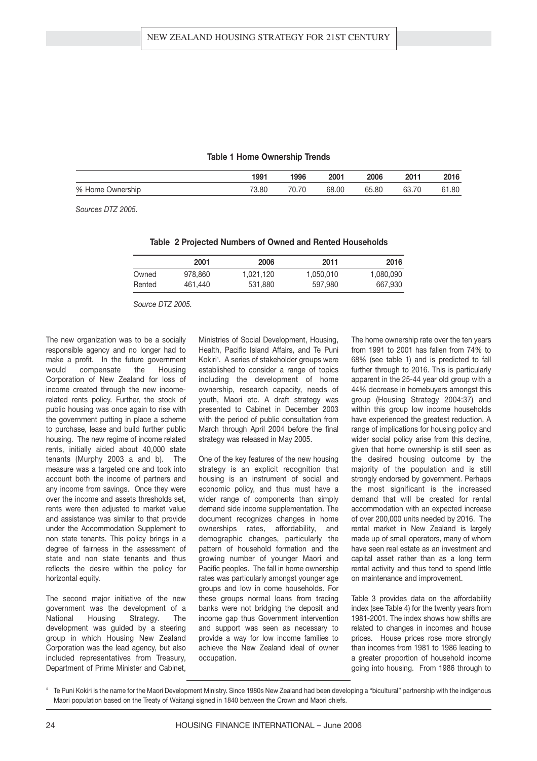**Table 1 Home Ownership Trends**

| | 1991 | 1996 | 2001 | 2006 | 2011 | 2016 |
|---|---|---|---|---|---|---|
| % Home Ownership | 73.80 | 70.70 | 68.00 | 65.80 | 63.70 | 61.80 |

*Sources DTZ 2005.*

**Table 2 Projected Numbers of Owned and Rented Households**

| | 2001 | 2006 | 2011 | 2016 |
|---|---|---|---|---|
| Owned | 978,860 | 1,021,120 | 1,050,010 | 1,080,090 |
| Rented | 461,440 | 531,880 | 597,980 | 667,930 |

*Source DTZ 2005.*

The new organization was to be a socially responsible agency and no longer had to make a profit. In the future government would compensate the Housing Corporation of New Zealand for loss of income created through the new income-related rents policy. Further, the stock of public housing was once again to rise with the government putting in place a scheme to purchase, lease and build further public housing. The new regime of income related rents, initially aided about 40,000 state tenants (Murphy 2003 a and b). The measure was a targeted one and took into account both the income of partners and any income from savings. Once they were over the income and assets thresholds set, rents were then adjusted to market value and assistance was similar to that provide under the Accommodation Supplement to non state tenants. This policy brings in a degree of fairness in the assessment of state and non state tenants and thus reflects the desire within the policy for horizontal equity.

The second major initiative of the new government was the development of a National Housing Strategy. The development was guided by a steering group in which Housing New Zealand Corporation was the lead agency, but also included representatives from Treasury, Department of Prime Minister and Cabinet, Ministries of Social Development, Housing, Health, Pacific Island Affairs, and Te Puni Kokiri[4]. A series of stakeholder groups were established to consider a range of topics including the development of home ownership, research capacity, needs of youth, Maori etc. A draft strategy was presented to Cabinet in December 2003 with the period of public consultation from March through April 2004 before the final strategy was released in May 2005.

One of the key features of the new housing strategy is an explicit recognition that housing is an instrument of social and economic policy, and thus must have a wider range of components than simply demand side income supplementation. The document recognizes changes in home ownerships rates, affordability, and demographic changes, particularly the pattern of household formation and the growing number of younger Maori and Pacific peoples. The fall in home ownership rates was particularly amongst younger age groups and low in come households. For these groups normal loans from trading banks were not bridging the deposit and income gap thus Government intervention and support was seen as necessary to provide a way for low income families to achieve the New Zealand ideal of owner occupation.

The home ownership rate over the ten years from 1991 to 2001 has fallen from 74% to 68% (see table 1) and is predicted to fall further through to 2016. This is particularly apparent in the 25-44 year old group with a 44% decrease in homebuyers amongst this group (Housing Strategy 2004:37) and within this group low income households have experienced the greatest reduction. A range of implications for housing policy and wider social policy arise from this decline, given that home ownership is still seen as the desired housing outcome by the majority of the population and is still strongly endorsed by government. Perhaps the most significant is the increased demand that will be created for rental accommodation with an expected increase of over 200,000 units needed by 2016. The rental market in New Zealand is largely made up of small operators, many of whom have seen real estate as an investment and capital asset rather than as a long term rental activity and thus tend to spend little on maintenance and improvement.

Table 3 provides data on the affordability index (see Table 4) for the twenty years from 1981-2001. The index shows how shifts are related to changes in incomes and house prices. House prices rose more strongly than incomes from 1981 to 1986 leading to a greater proportion of household income going into housing. From 1986 through to

[4] Te Puni Kokiri is the name for the Maori Development Ministry. Since 1980s New Zealand had been developing a "bicultural" partnership with the indigenous Maori population based on the Treaty of Waitangi signed in 1840 between the Crown and Maori chiefs.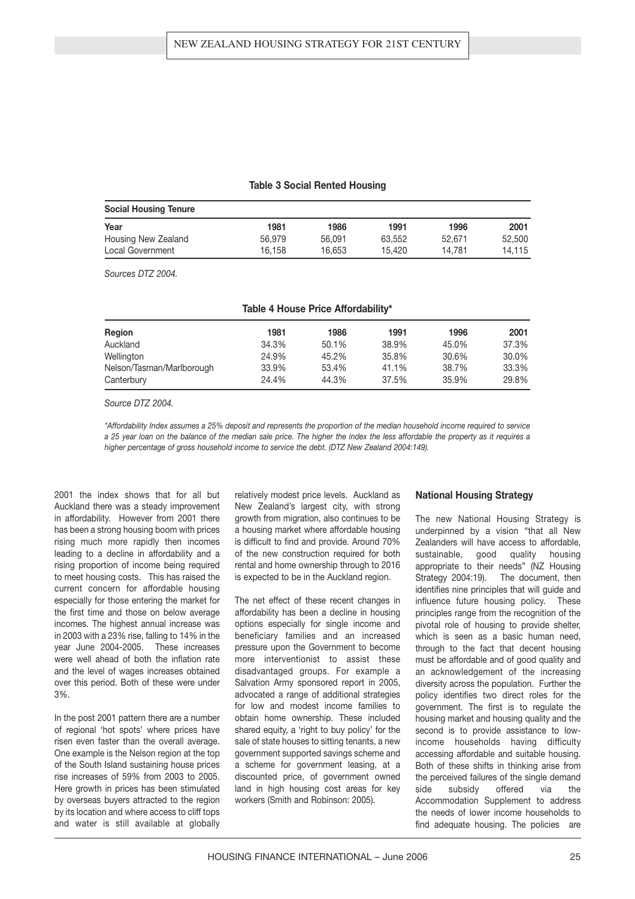**Table 3 Social Rented Housing**

| Social Housing Tenure | | | | | |
|---|---|---|---|---|---|
| Year | 1981 | 1986 | 1991 | 1996 | 2001 |
| Housing New Zealand | 56,979 | 56,091 | 63,552 | 52,671 | 52,500 |
| Local Government | 16,158 | 16,653 | 15,420 | 14,781 | 14,115 |

*Sources DTZ 2004.*

**Table 4 House Price Affordability***

| Region | 1981 | 1986 | 1991 | 1996 | 2001 |
|---|---|---|---|---|---|
| Auckland | 34.3% | 50.1% | 38.9% | 45.0% | 37.3% |
| Wellington | 24.9% | 45.2% | 35.8% | 30.6% | 30.0% |
| Nelson/Tasman/Marlborough | 33.9% | 53.4% | 41.1% | 38.7% | 33.3% |
| Canterbury | 24.4% | 44.3% | 37.5% | 35.9% | 29.8% |

*Source DTZ 2004.*

**Affordability Index assumes a 25% deposit and represents the proportion of the median household income required to service a 25 year loan on the balance of the median sale price. The higher the index the less affordable the property as it requires a higher percentage of gross household income to service the debt. (DTZ New Zealand 2004:149).*

2001 the index shows that for all but Auckland there was a steady improvement in affordability. However from 2001 there has been a strong housing boom with prices rising much more rapidly then incomes leading to a decline in affordability and a rising proportion of income being required to meet housing costs. This has raised the current concern for affordable housing especially for those entering the market for the first time and those on below average incomes. The highest annual increase was in 2003 with a 23% rise, falling to 14% in the year June 2004-2005. These increases were well ahead of both the inflation rate and the level of wages increases obtained over this period. Both of these were under 3%.

In the post 2001 pattern there are a number of regional 'hot spots' where prices have risen even faster than the overall average. One example is the Nelson region at the top of the South Island sustaining house prices rise increases of 59% from 2003 to 2005. Here growth in prices has been stimulated by overseas buyers attracted to the region by its location and where access to cliff tops and water is still available at globally relatively modest price levels. Auckland as New Zealand's largest city, with strong growth from migration, also continues to be a housing market where affordable housing is difficult to find and provide. Around 70% of the new construction required for both rental and home ownership through to 2016 is expected to be in the Auckland region.

The net effect of these recent changes in affordability has been a decline in housing options especially for single income and beneficiary families and an increased pressure upon the Government to become more interventionist to assist these disadvantaged groups. For example a Salvation Army sponsored report in 2005, advocated a range of additional strategies for low and modest income families to obtain home ownership. These included shared equity, a 'right to buy policy' for the sale of state houses to sitting tenants, a new government supported savings scheme and a scheme for government leasing, at a discounted price, of government owned land in high housing cost areas for key workers (Smith and Robinson: 2005).

## National Housing Strategy

The new National Housing Strategy is underpinned by a vision "that all New Zealanders will have access to affordable, sustainable, good quality housing appropriate to their needs" (NZ Housing Strategy 2004:19). The document, then identifies nine principles that will guide and influence future housing policy. These principles range from the recognition of the pivotal role of housing to provide shelter, which is seen as a basic human need, through to the fact that decent housing must be affordable and of good quality and an acknowledgement of the increasing diversity across the population. Further the policy identifies two direct roles for the government. The first is to regulate the housing market and housing quality and the second is to provide assistance to low-income households having difficulty accessing affordable and suitable housing. Both of these shifts in thinking arise from the perceived failures of the single demand side subsidy offered via the Accommodation Supplement to address the needs of lower income households to find adequate housing. The policies are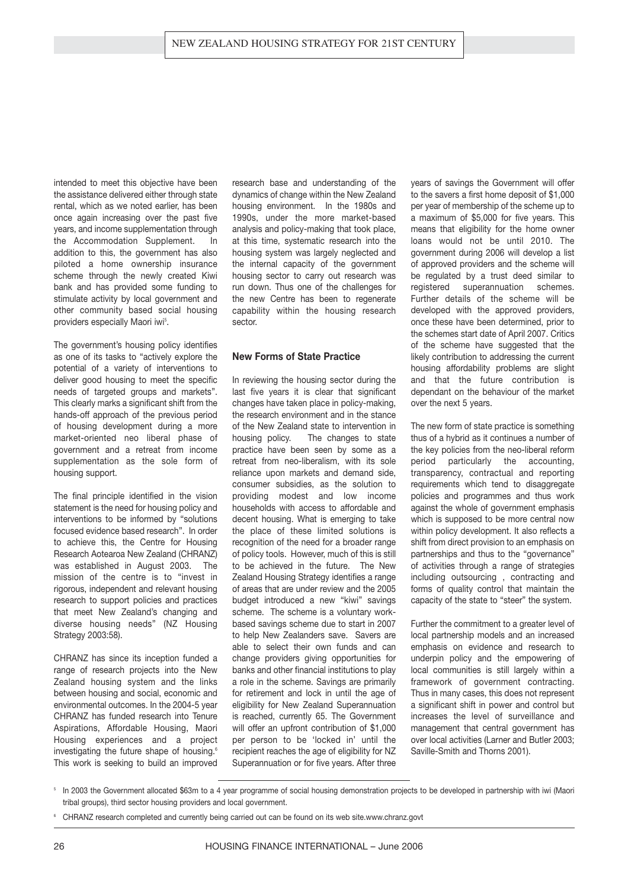intended to meet this objective have been the assistance delivered either through state rental, which as we noted earlier, has been once again increasing over the past five years, and income supplementation through the Accommodation Supplement. In addition to this, the government has also piloted a home ownership insurance scheme through the newly created Kiwi bank and has provided some funding to stimulate activity by local government and other community based social housing providers especially Maori iwi[5].

The government's housing policy identifies as one of its tasks to "actively explore the potential of a variety of interventions to deliver good housing to meet the specific needs of targeted groups and markets". This clearly marks a significant shift from the hands-off approach of the previous period of housing development during a more market-oriented neo liberal phase of government and a retreat from income supplementation as the sole form of housing support.

The final principle identified in the vision statement is the need for housing policy and interventions to be informed by "solutions focused evidence based research". In order to achieve this, the Centre for Housing Research Aotearoa New Zealand (CHRANZ) was established in August 2003. The mission of the centre is to "invest in rigorous, independent and relevant housing research to support policies and practices that meet New Zealand's changing and diverse housing needs" (NZ Housing Strategy 2003:58).

CHRANZ has since its inception funded a range of research projects into the New Zealand housing system and the links between housing and social, economic and environmental outcomes. In the 2004-5 year CHRANZ has funded research into Tenure Aspirations, Affordable Housing, Maori Housing experiences and a project investigating the future shape of housing.[6] This work is seeking to build an improved research base and understanding of the dynamics of change within the New Zealand housing environment. In the 1980s and 1990s, under the more market-based analysis and policy-making that took place, at this time, systematic research into the housing system was largely neglected and the internal capacity of the government housing sector to carry out research was run down. Thus one of the challenges for the new Centre has been to regenerate capability within the housing research sector.

### New Forms of State Practice

In reviewing the housing sector during the last five years it is clear that significant changes have taken place in policy-making, the research environment and in the stance of the New Zealand state to intervention in housing policy. The changes to state practice have been seen by some as a retreat from neo-liberalism, with its sole reliance upon markets and demand side, consumer subsidies, as the solution to providing modest and low income households with access to affordable and decent housing. What is emerging to take the place of these limited solutions is recognition of the need for a broader range of policy tools. However, much of this is still to be achieved in the future. The New Zealand Housing Strategy identifies a range of areas that are under review and the 2005 budget introduced a new "kiwi" savings scheme. The scheme is a voluntary work-based savings scheme due to start in 2007 to help New Zealanders save. Savers are able to select their own funds and can change providers giving opportunities for banks and other financial institutions to play a role in the scheme. Savings are primarily for retirement and lock in until the age of eligibility for New Zealand Superannuation is reached, currently 65. The Government will offer an upfront contribution of $1,000 per person to be 'locked in' until the recipient reaches the age of eligibility for NZ Superannuation or for five years. After three years of savings the Government will offer to the savers a first home deposit of $1,000 per year of membership of the scheme up to a maximum of $5,000 for five years. This means that eligibility for the home owner loans would not be until 2010. The government during 2006 will develop a list of approved providers and the scheme will be regulated by a trust deed similar to registered superannuation schemes. Further details of the scheme will be developed with the approved providers, once these have been determined, prior to the schemes start date of April 2007. Critics of the scheme have suggested that the likely contribution to addressing the current housing affordability problems are slight and that the future contribution is dependant on the behaviour of the market over the next 5 years.

The new form of state practice is something thus of a hybrid as it continues a number of the key policies from the neo-liberal reform period particularly the accounting, transparency, contractual and reporting requirements which tend to disaggregate policies and programmes and thus work against the whole of government emphasis which is supposed to be more central now within policy development. It also reflects a shift from direct provision to an emphasis on partnerships and thus to the "governance" of activities through a range of strategies including outsourcing , contracting and forms of quality control that maintain the capacity of the state to "steer" the system.

Further the commitment to a greater level of local partnership models and an increased emphasis on evidence and research to underpin policy and the empowering of local communities is still largely within a framework of government contracting. Thus in many cases, this does not represent a significant shift in power and control but increases the level of surveillance and management that central government has over local activities (Larner and Butler 2003; Saville-Smith and Thorns 2001).

---

[5] In 2003 the Government allocated $63m to a 4 year programme of social housing demonstration projects to be developed in partnership with iwi (Maori tribal groups), third sector housing providers and local government.

[6] CHRANZ research completed and currently being carried out can be found on its web site.www.chranz.govt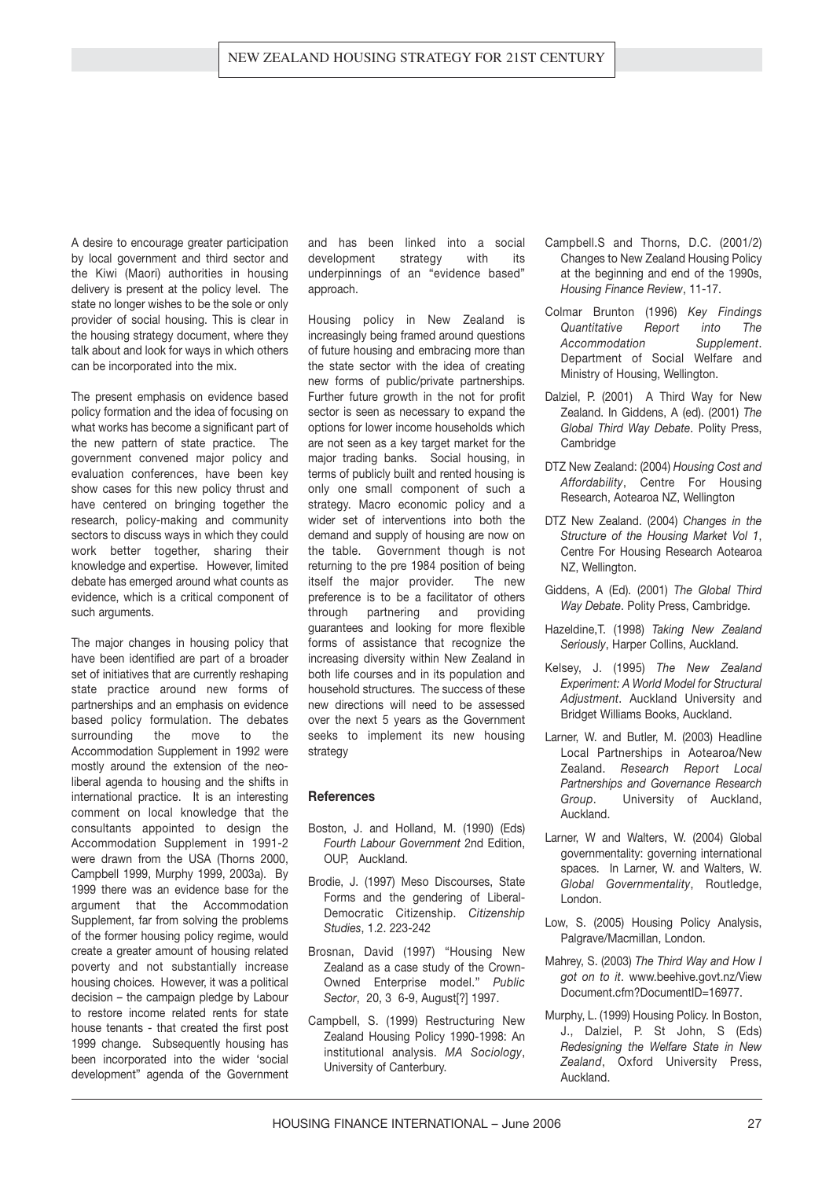A desire to encourage greater participation by local government and third sector and the Kiwi (Maori) authorities in housing delivery is present at the policy level. The state no longer wishes to be the sole or only provider of social housing. This is clear in the housing strategy document, where they talk about and look for ways in which others can be incorporated into the mix.

The present emphasis on evidence based policy formation and the idea of focusing on what works has become a significant part of the new pattern of state practice. The government convened major policy and evaluation conferences, have been key show cases for this new policy thrust and have centered on bringing together the research, policy-making and community sectors to discuss ways in which they could work better together, sharing their knowledge and expertise. However, limited debate has emerged around what counts as evidence, which is a critical component of such arguments.

The major changes in housing policy that have been identified are part of a broader set of initiatives that are currently reshaping state practice around new forms of partnerships and an emphasis on evidence based policy formulation. The debates surrounding the move to the Accommodation Supplement in 1992 were mostly around the extension of the neo-liberal agenda to housing and the shifts in international practice. It is an interesting comment on local knowledge that the consultants appointed to design the Accommodation Supplement in 1991-2 were drawn from the USA (Thorns 2000, Campbell 1999, Murphy 1999, 2003a). By 1999 there was an evidence base for the argument that the Accommodation Supplement, far from solving the problems of the former housing policy regime, would create a greater amount of housing related poverty and not substantially increase housing choices. However, it was a political decision – the campaign pledge by Labour to restore income related rents for state house tenants - that created the first post 1999 change. Subsequently housing has been incorporated into the wider 'social development" agenda of the Government and has been linked into a social development strategy with its underpinnings of an "evidence based" approach.

Housing policy in New Zealand is increasingly being framed around questions of future housing and embracing more than the state sector with the idea of creating new forms of public/private partnerships. Further future growth in the not for profit sector is seen as necessary to expand the options for lower income households which are not seen as a key target market for the major trading banks. Social housing, in terms of publicly built and rented housing is only one small component of such a strategy. Macro economic policy and a wider set of interventions into both the demand and supply of housing are now on the table. Government though is not returning to the pre 1984 position of being itself the major provider. The new preference is to be a facilitator of others through partnering and providing guarantees and looking for more flexible forms of assistance that recognize the increasing diversity within New Zealand in both life courses and in its population and household structures. The success of these new directions will need to be assessed over the next 5 years as the Government seeks to implement its new housing strategy

### References

- Boston, J. and Holland, M. (1990) (Eds) *Fourth Labour Government* 2nd Edition, OUP, Auckland.
- Brodie, J. (1997) Meso Discourses, State Forms and the gendering of Liberal-Democratic Citizenship. *Citizenship Studies*, 1.2. 223-242
- Brosnan, David (1997) "Housing New Zealand as a case study of the Crown-Owned Enterprise model." *Public Sector*, 20, 3 6-9, August[?] 1997.
- Campbell, S. (1999) Restructuring New Zealand Housing Policy 1990-1998: An institutional analysis. *MA Sociology*, University of Canterbury.
- Campbell.S and Thorns, D.C. (2001/2) Changes to New Zealand Housing Policy at the beginning and end of the 1990s, *Housing Finance Review*, 11-17.
- Colmar Brunton (1996) *Key Findings Quantitative Report into The Accommodation Supplement*. Department of Social Welfare and Ministry of Housing, Wellington.
- Dalziel, P. (2001) A Third Way for New Zealand. In Giddens, A (ed). (2001) *The Global Third Way Debate*. Polity Press, Cambridge
- DTZ New Zealand: (2004) *Housing Cost and Affordability*, Centre For Housing Research, Aotearoa NZ, Wellington
- DTZ New Zealand. (2004) *Changes in the Structure of the Housing Market Vol 1*, Centre For Housing Research Aotearoa NZ, Wellington.
- Giddens, A (Ed). (2001) *The Global Third Way Debate*. Polity Press, Cambridge.
- Hazeldine,T. (1998) *Taking New Zealand Seriously*, Harper Collins, Auckland.
- Kelsey, J. (1995) *The New Zealand Experiment: A World Model for Structural Adjustment*. Auckland University and Bridget Williams Books, Auckland.
- Larner, W. and Butler, M. (2003) Headline Local Partnerships in Aotearoa/New Zealand. *Research Report Local Partnerships and Governance Research Group*. University of Auckland, Auckland.
- Larner, W and Walters, W. (2004) Global governmentality: governing international spaces. In Larner, W. and Walters, W. *Global Governmentality*, Routledge, London.
- Low, S. (2005) Housing Policy Analysis, Palgrave/Macmillan, London.
- Mahrey, S. (2003) *The Third Way and How I got on to it*. www.beehive.govt.nz/View Document.cfm?DocumentID=16977.
- Murphy, L. (1999) Housing Policy. In Boston, J., Dalziel, P. St John, S (Eds) *Redesigning the Welfare State in New Zealand*, Oxford University Press, Auckland.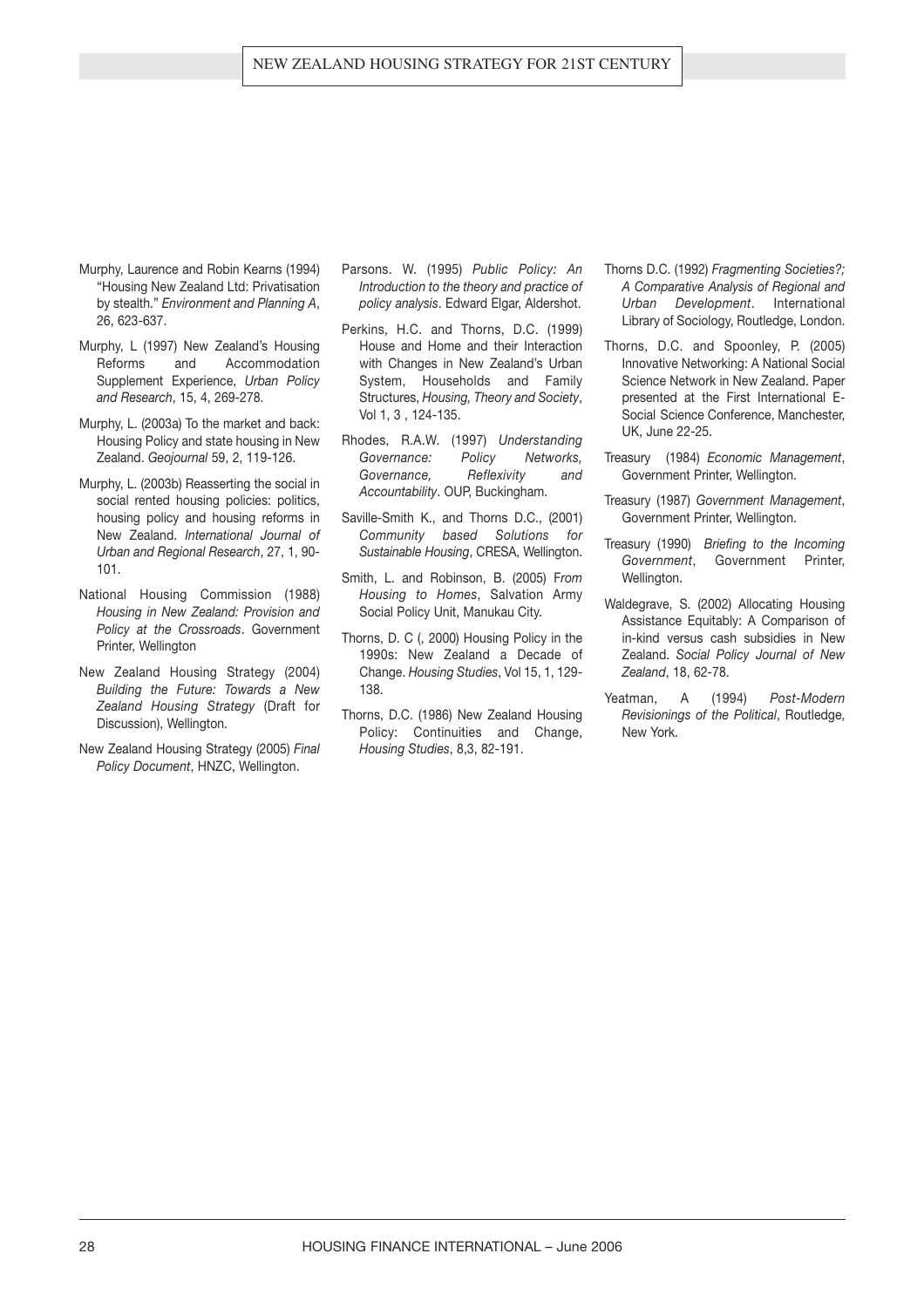Murphy, Laurence and Robin Kearns (1994) "Housing New Zealand Ltd: Privatisation by stealth." *Environment and Planning A*, 26, 623-637.

Murphy, L (1997) New Zealand's Housing Reforms and Accommodation Supplement Experience, *Urban Policy and Research*, 15, 4, 269-278.

Murphy, L. (2003a) To the market and back: Housing Policy and state housing in New Zealand. *Geojournal* 59, 2, 119-126.

Murphy, L. (2003b) Reasserting the social in social rented housing policies: politics, housing policy and housing reforms in New Zealand. *International Journal of Urban and Regional Research*, 27, 1, 90-101.

National Housing Commission (1988) *Housing in New Zealand: Provision and Policy at the Crossroads*. Government Printer, Wellington

New Zealand Housing Strategy (2004) *Building the Future: Towards a New Zealand Housing Strategy* (Draft for Discussion), Wellington.

New Zealand Housing Strategy (2005) *Final Policy Document*, HNZC, Wellington.

Parsons. W. (1995) *Public Policy: An Introduction to the theory and practice of policy analysis*. Edward Elgar, Aldershot.

Perkins, H.C. and Thorns, D.C. (1999) House and Home and their Interaction with Changes in New Zealand's Urban System, Households and Family Structures, *Housing, Theory and Society*, Vol 1, 3 , 124-135.

Rhodes, R.A.W. (1997) *Understanding Governance: Policy Networks, Governance, Reflexivity and Accountability*. OUP, Buckingham.

Saville-Smith K., and Thorns D.C., (2001) *Community based Solutions for Sustainable Housing*, CRESA, Wellington.

Smith, L. and Robinson, B. (2005) *From Housing to Homes*, Salvation Army Social Policy Unit, Manukau City.

Thorns, D. C (, 2000) Housing Policy in the 1990s: New Zealand a Decade of Change. *Housing Studies*, Vol 15, 1, 129-138.

Thorns, D.C. (1986) New Zealand Housing Policy: Continuities and Change, *Housing Studies*, 8,3, 82-191.

Thorns D.C. (1992) *Fragmenting Societies?; A Comparative Analysis of Regional and Urban Development*. International Library of Sociology, Routledge, London.

Thorns, D.C. and Spoonley, P. (2005) Innovative Networking: A National Social Science Network in New Zealand. Paper presented at the First International E-Social Science Conference, Manchester, UK, June 22-25.

Treasury (1984) *Economic Management*, Government Printer, Wellington.

Treasury (1987) *Government Management*, Government Printer, Wellington.

Treasury (1990) *Briefing to the Incoming Government*, Government Printer, Wellington.

Waldegrave, S. (2002) Allocating Housing Assistance Equitably: A Comparison of in-kind versus cash subsidies in New Zealand. *Social Policy Journal of New Zealand*, 18, 62-78.

Yeatman, A (1994) *Post-Modern Revisionings of the Political*, Routledge, New York.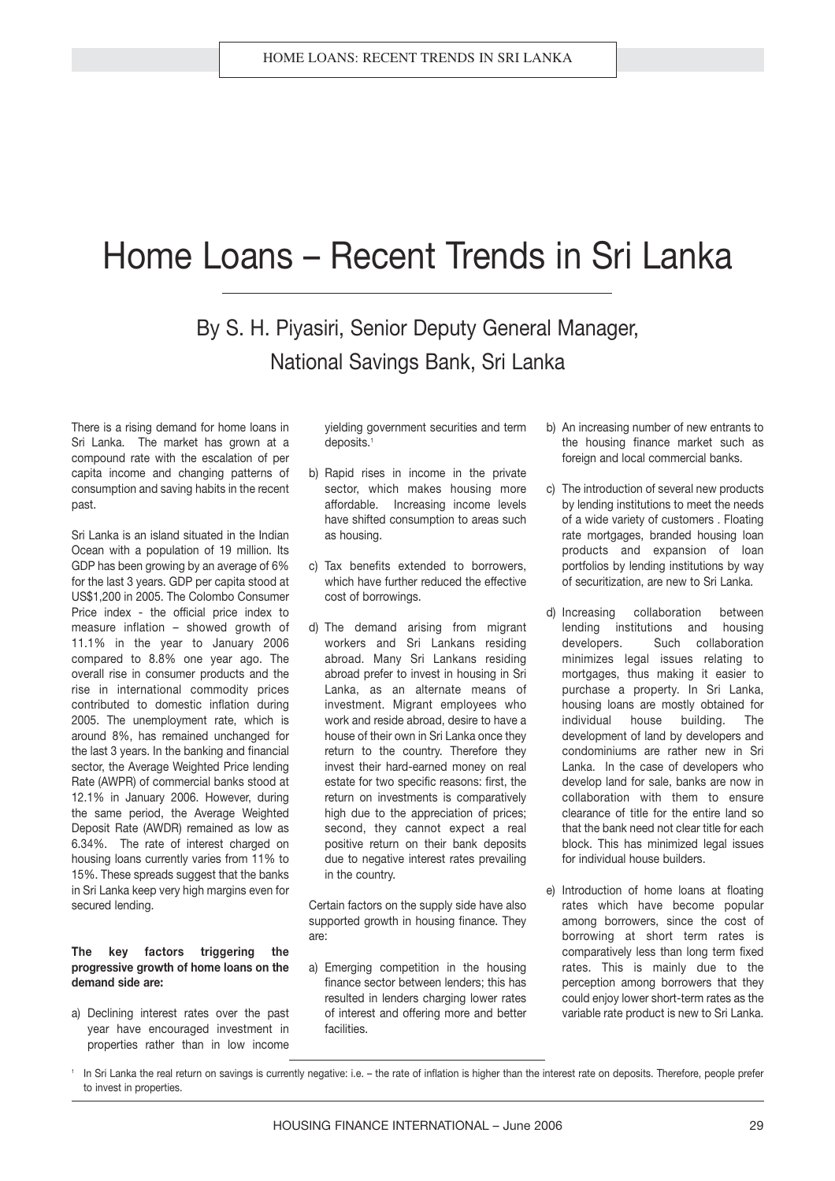# Home Loans – Recent Trends in Sri Lanka

## By S. H. Piyasiri, Senior Deputy General Manager, National Savings Bank, Sri Lanka

There is a rising demand for home loans in Sri Lanka. The market has grown at a compound rate with the escalation of per capita income and changing patterns of consumption and saving habits in the recent past.

Sri Lanka is an island situated in the Indian Ocean with a population of 19 million. Its GDP has been growing by an average of 6% for the last 3 years. GDP per capita stood at US$1,200 in 2005. The Colombo Consumer Price index - the official price index to measure inflation – showed growth of 11.1% in the year to January 2006 compared to 8.8% one year ago. The overall rise in consumer products and the rise in international commodity prices contributed to domestic inflation during 2005. The unemployment rate, which is around 8%, has remained unchanged for the last 3 years. In the banking and financial sector, the Average Weighted Price lending Rate (AWPR) of commercial banks stood at 12.1% in January 2006. However, during the same period, the Average Weighted Deposit Rate (AWDR) remained as low as 6.34%. The rate of interest charged on housing loans currently varies from 11% to 15%. These spreads suggest that the banks in Sri Lanka keep very high margins even for secured lending.

**The key factors triggering the progressive growth of home loans on the demand side are:**

a) Declining interest rates over the past year have encouraged investment in properties rather than in low income yielding government securities and term deposits.[1]

b) Rapid rises in income in the private sector, which makes housing more affordable. Increasing income levels have shifted consumption to areas such as housing.

c) Tax benefits extended to borrowers, which have further reduced the effective cost of borrowings.

d) The demand arising from migrant workers and Sri Lankans residing abroad. Many Sri Lankans residing abroad prefer to invest in housing in Sri Lanka, as an alternate means of investment. Migrant employees who work and reside abroad, desire to have a house of their own in Sri Lanka once they return to the country. Therefore they invest their hard-earned money on real estate for two specific reasons: first, the return on investments is comparatively high due to the appreciation of prices; second, they cannot expect a real positive return on their bank deposits due to negative interest rates prevailing in the country.

Certain factors on the supply side have also supported growth in housing finance. They are:

a) Emerging competition in the housing finance sector between lenders; this has resulted in lenders charging lower rates of interest and offering more and better facilities.

b) An increasing number of new entrants to the housing finance market such as foreign and local commercial banks.

c) The introduction of several new products by lending institutions to meet the needs of a wide variety of customers . Floating rate mortgages, branded housing loan products and expansion of loan portfolios by lending institutions by way of securitization, are new to Sri Lanka.

d) Increasing collaboration between lending institutions and housing developers. Such collaboration minimizes legal issues relating to mortgages, thus making it easier to purchase a property. In Sri Lanka, housing loans are mostly obtained for individual house building. The development of land by developers and condominiums are rather new in Sri Lanka. In the case of developers who develop land for sale, banks are now in collaboration with them to ensure clearance of title for the entire land so that the bank need not clear title for each block. This has minimized legal issues for individual house builders.

e) Introduction of home loans at floating rates which have become popular among borrowers, since the cost of borrowing at short term rates is comparatively less than long term fixed rates. This is mainly due to the perception among borrowers that they could enjoy lower short-term rates as the variable rate product is new to Sri Lanka.

---

[1] In Sri Lanka the real return on savings is currently negative: i.e. – the rate of inflation is higher than the interest rate on deposits. Therefore, people prefer to invest in properties.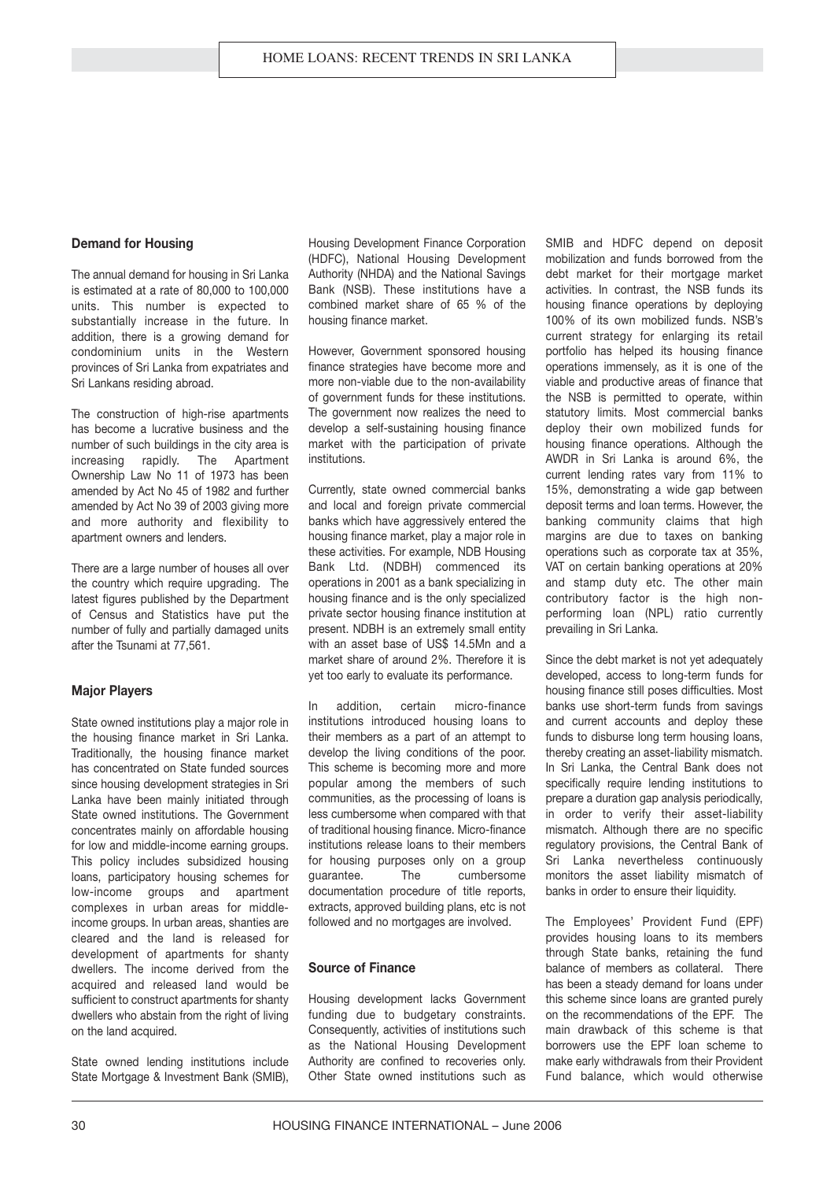## Demand for Housing

The annual demand for housing in Sri Lanka is estimated at a rate of 80,000 to 100,000 units. This number is expected to substantially increase in the future. In addition, there is a growing demand for condominium units in the Western provinces of Sri Lanka from expatriates and Sri Lankans residing abroad.

The construction of high-rise apartments has become a lucrative business and the number of such buildings in the city area is increasing rapidly. The Apartment Ownership Law No 11 of 1973 has been amended by Act No 45 of 1982 and further amended by Act No 39 of 2003 giving more and more authority and flexibility to apartment owners and lenders.

There are a large number of houses all over the country which require upgrading. The latest figures published by the Department of Census and Statistics have put the number of fully and partially damaged units after the Tsunami at 77,561.

## Major Players

State owned institutions play a major role in the housing finance market in Sri Lanka. Traditionally, the housing finance market has concentrated on State funded sources since housing development strategies in Sri Lanka have been mainly initiated through State owned institutions. The Government concentrates mainly on affordable housing for low and middle-income earning groups. This policy includes subsidized housing loans, participatory housing schemes for low-income groups and apartment complexes in urban areas for middle-income groups. In urban areas, shanties are cleared and the land is released for development of apartments for shanty dwellers. The income derived from the acquired and released land would be sufficient to construct apartments for shanty dwellers who abstain from the right of living on the land acquired.

State owned lending institutions include State Mortgage & Investment Bank (SMIB), Housing Development Finance Corporation (HDFC), National Housing Development Authority (NHDA) and the National Savings Bank (NSB). These institutions have a combined market share of 65 % of the housing finance market.

However, Government sponsored housing finance strategies have become more and more non-viable due to the non-availability of government funds for these institutions. The government now realizes the need to develop a self-sustaining housing finance market with the participation of private institutions.

Currently, state owned commercial banks and local and foreign private commercial banks which have aggressively entered the housing finance market, play a major role in these activities. For example, NDB Housing Bank Ltd. (NDBH) commenced its operations in 2001 as a bank specializing in housing finance and is the only specialized private sector housing finance institution at present. NDBH is an extremely small entity with an asset base of US$ 14.5Mn and a market share of around 2%. Therefore it is yet too early to evaluate its performance.

In addition, certain micro-finance institutions introduced housing loans to their members as a part of an attempt to develop the living conditions of the poor. This scheme is becoming more and more popular among the members of such communities, as the processing of loans is less cumbersome when compared with that of traditional housing finance. Micro-finance institutions release loans to their members for housing purposes only on a group guarantee. The cumbersome documentation procedure of title reports, extracts, approved building plans, etc is not followed and no mortgages are involved.

## Source of Finance

Housing development lacks Government funding due to budgetary constraints. Consequently, activities of institutions such as the National Housing Development Authority are confined to recoveries only. Other State owned institutions such as SMIB and HDFC depend on deposit mobilization and funds borrowed from the debt market for their mortgage market activities. In contrast, the NSB funds its housing finance operations by deploying 100% of its own mobilized funds. NSB's current strategy for enlarging its retail portfolio has helped its housing finance operations immensely, as it is one of the viable and productive areas of finance that the NSB is permitted to operate, within statutory limits. Most commercial banks deploy their own mobilized funds for housing finance operations. Although the AWDR in Sri Lanka is around 6%, the current lending rates vary from 11% to 15%, demonstrating a wide gap between deposit terms and loan terms. However, the banking community claims that high margins are due to taxes on banking operations such as corporate tax at 35%, VAT on certain banking operations at 20% and stamp duty etc. The other main contributory factor is the high non-performing loan (NPL) ratio currently prevailing in Sri Lanka.

Since the debt market is not yet adequately developed, access to long-term funds for housing finance still poses difficulties. Most banks use short-term funds from savings and current accounts and deploy these funds to disburse long term housing loans, thereby creating an asset-liability mismatch. In Sri Lanka, the Central Bank does not specifically require lending institutions to prepare a duration gap analysis periodically, in order to verify their asset-liability mismatch. Although there are no specific regulatory provisions, the Central Bank of Sri Lanka nevertheless continuously monitors the asset liability mismatch of banks in order to ensure their liquidity.

The Employees' Provident Fund (EPF) provides housing loans to its members through State banks, retaining the fund balance of members as collateral. There has been a steady demand for loans under this scheme since loans are granted purely on the recommendations of the EPF. The main drawback of this scheme is that borrowers use the EPF loan scheme to make early withdrawals from their Provident Fund balance, which would otherwise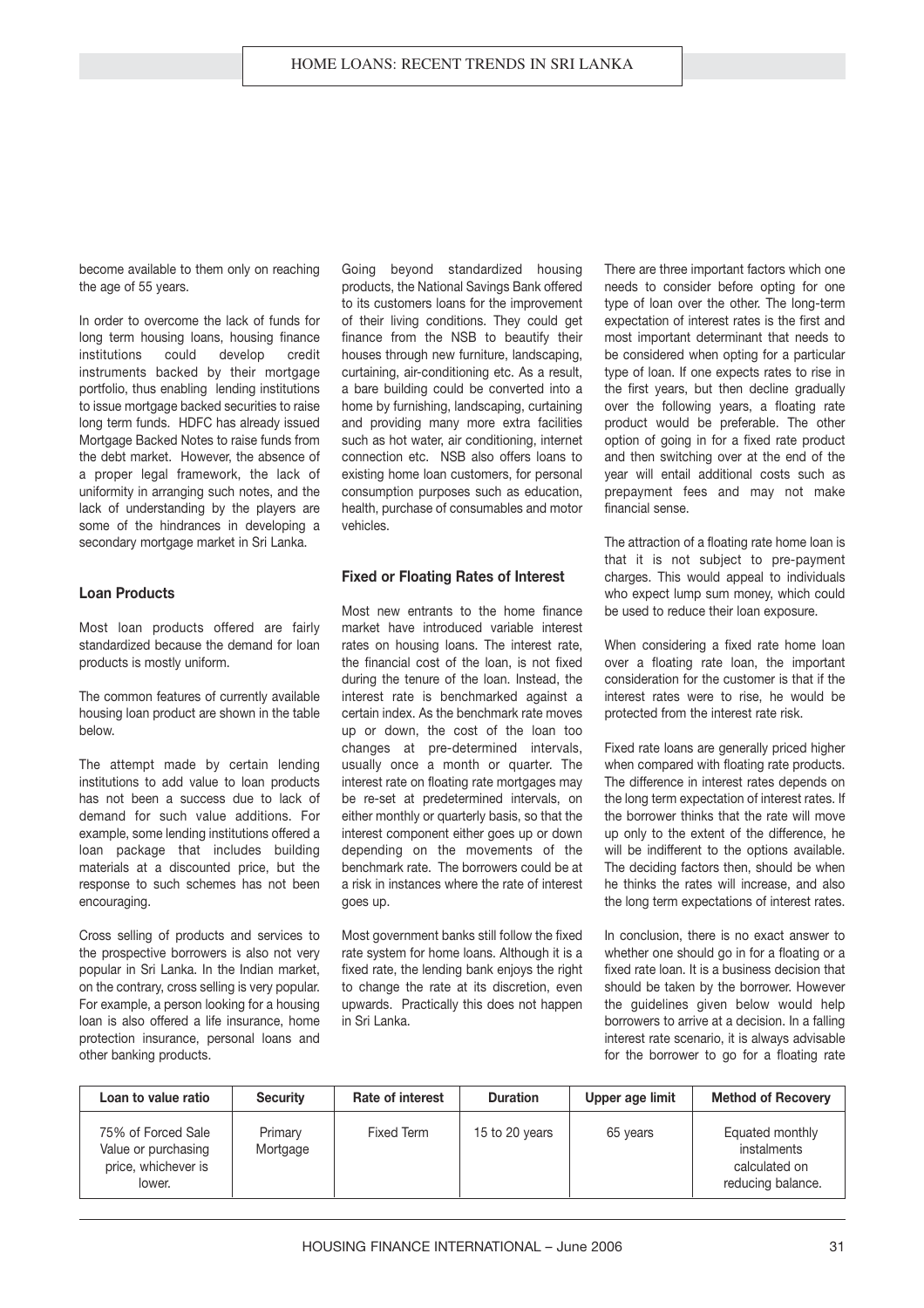become available to them only on reaching the age of 55 years.

In order to overcome the lack of funds for long term housing loans, housing finance institutions could develop credit instruments backed by their mortgage portfolio, thus enabling lending institutions to issue mortgage backed securities to raise long term funds. HDFC has already issued Mortgage Backed Notes to raise funds from the debt market. However, the absence of a proper legal framework, the lack of uniformity in arranging such notes, and the lack of understanding by the players are some of the hindrances in developing a secondary mortgage market in Sri Lanka.

### Loan Products

Most loan products offered are fairly standardized because the demand for loan products is mostly uniform.

The common features of currently available housing loan product are shown in the table below.

The attempt made by certain lending institutions to add value to loan products has not been a success due to lack of demand for such value additions. For example, some lending institutions offered a loan package that includes building materials at a discounted price, but the response to such schemes has not been encouraging.

Cross selling of products and services to the prospective borrowers is also not very popular in Sri Lanka. In the Indian market, on the contrary, cross selling is very popular. For example, a person looking for a housing loan is also offered a life insurance, home protection insurance, personal loans and other banking products.

Going beyond standardized housing products, the National Savings Bank offered to its customers loans for the improvement of their living conditions. They could get finance from the NSB to beautify their houses through new furniture, landscaping, curtaining, air-conditioning etc. As a result, a bare building could be converted into a home by furnishing, landscaping, curtaining and providing many more extra facilities such as hot water, air conditioning, internet connection etc. NSB also offers loans to existing home loan customers, for personal consumption purposes such as education, health, purchase of consumables and motor vehicles.

### Fixed or Floating Rates of Interest

Most new entrants to the home finance market have introduced variable interest rates on housing loans. The interest rate, the financial cost of the loan, is not fixed during the tenure of the loan. Instead, the interest rate is benchmarked against a certain index. As the benchmark rate moves up or down, the cost of the loan too changes at pre-determined intervals, usually once a month or quarter. The interest rate on floating rate mortgages may be re-set at predetermined intervals, on either monthly or quarterly basis, so that the interest component either goes up or down depending on the movements of the benchmark rate. The borrowers could be at a risk in instances where the rate of interest goes up.

Most government banks still follow the fixed rate system for home loans. Although it is a fixed rate, the lending bank enjoys the right to change the rate at its discretion, even upwards. Practically this does not happen in Sri Lanka.

There are three important factors which one needs to consider before opting for one type of loan over the other. The long-term expectation of interest rates is the first and most important determinant that needs to be considered when opting for a particular type of loan. If one expects rates to rise in the first years, but then decline gradually over the following years, a floating rate product would be preferable. The other option of going in for a fixed rate product and then switching over at the end of the year will entail additional costs such as prepayment fees and may not make financial sense.

The attraction of a floating rate home loan is that it is not subject to pre-payment charges. This would appeal to individuals who expect lump sum money, which could be used to reduce their loan exposure.

When considering a fixed rate home loan over a floating rate loan, the important consideration for the customer is that if the interest rates were to rise, he would be protected from the interest rate risk.

Fixed rate loans are generally priced higher when compared with floating rate products. The difference in interest rates depends on the long term expectation of interest rates. If the borrower thinks that the rate will move up only to the extent of the difference, he will be indifferent to the options available. The deciding factors then, should be when he thinks the rates will increase, and also the long term expectations of interest rates.

In conclusion, there is no exact answer to whether one should go in for a floating or a fixed rate loan. It is a business decision that should be taken by the borrower. However the guidelines given below would help borrowers to arrive at a decision. In a falling interest rate scenario, it is always advisable for the borrower to go for a floating rate

| Loan to value ratio | Security | Rate of interest | Duration | Upper age limit | Method of Recovery |
|---|---|---|---|---|---|
| 75% of Forced Sale Value or purchasing price, whichever is lower. | Primary Mortgage | Fixed Term | 15 to 20 years | 65 years | Equated monthly instalments calculated on reducing balance. |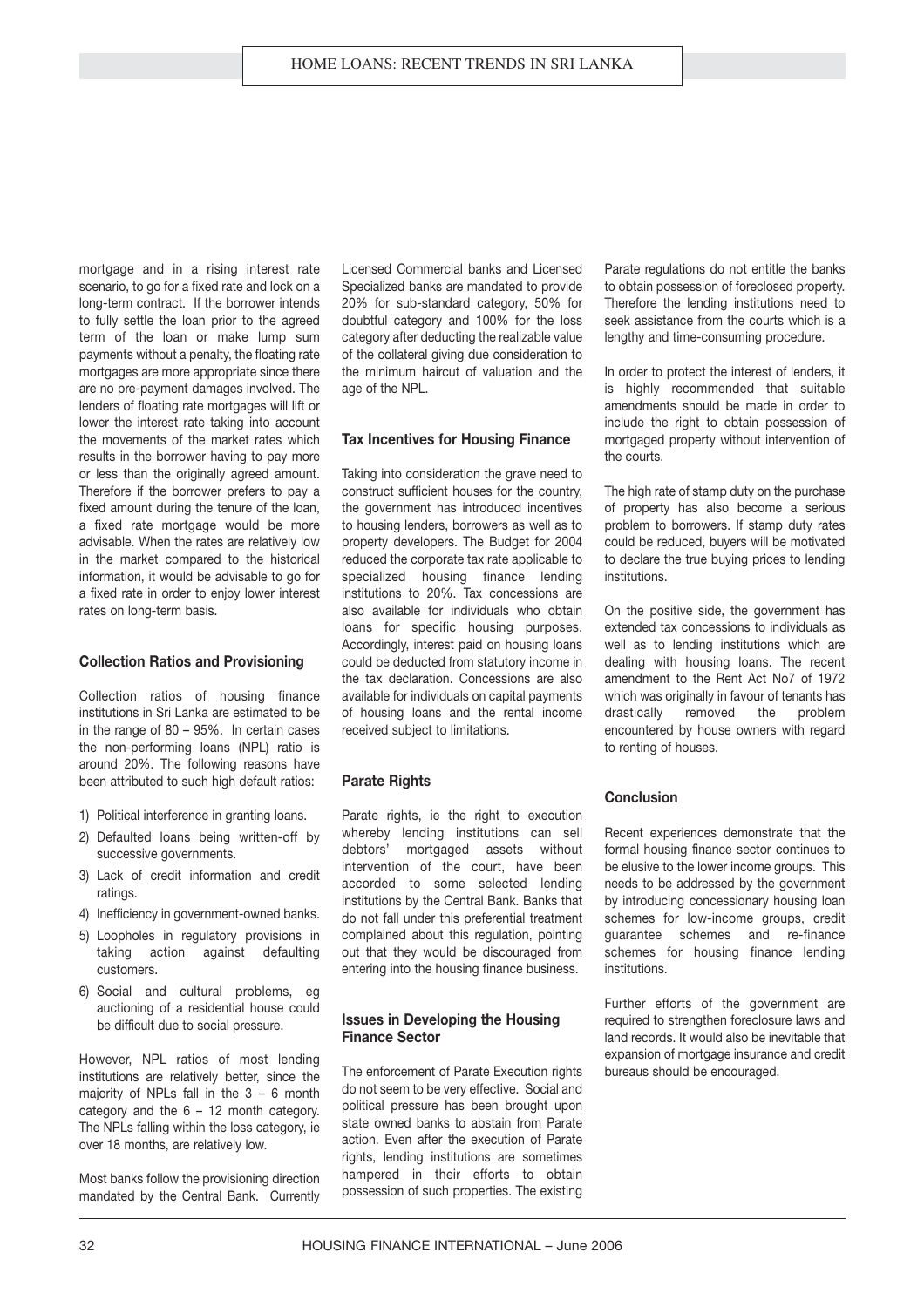mortgage and in a rising interest rate scenario, to go for a fixed rate and lock on a long-term contract. If the borrower intends to fully settle the loan prior to the agreed term of the loan or make lump sum payments without a penalty, the floating rate mortgages are more appropriate since there are no pre-payment damages involved. The lenders of floating rate mortgages will lift or lower the interest rate taking into account the movements of the market rates which results in the borrower having to pay more or less than the originally agreed amount. Therefore if the borrower prefers to pay a fixed amount during the tenure of the loan, a fixed rate mortgage would be more advisable. When the rates are relatively low in the market compared to the historical information, it would be advisable to go for a fixed rate in order to enjoy lower interest rates on long-term basis.

### Collection Ratios and Provisioning

Collection ratios of housing finance institutions in Sri Lanka are estimated to be in the range of 80 – 95%. In certain cases the non-performing loans (NPL) ratio is around 20%. The following reasons have been attributed to such high default ratios:

1) Political interference in granting loans.
2) Defaulted loans being written-off by successive governments.
3) Lack of credit information and credit ratings.
4) Inefficiency in government-owned banks.
5) Loopholes in regulatory provisions in taking action against defaulting customers.
6) Social and cultural problems, eg auctioning of a residential house could be difficult due to social pressure.

However, NPL ratios of most lending institutions are relatively better, since the majority of NPLs fall in the 3 – 6 month category and the 6 – 12 month category. The NPLs falling within the loss category, ie over 18 months, are relatively low.

Most banks follow the provisioning direction mandated by the Central Bank. Currently Licensed Commercial banks and Licensed Specialized banks are mandated to provide 20% for sub-standard category, 50% for doubtful category and 100% for the loss category after deducting the realizable value of the collateral giving due consideration to the minimum haircut of valuation and the age of the NPL.

### Tax Incentives for Housing Finance

Taking into consideration the grave need to construct sufficient houses for the country, the government has introduced incentives to housing lenders, borrowers as well as to property developers. The Budget for 2004 reduced the corporate tax rate applicable to specialized housing finance lending institutions to 20%. Tax concessions are also available for individuals who obtain loans for specific housing purposes. Accordingly, interest paid on housing loans could be deducted from statutory income in the tax declaration. Concessions are also available for individuals on capital payments of housing loans and the rental income received subject to limitations.

### Parate Rights

Parate rights, ie the right to execution whereby lending institutions can sell debtors' mortgaged assets without intervention of the court, have been accorded to some selected lending institutions by the Central Bank. Banks that do not fall under this preferential treatment complained about this regulation, pointing out that they would be discouraged from entering into the housing finance business.

### Issues in Developing the Housing Finance Sector

The enforcement of Parate Execution rights do not seem to be very effective. Social and political pressure has been brought upon state owned banks to abstain from Parate action. Even after the execution of Parate rights, lending institutions are sometimes hampered in their efforts to obtain possession of such properties. The existing Parate regulations do not entitle the banks to obtain possession of foreclosed property. Therefore the lending institutions need to seek assistance from the courts which is a lengthy and time-consuming procedure.

In order to protect the interest of lenders, it is highly recommended that suitable amendments should be made in order to include the right to obtain possession of mortgaged property without intervention of the courts.

The high rate of stamp duty on the purchase of property has also become a serious problem to borrowers. If stamp duty rates could be reduced, buyers will be motivated to declare the true buying prices to lending institutions.

On the positive side, the government has extended tax concessions to individuals as well as to lending institutions which are dealing with housing loans. The recent amendment to the Rent Act No7 of 1972 which was originally in favour of tenants has drastically removed the problem encountered by house owners with regard to renting of houses.

### Conclusion

Recent experiences demonstrate that the formal housing finance sector continues to be elusive to the lower income groups. This needs to be addressed by the government by introducing concessionary housing loan schemes for low-income groups, credit guarantee schemes and re-finance schemes for housing finance lending institutions.

Further efforts of the government are required to strengthen foreclosure laws and land records. It would also be inevitable that expansion of mortgage insurance and credit bureaus should be encouraged.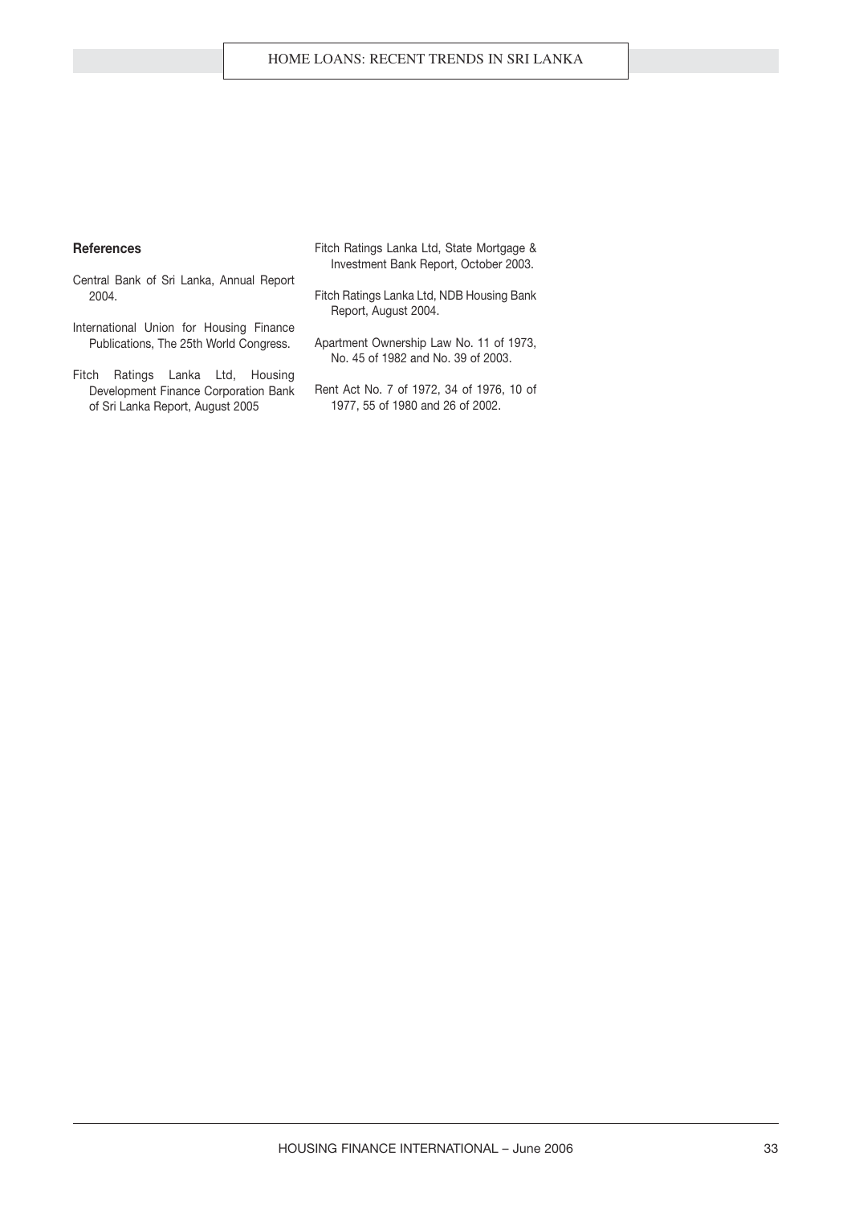### References

Central Bank of Sri Lanka, Annual Report 2004.

International Union for Housing Finance Publications, The 25th World Congress.

Fitch Ratings Lanka Ltd, Housing Development Finance Corporation Bank of Sri Lanka Report, August 2005

Fitch Ratings Lanka Ltd, State Mortgage & Investment Bank Report, October 2003.

Fitch Ratings Lanka Ltd, NDB Housing Bank Report, August 2004.

Apartment Ownership Law No. 11 of 1973, No. 45 of 1982 and No. 39 of 2003.

Rent Act No. 7 of 1972, 34 of 1976, 10 of 1977, 55 of 1980 and 26 of 2002.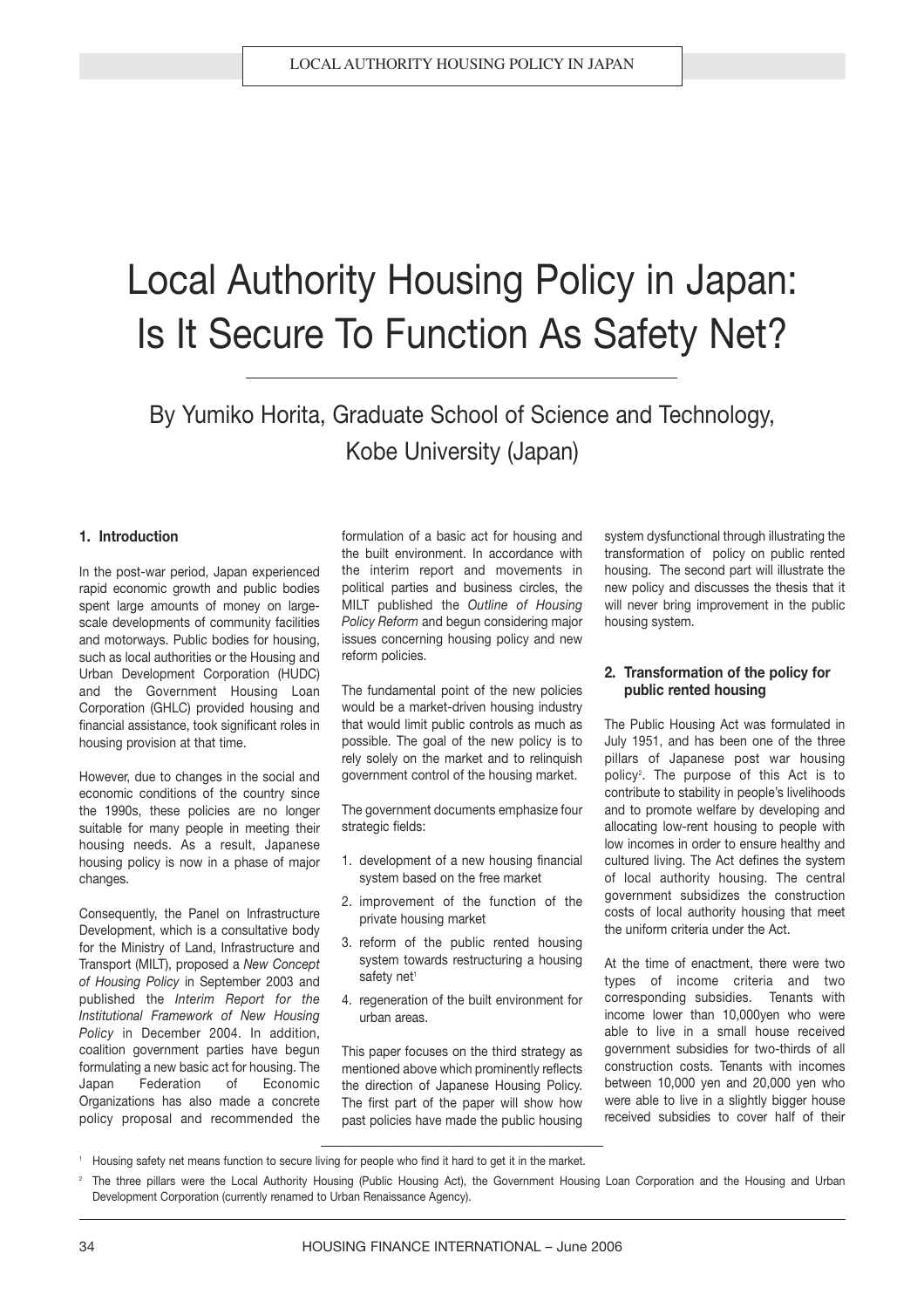# Local Authority Housing Policy in Japan: Is It Secure To Function As Safety Net?

By Yumiko Horita, Graduate School of Science and Technology, Kobe University (Japan)

## 1. Introduction

In the post-war period, Japan experienced rapid economic growth and public bodies spent large amounts of money on large-scale developments of community facilities and motorways. Public bodies for housing, such as local authorities or the Housing and Urban Development Corporation (HUDC) and the Government Housing Loan Corporation (GHLC) provided housing and financial assistance, took significant roles in housing provision at that time.

However, due to changes in the social and economic conditions of the country since the 1990s, these policies are no longer suitable for many people in meeting their housing needs. As a result, Japanese housing policy is now in a phase of major changes.

Consequently, the Panel on Infrastructure Development, which is a consultative body for the Ministry of Land, Infrastructure and Transport (MILT), proposed a *New Concept of Housing Policy* in September 2003 and published the *Interim Report for the Institutional Framework of New Housing Policy* in December 2004. In addition, coalition government parties have begun formulating a new basic act for housing. The Japan Federation of Economic Organizations has also made a concrete policy proposal and recommended the formulation of a basic act for housing and the built environment. In accordance with the interim report and movements in political parties and business circles, the MILT published the *Outline of Housing Policy Reform* and begun considering major issues concerning housing policy and new reform policies.

The fundamental point of the new policies would be a market-driven housing industry that would limit public controls as much as possible. The goal of the new policy is to rely solely on the market and to relinquish government control of the housing market.

The government documents emphasize four strategic fields:

1. development of a new housing financial system based on the free market
2. improvement of the function of the private housing market
3. reform of the public rented housing system towards restructuring a housing safety net[1]
4. regeneration of the built environment for urban areas.

This paper focuses on the third strategy as mentioned above which prominently reflects the direction of Japanese Housing Policy. The first part of the paper will show how past policies have made the public housing system dysfunctional through illustrating the transformation of policy on public rented housing. The second part will illustrate the new policy and discusses the thesis that it will never bring improvement in the public housing system.

## 2. Transformation of the policy for public rented housing

The Public Housing Act was formulated in July 1951, and has been one of the three pillars of Japanese post war housing policy[2]. The purpose of this Act is to contribute to stability in people's livelihoods and to promote welfare by developing and allocating low-rent housing to people with low incomes in order to ensure healthy and cultured living. The Act defines the system of local authority housing. The central government subsidizes the construction costs of local authority housing that meet the uniform criteria under the Act.

At the time of enactment, there were two types of income criteria and two corresponding subsidies. Tenants with income lower than 10,000yen who were able to live in a small house received government subsidies for two-thirds of all construction costs. Tenants with incomes between 10,000 yen and 20,000 yen who were able to live in a slightly bigger house received subsidies to cover half of their

---

[1] Housing safety net means function to secure living for people who find it hard to get it in the market.

[2] The three pillars were the Local Authority Housing (Public Housing Act), the Government Housing Loan Corporation and the Housing and Urban Development Corporation (currently renamed to Urban Renaissance Agency).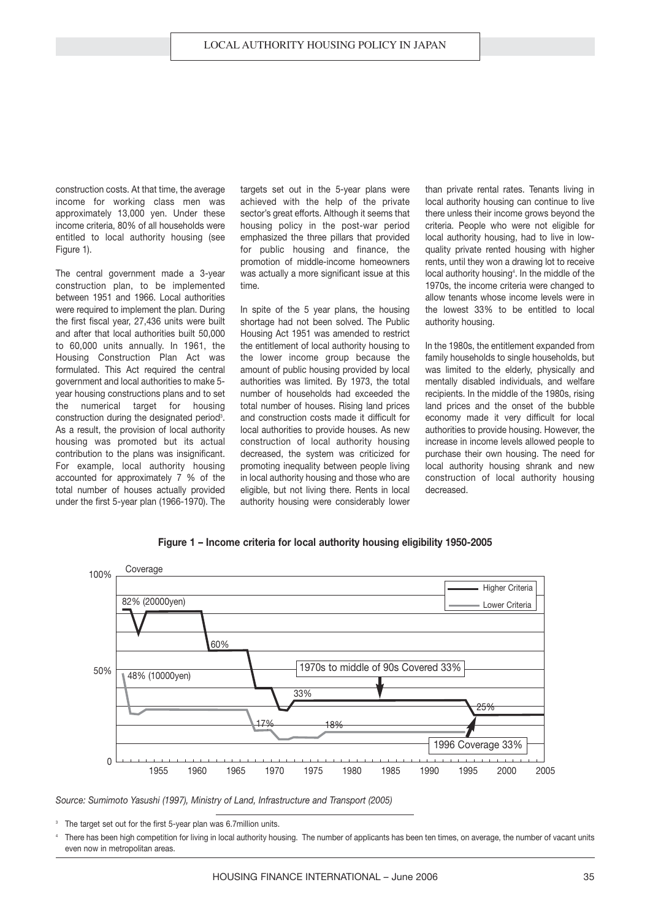construction costs. At that time, the average income for working class men was approximately 13,000 yen. Under these income criteria, 80% of all households were entitled to local authority housing (see Figure 1).

The central government made a 3-year construction plan, to be implemented between 1951 and 1966. Local authorities were required to implement the plan. During the first fiscal year, 27,436 units were built and after that local authorities built 50,000 to 60,000 units annually. In 1961, the Housing Construction Plan Act was formulated. This Act required the central government and local authorities to make 5-year housing constructions plans and to set the numerical target for housing construction during the designated period[3]. As a result, the provision of local authority housing was promoted but its actual contribution to the plans was insignificant. For example, local authority housing accounted for approximately 7 % of the total number of houses actually provided under the first 5-year plan (1966-1970). The targets set out in the 5-year plans were achieved with the help of the private sector's great efforts. Although it seems that housing policy in the post-war period emphasized the three pillars that provided for public housing and finance, the promotion of middle-income homeowners was actually a more significant issue at this time.

In spite of the 5 year plans, the housing shortage had not been solved. The Public Housing Act 1951 was amended to restrict the entitlement of local authority housing to the lower income group because the amount of public housing provided by local authorities was limited. By 1973, the total number of households had exceeded the total number of houses. Rising land prices and construction costs made it difficult for local authorities to provide houses. As new construction of local authority housing decreased, the system was criticized for promoting inequality between people living in local authority housing and those who are eligible, but not living there. Rents in local authority housing were considerably lower than private rental rates. Tenants living in local authority housing can continue to live there unless their income grows beyond the criteria. People who were not eligible for local authority housing, had to live in low-quality private rented housing with higher rents, until they won a drawing lot to receive local authority housing[4]. In the middle of the 1970s, the income criteria were changed to allow tenants whose income levels were in the lowest 33% to be entitled to local authority housing.

In the 1980s, the entitlement expanded from family households to single households, but was limited to the elderly, physically and mentally disabled individuals, and welfare recipients. In the middle of the 1980s, rising land prices and the onset of the bubble economy made it very difficult for local authorities to provide housing. However, the increase in income levels allowed people to purchase their own housing. The need for local authority housing shrank and new construction of local authority housing decreased.

**Figure 1 – Income criteria for local authority housing eligibility 1950-2005**

*Source: Sumimoto Yasushi (1997), Ministry of Land, Infrastructure and Transport (2005)*

[3] The target set out for the first 5-year plan was 6.7million units.

[4] There has been high competition for living in local authority housing. The number of applicants has been ten times, on average, the number of vacant units even now in metropolitan areas.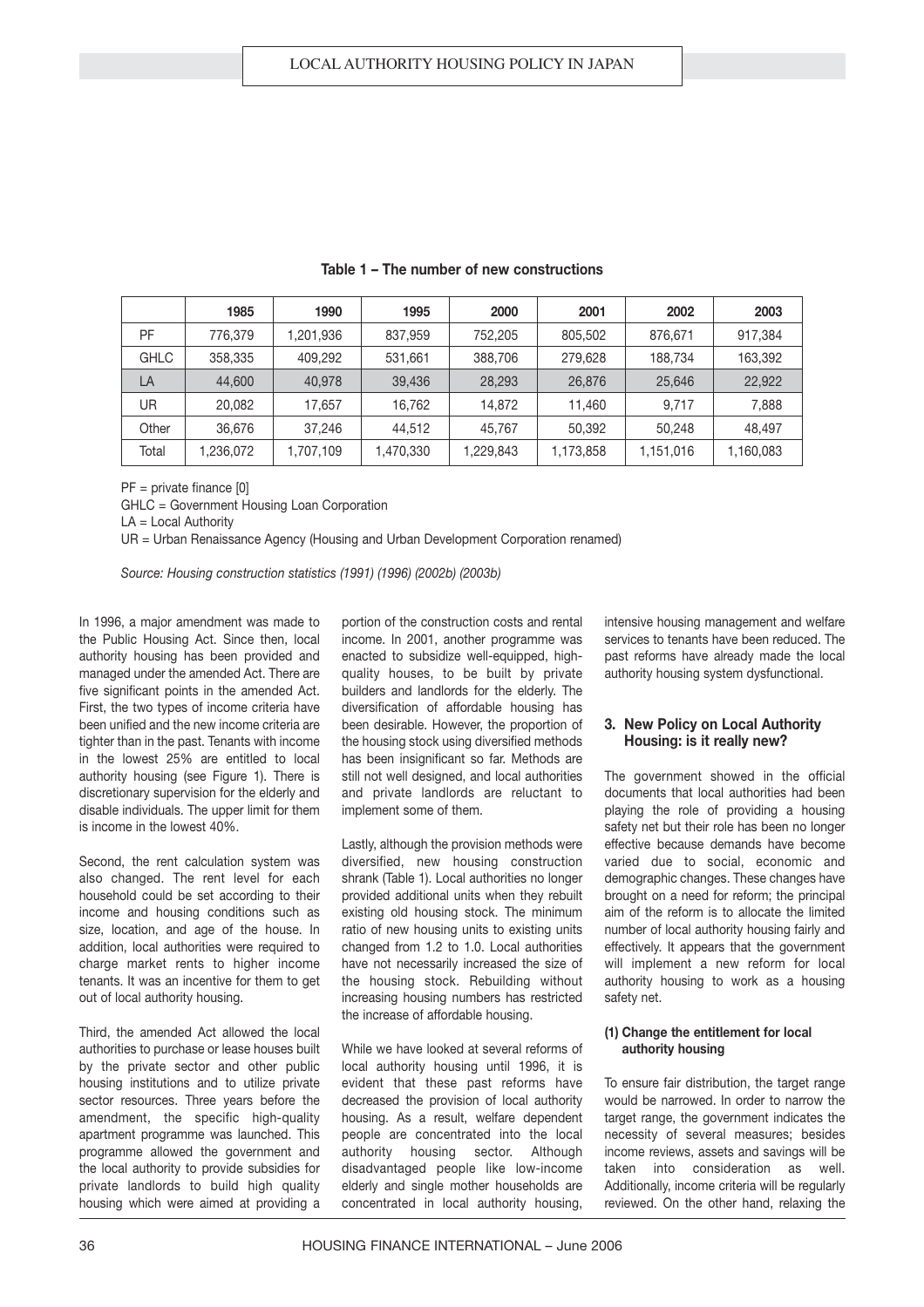**Table 1 – The number of new constructions**

| | 1985 | 1990 | 1995 | 2000 | 2001 | 2002 | 2003 |
|---|---|---|---|---|---|---|---|
| PF | 776,379 | 1,201,936 | 837,959 | 752,205 | 805,502 | 876,671 | 917,384 |
| GHLC | 358,335 | 409,292 | 531,661 | 388,706 | 279,628 | 188,734 | 163,392 |
| LA | 44,600 | 40,978 | 39,436 | 28,293 | 26,876 | 25,646 | 22,922 |
| UR | 20,082 | 17,657 | 16,762 | 14,872 | 11,460 | 9,717 | 7,888 |
| Other | 36,676 | 37,246 | 44,512 | 45,767 | 50,392 | 50,248 | 48,497 |
| Total | 1,236,072 | 1,707,109 | 1,470,330 | 1,229,843 | 1,173,858 | 1,151,016 | 1,160,083 |

PF = private finance [0]

GHLC = Government Housing Loan Corporation

LA = Local Authority

UR = Urban Renaissance Agency (Housing and Urban Development Corporation renamed)

*Source: Housing construction statistics (1991) (1996) (2002b) (2003b)*

In 1996, a major amendment was made to the Public Housing Act. Since then, local authority housing has been provided and managed under the amended Act. There are five significant points in the amended Act. First, the two types of income criteria have been unified and the new income criteria are tighter than in the past. Tenants with income in the lowest 25% are entitled to local authority housing (see Figure 1). There is discretionary supervision for the elderly and disable individuals. The upper limit for them is income in the lowest 40%.

Second, the rent calculation system was also changed. The rent level for each household could be set according to their income and housing conditions such as size, location, and age of the house. In addition, local authorities were required to charge market rents to higher income tenants. It was an incentive for them to get out of local authority housing.

Third, the amended Act allowed the local authorities to purchase or lease houses built by the private sector and other public housing institutions and to utilize private sector resources. Three years before the amendment, the specific high-quality apartment programme was launched. This programme allowed the government and the local authority to provide subsidies for private landlords to build high quality housing which were aimed at providing a portion of the construction costs and rental income. In 2001, another programme was enacted to subsidize well-equipped, high-quality houses, to be built by private builders and landlords for the elderly. The diversification of affordable housing has been desirable. However, the proportion of the housing stock using diversified methods has been insignificant so far. Methods are still not well designed, and local authorities and private landlords are reluctant to implement some of them.

Lastly, although the provision methods were diversified, new housing construction shrank (Table 1). Local authorities no longer provided additional units when they rebuilt existing old housing stock. The minimum ratio of new housing units to existing units changed from 1.2 to 1.0. Local authorities have not necessarily increased the size of the housing stock. Rebuilding without increasing housing numbers has restricted the increase of affordable housing.

While we have looked at several reforms of local authority housing until 1996, it is evident that these past reforms have decreased the provision of local authority housing. As a result, welfare dependent people are concentrated into the local authority housing sector. Although disadvantaged people like low-income elderly and single mother households are concentrated in local authority housing, intensive housing management and welfare services to tenants have been reduced. The past reforms have already made the local authority housing system dysfunctional.

### 3. New Policy on Local Authority Housing: is it really new?

The government showed in the official documents that local authorities had been playing the role of providing a housing safety net but their role has been no longer effective because demands have become varied due to social, economic and demographic changes. These changes have brought on a need for reform; the principal aim of the reform is to allocate the limited number of local authority housing fairly and effectively. It appears that the government will implement a new reform for local authority housing to work as a housing safety net.

#### (1) Change the entitlement for local authority housing

To ensure fair distribution, the target range would be narrowed. In order to narrow the target range, the government indicates the necessity of several measures; besides income reviews, assets and savings will be taken into consideration as well. Additionally, income criteria will be regularly reviewed. On the other hand, relaxing the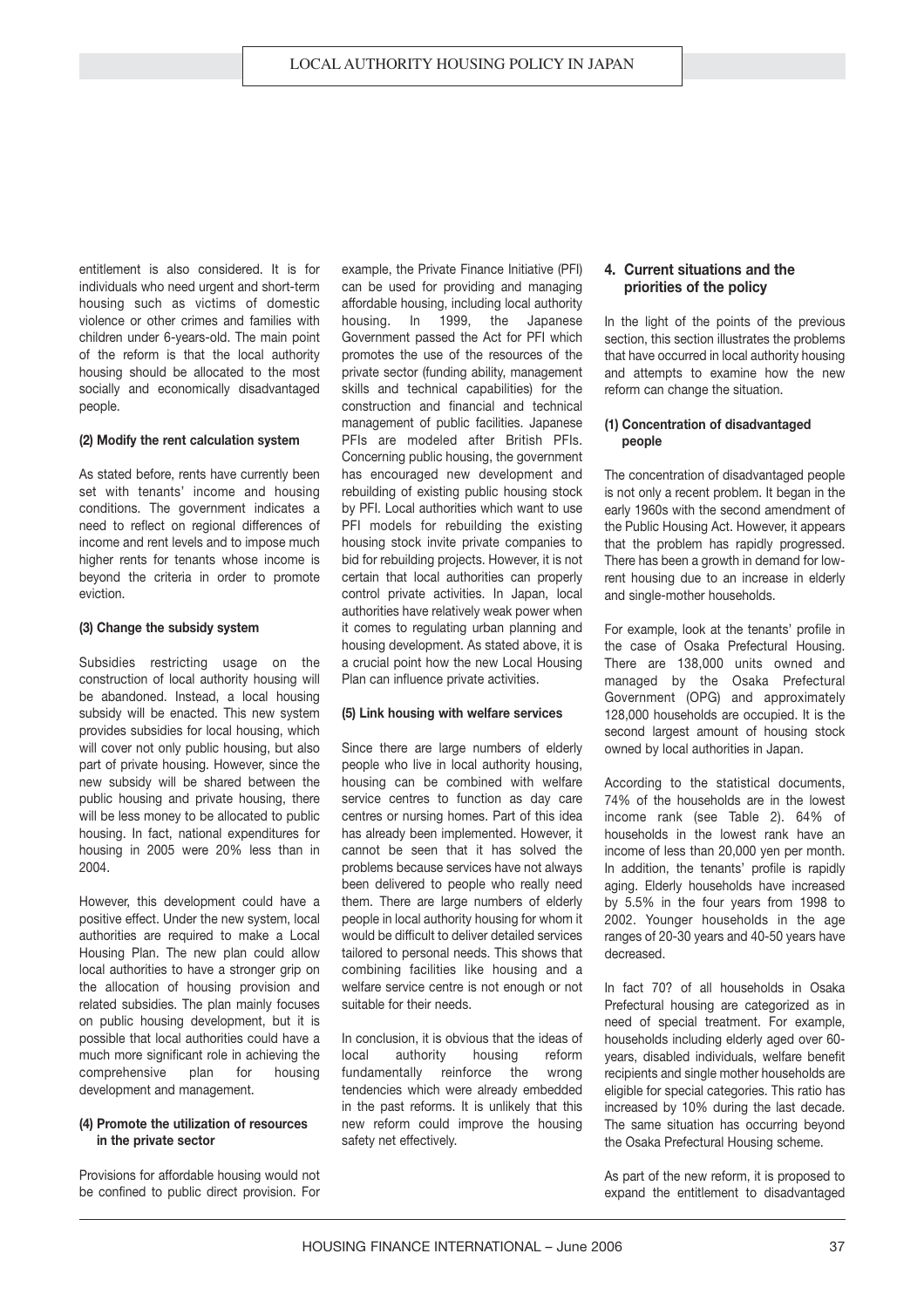entitlement is also considered. It is for individuals who need urgent and short-term housing such as victims of domestic violence or other crimes and families with children under 6-years-old. The main point of the reform is that the local authority housing should be allocated to the most socially and economically disadvantaged people.

#### (2) Modify the rent calculation system

As stated before, rents have currently been set with tenants' income and housing conditions. The government indicates a need to reflect on regional differences of income and rent levels and to impose much higher rents for tenants whose income is beyond the criteria in order to promote eviction.

#### (3) Change the subsidy system

Subsidies restricting usage on the construction of local authority housing will be abandoned. Instead, a local housing subsidy will be enacted. This new system provides subsidies for local housing, which will cover not only public housing, but also part of private housing. However, since the new subsidy will be shared between the public housing and private housing, there will be less money to be allocated to public housing. In fact, national expenditures for housing in 2005 were 20% less than in 2004.

However, this development could have a positive effect. Under the new system, local authorities are required to make a Local Housing Plan. The new plan could allow local authorities to have a stronger grip on the allocation of housing provision and related subsidies. The plan mainly focuses on public housing development, but it is possible that local authorities could have a much more significant role in achieving the comprehensive plan for housing development and management.

#### (4) Promote the utilization of resources in the private sector

Provisions for affordable housing would not be confined to public direct provision. For example, the Private Finance Initiative (PFI) can be used for providing and managing affordable housing, including local authority housing. In 1999, the Japanese Government passed the Act for PFI which promotes the use of the resources of the private sector (funding ability, management skills and technical capabilities) for the construction and financial and technical management of public facilities. Japanese PFIs are modeled after British PFIs. Concerning public housing, the government has encouraged new development and rebuilding of existing public housing stock by PFI. Local authorities which want to use PFI models for rebuilding the existing housing stock invite private companies to bid for rebuilding projects. However, it is not certain that local authorities can properly control private activities. In Japan, local authorities have relatively weak power when it comes to regulating urban planning and housing development. As stated above, it is a crucial point how the new Local Housing Plan can influence private activities.

#### (5) Link housing with welfare services

Since there are large numbers of elderly people who live in local authority housing, housing can be combined with welfare service centres to function as day care centres or nursing homes. Part of this idea has already been implemented. However, it cannot be seen that it has solved the problems because services have not always been delivered to people who really need them. There are large numbers of elderly people in local authority housing for whom it would be difficult to deliver detailed services tailored to personal needs. This shows that combining facilities like housing and a welfare service centre is not enough or not suitable for their needs.

In conclusion, it is obvious that the ideas of local authority housing reform fundamentally reinforce the wrong tendencies which were already embedded in the past reforms. It is unlikely that this new reform could improve the housing safety net effectively.

## 4. Current situations and the priorities of the policy

In the light of the points of the previous section, this section illustrates the problems that have occurred in local authority housing and attempts to examine how the new reform can change the situation.

#### (1) Concentration of disadvantaged people

The concentration of disadvantaged people is not only a recent problem. It began in the early 1960s with the second amendment of the Public Housing Act. However, it appears that the problem has rapidly progressed. There has been a growth in demand for low-rent housing due to an increase in elderly and single-mother households.

For example, look at the tenants' profile in the case of Osaka Prefectural Housing. There are 138,000 units owned and managed by the Osaka Prefectural Government (OPG) and approximately 128,000 households are occupied. It is the second largest amount of housing stock owned by local authorities in Japan.

According to the statistical documents, 74% of the households are in the lowest income rank (see Table 2). 64% of households in the lowest rank have an income of less than 20,000 yen per month. In addition, the tenants' profile is rapidly aging. Elderly households have increased by 5.5% in the four years from 1998 to 2002. Younger households in the age ranges of 20-30 years and 40-50 years have decreased.

In fact 70? of all households in Osaka Prefectural housing are categorized as in need of special treatment. For example, households including elderly aged over 60-years, disabled individuals, welfare benefit recipients and single mother households are eligible for special categories. This ratio has increased by 10% during the last decade. The same situation has occurring beyond the Osaka Prefectural Housing scheme.

As part of the new reform, it is proposed to expand the entitlement to disadvantaged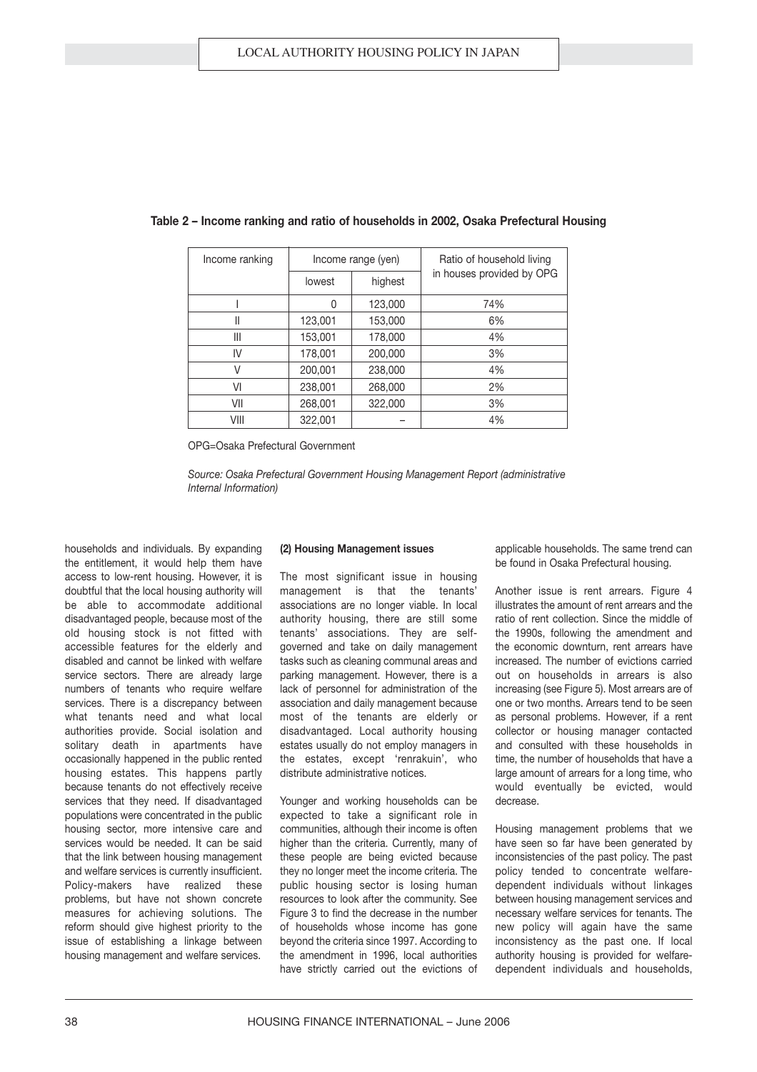**Table 2 – Income ranking and ratio of households in 2002, Osaka Prefectural Housing**

| Income ranking | Income range (yen) | | Ratio of household living in houses provided by OPG |
|---|---|---|---|
| | lowest | highest | |
| I | 0 | 123,000 | 74% |
| II | 123,001 | 153,000 | 6% |
| III | 153,001 | 178,000 | 4% |
| IV | 178,001 | 200,000 | 3% |
| V | 200,001 | 238,000 | 4% |
| VI | 238,001 | 268,000 | 2% |
| VII | 268,001 | 322,000 | 3% |
| VIII | 322,001 | – | 4% |

OPG=Osaka Prefectural Government

*Source: Osaka Prefectural Government Housing Management Report (administrative Internal Information)*

households and individuals. By expanding the entitlement, it would help them have access to low-rent housing. However, it is doubtful that the local housing authority will be able to accommodate additional disadvantaged people, because most of the old housing stock is not fitted with accessible features for the elderly and disabled and cannot be linked with welfare service sectors. There are already large numbers of tenants who require welfare services. There is a discrepancy between what tenants need and what local authorities provide. Social isolation and solitary death in apartments have occasionally happened in the public rented housing estates. This happens partly because tenants do not effectively receive services that they need. If disadvantaged populations were concentrated in the public housing sector, more intensive care and services would be needed. It can be said that the link between housing management and welfare services is currently insufficient. Policy-makers have realized these problems, but have not shown concrete measures for achieving solutions. The reform should give highest priority to the issue of establishing a linkage between housing management and welfare services.

**(2) Housing Management issues**

The most significant issue in housing management is that the tenants' associations are no longer viable. In local authority housing, there are still some tenants' associations. They are self-governed and take on daily management tasks such as cleaning communal areas and parking management. However, there is a lack of personnel for administration of the association and daily management because most of the tenants are elderly or disadvantaged. Local authority housing estates usually do not employ managers in the estates, except 'renrakuin', who distribute administrative notices.

Younger and working households can be expected to take a significant role in communities, although their income is often higher than the criteria. Currently, many of these people are being evicted because they no longer meet the income criteria. The public housing sector is losing human resources to look after the community. See Figure 3 to find the decrease in the number of households whose income has gone beyond the criteria since 1997. According to the amendment in 1996, local authorities have strictly carried out the evictions of applicable households. The same trend can be found in Osaka Prefectural housing.

Another issue is rent arrears. Figure 4 illustrates the amount of rent arrears and the ratio of rent collection. Since the middle of the 1990s, following the amendment and the economic downturn, rent arrears have increased. The number of evictions carried out on households in arrears is also increasing (see Figure 5). Most arrears are of one or two months. Arrears tend to be seen as personal problems. However, if a rent collector or housing manager contacted and consulted with these households in time, the number of households that have a large amount of arrears for a long time, who would eventually be evicted, would decrease.

Housing management problems that we have seen so far have been generated by inconsistencies of the past policy. The past policy tended to concentrate welfare-dependent individuals without linkages between housing management services and necessary welfare services for tenants. The new policy will again have the same inconsistency as the past one. If local authority housing is provided for welfare-dependent individuals and households,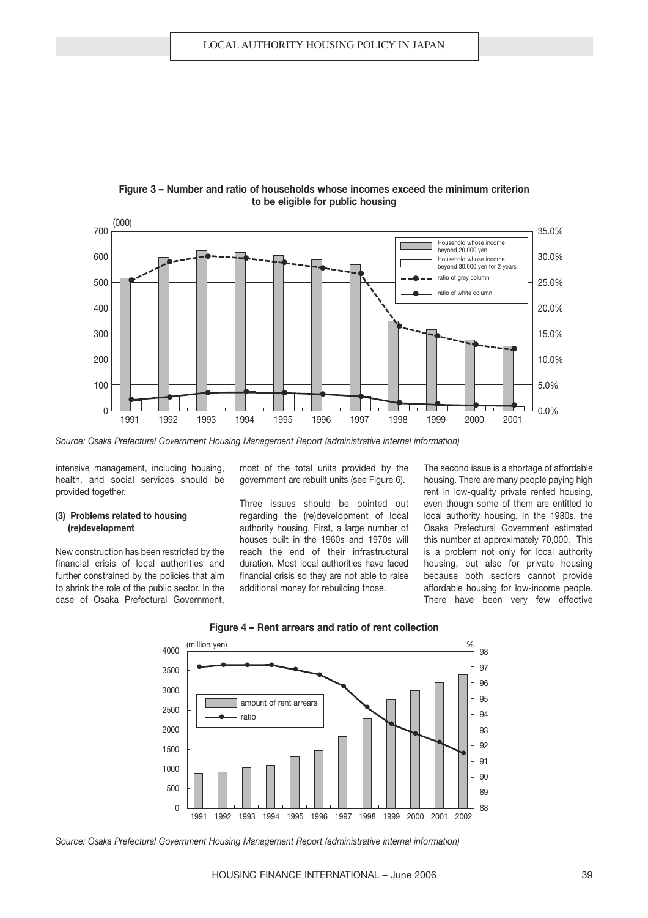**Figure 3 – Number and ratio of households whose incomes exceed the minimum criterion to be eligible for public housing**

*Source: Osaka Prefectural Government Housing Management Report (administrative internal information)*

intensive management, including housing, health, and social services should be provided together.

#### (3) Problems related to housing (re)development

New construction has been restricted by the financial crisis of local authorities and further constrained by the policies that aim to shrink the role of the public sector. In the case of Osaka Prefectural Government, most of the total units provided by the government are rebuilt units (see Figure 6).

Three issues should be pointed out regarding the (re)development of local authority housing. First, a large number of houses built in the 1960s and 1970s will reach the end of their infrastructural duration. Most local authorities have faced financial crisis so they are not able to raise additional money for rebuilding those.

The second issue is a shortage of affordable housing. There are many people paying high rent in low-quality private rented housing, even though some of them are entitled to local authority housing. In the 1980s, the Osaka Prefectural Government estimated this number at approximately 70,000. This is a problem not only for local authority housing, but also for private housing because both sectors cannot provide affordable housing for low-income people. There have been very few effective

**Figure 4 – Rent arrears and ratio of rent collection**

*Source: Osaka Prefectural Government Housing Management Report (administrative internal information)*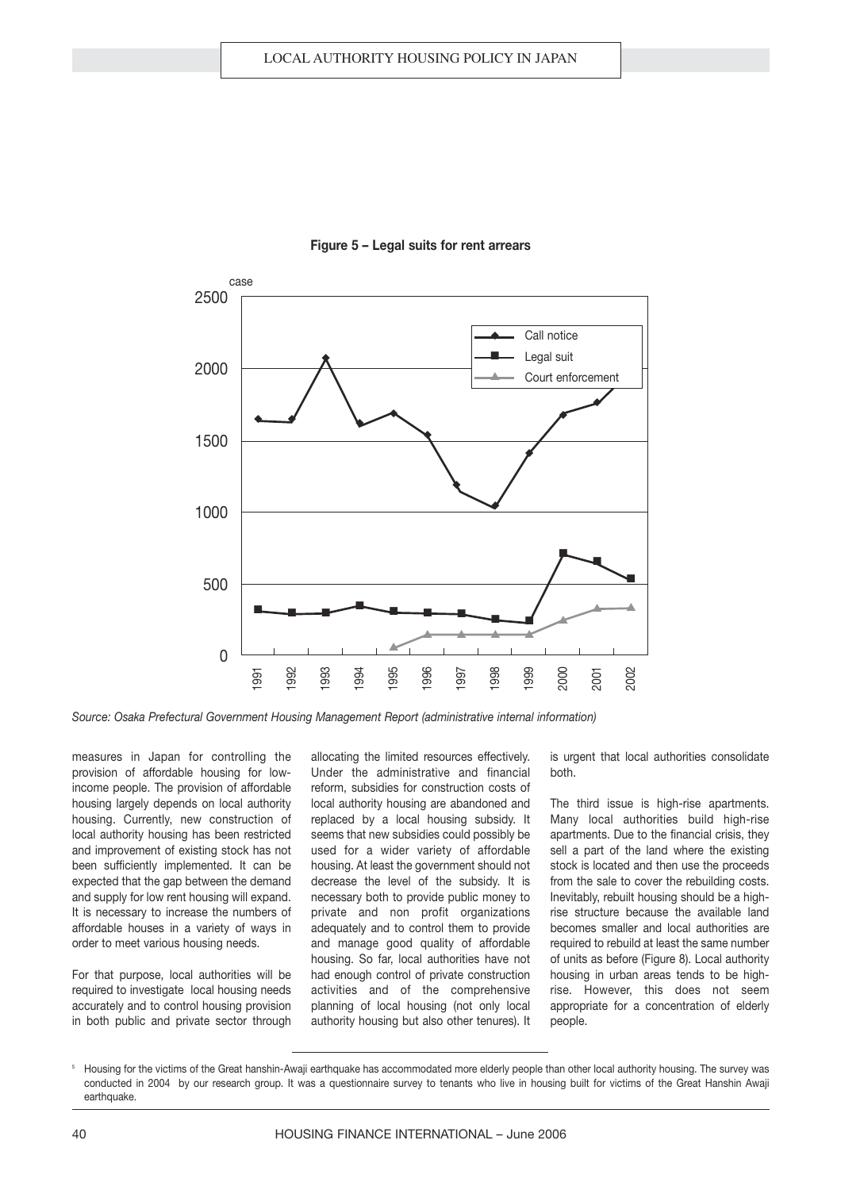**Figure 5 – Legal suits for rent arrears**

*Source: Osaka Prefectural Government Housing Management Report (administrative internal information)*

measures in Japan for controlling the provision of affordable housing for low-income people. The provision of affordable housing largely depends on local authority housing. Currently, new construction of local authority housing has been restricted and improvement of existing stock has not been sufficiently implemented. It can be expected that the gap between the demand and supply for low rent housing will expand. It is necessary to increase the numbers of affordable houses in a variety of ways in order to meet various housing needs.

For that purpose, local authorities will be required to investigate local housing needs accurately and to control housing provision in both public and private sector through allocating the limited resources effectively. Under the administrative and financial reform, subsidies for construction costs of local authority housing are abandoned and replaced by a local housing subsidy. It seems that new subsidies could possibly be used for a wider variety of affordable housing. At least the government should not decrease the level of the subsidy. It is necessary both to provide public money to private and non profit organizations adequately and to control them to provide and manage good quality of affordable housing. So far, local authorities have not had enough control of private construction activities and of the comprehensive planning of local housing (not only local authority housing but also other tenures). It is urgent that local authorities consolidate both.

The third issue is high-rise apartments. Many local authorities build high-rise apartments. Due to the financial crisis, they sell a part of the land where the existing stock is located and then use the proceeds from the sale to cover the rebuilding costs. Inevitably, rebuilt housing should be a high-rise structure because the available land becomes smaller and local authorities are required to rebuild at least the same number of units as before (Figure 8). Local authority housing in urban areas tends to be high-rise. However, this does not seem appropriate for a concentration of elderly people.

---

[5] Housing for the victims of the Great hanshin-Awaji earthquake has accommodated more elderly people than other local authority housing. The survey was conducted in 2004 by our research group. It was a questionnaire survey to tenants who live in housing built for victims of the Great Hanshin Awaji earthquake.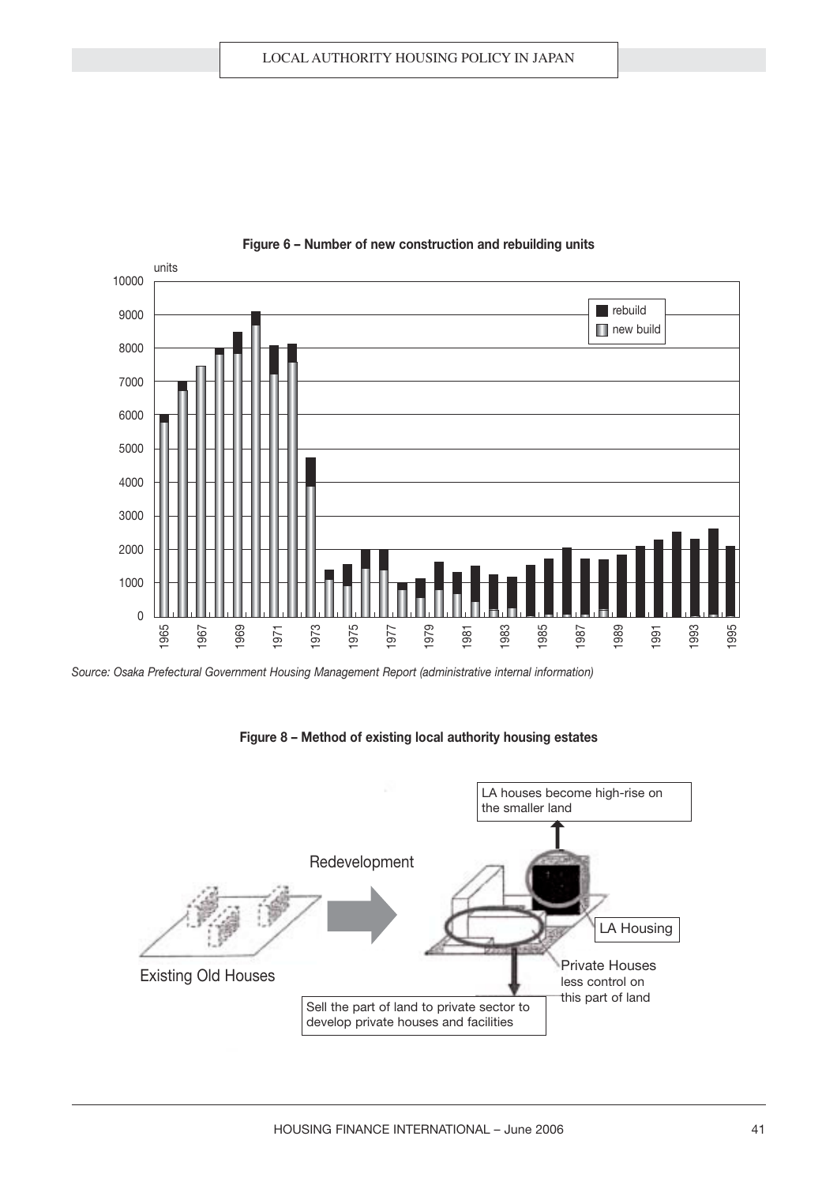**Figure 6 – Number of new construction and rebuilding units**

*Source: Osaka Prefectural Government Housing Management Report (administrative internal information)*

**Figure 8 – Method of existing local authority housing estates**

Existing Old Houses

Redevelopment

LA houses become high-rise on the smaller land

LA Housing

Private Houses less control on this part of land

Sell the part of land to private sector to develop private houses and facilities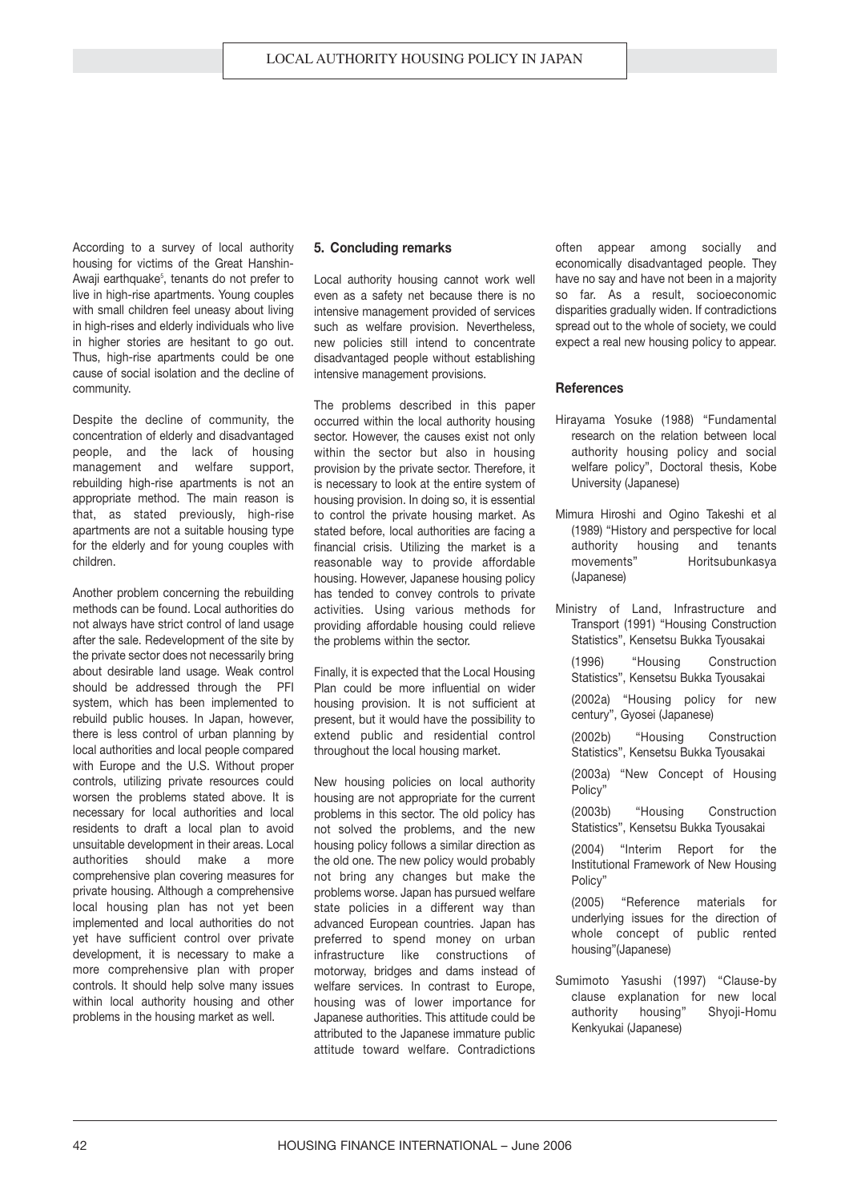According to a survey of local authority housing for victims of the Great Hanshin-Awaji earthquake[5], tenants do not prefer to live in high-rise apartments. Young couples with small children feel uneasy about living in high-rises and elderly individuals who live in higher stories are hesitant to go out. Thus, high-rise apartments could be one cause of social isolation and the decline of community.

Despite the decline of community, the concentration of elderly and disadvantaged people, and the lack of housing management and welfare support, rebuilding high-rise apartments is not an appropriate method. The main reason is that, as stated previously, high-rise apartments are not a suitable housing type for the elderly and for young couples with children.

Another problem concerning the rebuilding methods can be found. Local authorities do not always have strict control of land usage after the sale. Redevelopment of the site by the private sector does not necessarily bring about desirable land usage. Weak control should be addressed through the PFI system, which has been implemented to rebuild public houses. In Japan, however, there is less control of urban planning by local authorities and local people compared with Europe and the U.S. Without proper controls, utilizing private resources could worsen the problems stated above. It is necessary for local authorities and local residents to draft a local plan to avoid unsuitable development in their areas. Local authorities should make a more comprehensive plan covering measures for private housing. Although a comprehensive local housing plan has not yet been implemented and local authorities do not yet have sufficient control over private development, it is necessary to make a more comprehensive plan with proper controls. It should help solve many issues within local authority housing and other problems in the housing market as well.

## 5. Concluding remarks

Local authority housing cannot work well even as a safety net because there is no intensive management provided of services such as welfare provision. Nevertheless, new policies still intend to concentrate disadvantaged people without establishing intensive management provisions.

The problems described in this paper occurred within the local authority housing sector. However, the causes exist not only within the sector but also in housing provision by the private sector. Therefore, it is necessary to look at the entire system of housing provision. In doing so, it is essential to control the private housing market. As stated before, local authorities are facing a financial crisis. Utilizing the market is a reasonable way to provide affordable housing. However, Japanese housing policy has tended to convey controls to private activities. Using various methods for providing affordable housing could relieve the problems within the sector.

Finally, it is expected that the Local Housing Plan could be more influential on wider housing provision. It is not sufficient at present, but it would have the possibility to extend public and residential control throughout the local housing market.

New housing policies on local authority housing are not appropriate for the current problems in this sector. The old policy has not solved the problems, and the new housing policy follows a similar direction as the old one. The new policy would probably not bring any changes but make the problems worse. Japan has pursued welfare state policies in a different way than advanced European countries. Japan has preferred to spend money on urban infrastructure like constructions of motorway, bridges and dams instead of welfare services. In contrast to Europe, housing was of lower importance for Japanese authorities. This attitude could be attributed to the Japanese immature public attitude toward welfare. Contradictions often appear among socially and economically disadvantaged people. They have no say and have not been in a majority so far. As a result, socioeconomic disparities gradually widen. If contradictions spread out to the whole of society, we could expect a real new housing policy to appear.

## References

Hirayama Yosuke (1988) "Fundamental research on the relation between local authority housing policy and social welfare policy", Doctoral thesis, Kobe University (Japanese)

Mimura Hiroshi and Ogino Takeshi et al (1989) "History and perspective for local authority housing and tenants movements" Horitsubunkasya (Japanese)

Ministry of Land, Infrastructure and Transport (1991) "Housing Construction Statistics", Kensetsu Bukka Tyousakai

(1996) "Housing Construction Statistics", Kensetsu Bukka Tyousakai

(2002a) "Housing policy for new century", Gyosei (Japanese)

(2002b) "Housing Construction Statistics", Kensetsu Bukka Tyousakai

(2003a) "New Concept of Housing Policy"

(2003b) "Housing Construction Statistics", Kensetsu Bukka Tyousakai

(2004) "Interim Report for the Institutional Framework of New Housing Policy"

(2005) "Reference materials for underlying issues for the direction of whole concept of public rented housing"(Japanese)

Sumimoto Yasushi (1997) "Clause-by clause explanation for new local authority housing" Shyoji-Homu Kenkyukai (Japanese)